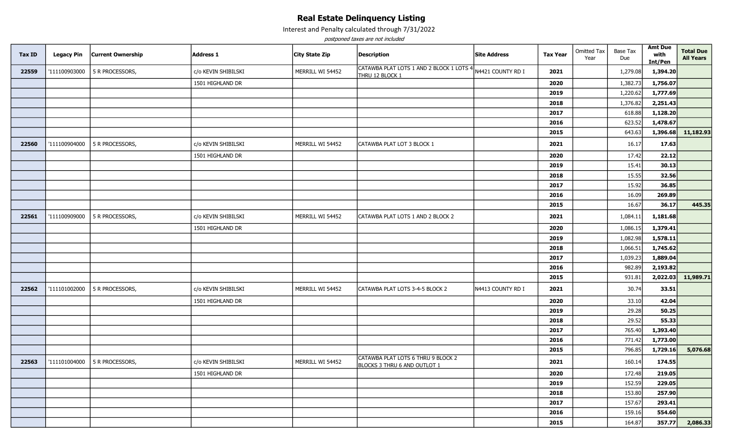# Real Estate Delinquency Listing

Interest and Penalty calculated through 7/31/2022

*postponed taxes are not included*

| Tax ID | Legacy Pin | Current Ownership | Address 1 | City State Zip | Description | Site Address | Tax Year | Omitted Tax Year | Base Tax Due | Amt Due with Int/Pen | Total Due All Years |
|---|---|---|---|---|---|---|---|---|---|---|---|
| **22559** | '111100903000 | 5 R PROCESSORS, | c/o KEVIN SHIBILSKI | MERRILL WI 54452 | CATAWBA PLAT LOTS 1 AND 2 BLOCK 1 LOTS 4 THRU 12 BLOCK 1 | N4421 COUNTY RD I | **2021** | | 1,279.08 | **1,394.20** | |
| | | | 1501 HIGHLAND DR | | | | **2020** | | 1,382.73 | **1,756.07** | |
| | | | | | | | **2019** | | 1,220.62 | **1,777.69** | |
| | | | | | | | **2018** | | 1,376.82 | **2,251.43** | |
| | | | | | | | **2017** | | 618.88 | **1,128.20** | |
| | | | | | | | **2016** | | 623.52 | **1,478.67** | |
| | | | | | | | **2015** | | 643.63 | **1,396.68** | **11,182.93** |
| **22560** | '111100904000 | 5 R PROCESSORS, | c/o KEVIN SHIBILSKI | MERRILL WI 54452 | CATAWBA PLAT LOT 3 BLOCK 1 | | **2021** | | 16.17 | **17.63** | |
| | | | 1501 HIGHLAND DR | | | | **2020** | | 17.42 | **22.12** | |
| | | | | | | | **2019** | | 15.41 | **30.13** | |
| | | | | | | | **2018** | | 15.55 | **32.56** | |
| | | | | | | | **2017** | | 15.92 | **36.85** | |
| | | | | | | | **2016** | | 16.09 | **269.89** | |
| | | | | | | | **2015** | | 16.67 | **36.17** | **445.35** |
| **22561** | '111100909000 | 5 R PROCESSORS, | c/o KEVIN SHIBILSKI | MERRILL WI 54452 | CATAWBA PLAT LOTS 1 AND 2 BLOCK 2 | | **2021** | | 1,084.11 | **1,181.68** | |
| | | | 1501 HIGHLAND DR | | | | **2020** | | 1,086.15 | **1,379.41** | |
| | | | | | | | **2019** | | 1,082.98 | **1,578.11** | |
| | | | | | | | **2018** | | 1,066.51 | **1,745.62** | |
| | | | | | | | **2017** | | 1,039.23 | **1,889.04** | |
| | | | | | | | **2016** | | 982.89 | **2,193.82** | |
| | | | | | | | **2015** | | 931.81 | **2,022.03** | **11,989.71** |
| **22562** | '111101002000 | 5 R PROCESSORS, | c/o KEVIN SHIBILSKI | MERRILL WI 54452 | CATAWBA PLAT LOTS 3-4-5 BLOCK 2 | N4413 COUNTY RD I | **2021** | | 30.74 | **33.51** | |
| | | | 1501 HIGHLAND DR | | | | **2020** | | 33.10 | **42.04** | |
| | | | | | | | **2019** | | 29.28 | **50.25** | |
| | | | | | | | **2018** | | 29.52 | **55.33** | |
| | | | | | | | **2017** | | 765.40 | **1,393.40** | |
| | | | | | | | **2016** | | 771.42 | **1,773.00** | |
| | | | | | | | **2015** | | 796.85 | **1,729.16** | **5,076.68** |
| **22563** | '111101004000 | 5 R PROCESSORS, | c/o KEVIN SHIBILSKI | MERRILL WI 54452 | CATAWBA PLAT LOTS 6 THRU 9 BLOCK 2 BLOCKS 3 THRU 6 AND OUTLOT 1 | | **2021** | | 160.14 | **174.55** | |
| | | | 1501 HIGHLAND DR | | | | **2020** | | 172.48 | **219.05** | |
| | | | | | | | **2019** | | 152.59 | **229.05** | |
| | | | | | | | **2018** | | 153.80 | **257.90** | |
| | | | | | | | **2017** | | 157.67 | **293.41** | |
| | | | | | | | **2016** | | 159.16 | **554.60** | |
| | | | | | | | **2015** | | 164.87 | **357.77** | **2,086.33** |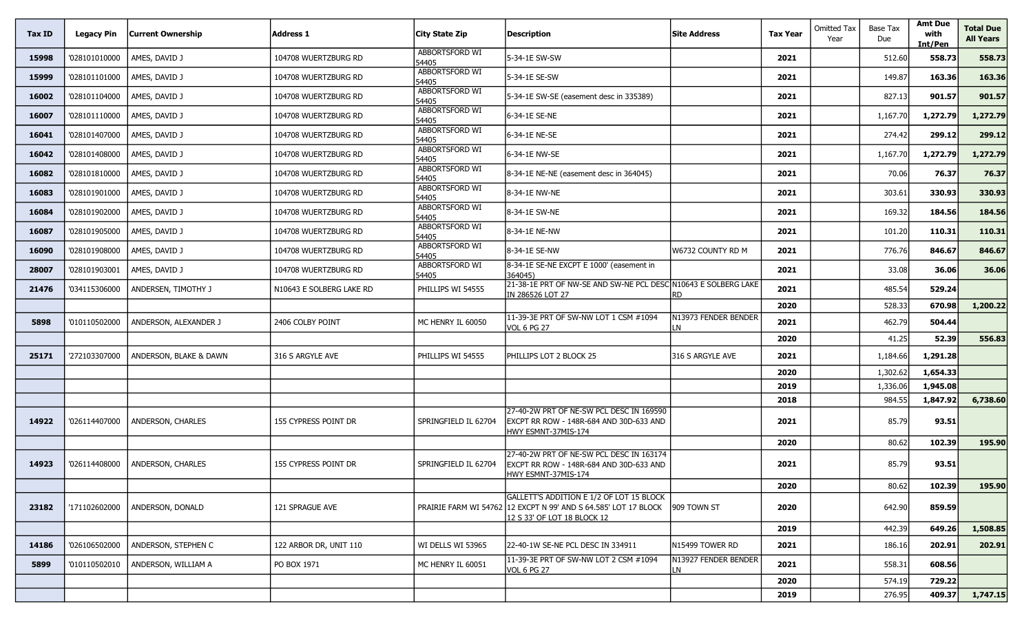| Tax ID | Legacy Pin | Current Ownership | Address 1 | City State Zip | Description | Site Address | Tax Year | Omitted Tax Year | Base Tax Due | Amt Due with Int/Pen | Total Due All Years |
|---|---|---|---|---|---|---|---|---|---|---|---|
| 15998 | '028101010000 | AMES, DAVID J | 104708 WUERTZBURG RD | ABBORTSFORD WI 54405 | 5-34-1E SW-SW | | 2021 | | 512.60 | 558.73 | 558.73 |
| 15999 | '028101101000 | AMES, DAVID J | 104708 WUERTZBURG RD | ABBORTSFORD WI 54405 | 5-34-1E SE-SW | | 2021 | | 149.87 | 163.36 | 163.36 |
| 16002 | '028101104000 | AMES, DAVID J | 104708 WUERTZBURG RD | ABBORTSFORD WI 54405 | 5-34-1E SW-SE (easement desc in 335389) | | 2021 | | 827.13 | 901.57 | 901.57 |
| 16007 | '028101110000 | AMES, DAVID J | 104708 WUERTZBURG RD | ABBORTSFORD WI 54405 | 6-34-1E SE-NE | | 2021 | | 1,167.70 | 1,272.79 | 1,272.79 |
| 16041 | '028101407000 | AMES, DAVID J | 104708 WUERTZBURG RD | ABBORTSFORD WI 54405 | 6-34-1E NE-SE | | 2021 | | 274.42 | 299.12 | 299.12 |
| 16042 | '028101408000 | AMES, DAVID J | 104708 WUERTZBURG RD | ABBORTSFORD WI 54405 | 6-34-1E NW-SE | | 2021 | | 1,167.70 | 1,272.79 | 1,272.79 |
| 16082 | '028101810000 | AMES, DAVID J | 104708 WUERTZBURG RD | ABBORTSFORD WI 54405 | 8-34-1E NE-NE (easement desc in 364045) | | 2021 | | 70.06 | 76.37 | 76.37 |
| 16083 | '028101901000 | AMES, DAVID J | 104708 WUERTZBURG RD | ABBORTSFORD WI 54405 | 8-34-1E NW-NE | | 2021 | | 303.61 | 330.93 | 330.93 |
| 16084 | '028101902000 | AMES, DAVID J | 104708 WUERTZBURG RD | ABBORTSFORD WI 54405 | 8-34-1E SW-NE | | 2021 | | 169.32 | 184.56 | 184.56 |
| 16087 | '028101905000 | AMES, DAVID J | 104708 WUERTZBURG RD | ABBORTSFORD WI 54405 | 8-34-1E NE-NW | | 2021 | | 101.20 | 110.31 | 110.31 |
| 16090 | '028101908000 | AMES, DAVID J | 104708 WUERTZBURG RD | ABBORTSFORD WI 54405 | 8-34-1E SE-NW | W6732 COUNTY RD M | 2021 | | 776.76 | 846.67 | 846.67 |
| 28007 | '028101903001 | AMES, DAVID J | 104708 WUERTZBURG RD | ABBORTSFORD WI 54405 | 8-34-1E SE-NE EXCPT E 1000' (easement in 364045) | | 2021 | | 33.08 | 36.06 | 36.06 |
| 21476 | '034115306000 | ANDERSEN, TIMOTHY J | N10643 E SOLBERG LAKE RD | PHILLIPS WI 54555 | 21-38-1E PRT OF NW-SW AND SW-NE PCL DESC IN 286526 LOT 27 | N10643 E SOLBERG LAKE RD | 2021 | | 485.54 | 529.24 | |
| | | | | | | | 2020 | | 528.33 | 670.98 | 1,200.22 |
| 5898 | '010110502000 | ANDERSON, ALEXANDER J | 2406 COLBY POINT | MC HENRY IL 60050 | 11-39-3E PRT OF SW-NW LOT 1 CSM #1094 VOL 6 PG 27 | N13973 FENDER BENDER LN | 2021 | | 462.79 | 504.44 | |
| | | | | | | | 2020 | | 41.25 | 52.39 | 556.83 |
| 25171 | '272103307000 | ANDERSON, BLAKE & DAWN | 316 S ARGYLE AVE | PHILLIPS WI 54555 | PHILLIPS LOT 2 BLOCK 25 | 316 S ARGYLE AVE | 2021 | | 1,184.66 | 1,291.28 | |
| | | | | | | | 2020 | | 1,302.62 | 1,654.33 | |
| | | | | | | | 2019 | | 1,336.06 | 1,945.08 | |
| | | | | | | | 2018 | | 984.55 | 1,847.92 | 6,738.60 |
| 14922 | '026114407000 | ANDERSON, CHARLES | 155 CYPRESS POINT DR | SPRINGFIELD IL 62704 | 27-40-2W PRT OF NE-SW PCL DESC IN 169590 EXCPT RR ROW - 148R-684 AND 30D-633 AND HWY ESMNT-37MIS-174 | | 2021 | | 85.79 | 93.51 | |
| | | | | | | | 2020 | | 80.62 | 102.39 | 195.90 |
| 14923 | '026114408000 | ANDERSON, CHARLES | 155 CYPRESS POINT DR | SPRINGFIELD IL 62704 | 27-40-2W PRT OF NE-SW PCL DESC IN 163174 EXCPT RR ROW - 148R-684 AND 30D-633 AND HWY ESMNT-37MIS-174 | | 2021 | | 85.79 | 93.51 | |
| | | | | | | | 2020 | | 80.62 | 102.39 | 195.90 |
| 23182 | '171102602000 | ANDERSON, DONALD | 121 SPRAGUE AVE | PRAIRIE FARM WI 54762 | GALLETT'S ADDITION E 1/2 OF LOT 15 BLOCK 12 EXCPT N 99' AND S 64.585' LOT 17 BLOCK 12 S 33' OF LOT 18 BLOCK 12 | 909 TOWN ST | 2020 | | 642.90 | 859.59 | |
| | | | | | | | 2019 | | 442.39 | 649.26 | 1,508.85 |
| 14186 | '026106502000 | ANDERSON, STEPHEN C | 122 ARBOR DR, UNIT 110 | WI DELLS WI 53965 | 22-40-1W SE-NE PCL DESC IN 334911 | N15499 TOWER RD | 2021 | | 186.16 | 202.91 | 202.91 |
| 5899 | '010110502010 | ANDERSON, WILLIAM A | PO BOX 1971 | MC HENRY IL 60051 | 11-39-3E PRT OF SW-NW LOT 2 CSM #1094 VOL 6 PG 27 | N13927 FENDER BENDER LN | 2021 | | 558.31 | 608.56 | |
| | | | | | | | 2020 | | 574.19 | 729.22 | |
| | | | | | | | 2019 | | 276.95 | 409.37 | 1,747.15 |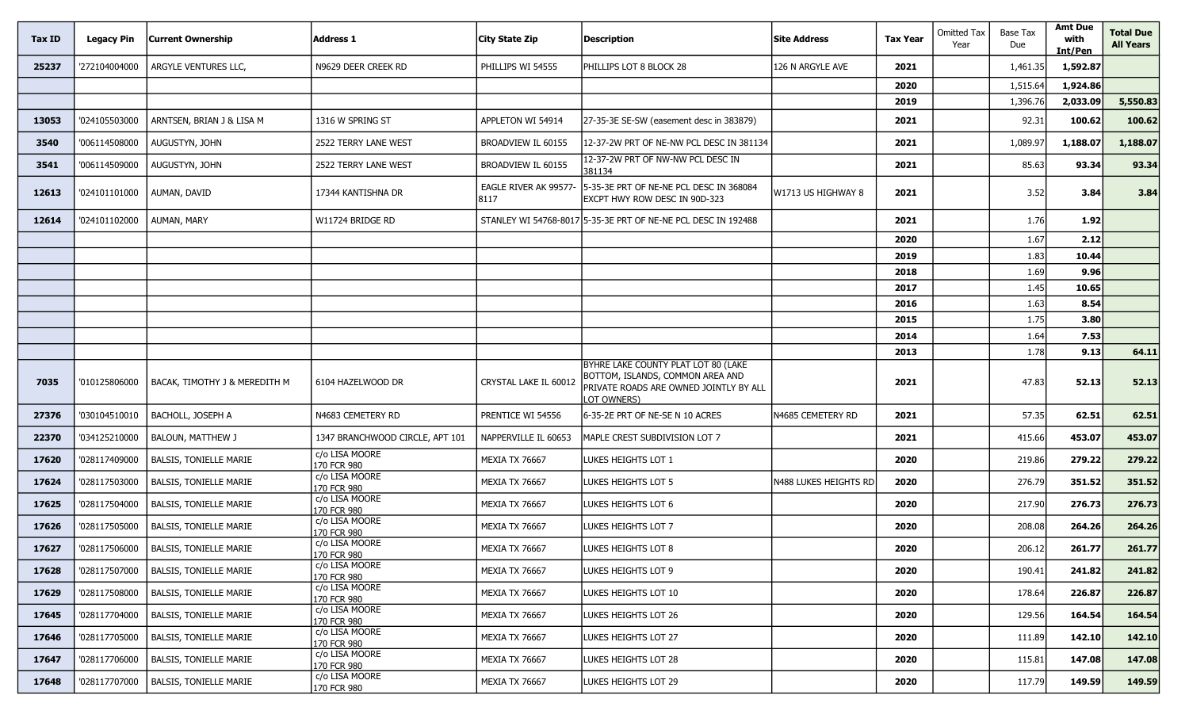| Tax ID | Legacy Pin | Current Ownership | Address 1 | City State Zip | Description | Site Address | Tax Year | Omitted Tax Year | Base Tax Due | Amt Due with Int/Pen | Total Due All Years |
|---|---|---|---|---|---|---|---|---|---|---|---|
| 25237 | '272104004000 | ARGYLE VENTURES LLC, | N9629 DEER CREEK RD | PHILLIPS WI 54555 | PHILLIPS LOT 8 BLOCK 28 | 126 N ARGYLE AVE | 2021 | | 1,461.35 | 1,592.87 | |
| | | | | | | | 2020 | | 1,515.64 | 1,924.86 | |
| | | | | | | | 2019 | | 1,396.76 | 2,033.09 | 5,550.83 |
| 13053 | '024105503000 | ARNTSEN, BRIAN J & LISA M | 1316 W SPRING ST | APPLETON WI 54914 | 27-35-3E SE-SW (easement desc in 383879) | | 2021 | | 92.31 | 100.62 | 100.62 |
| 3540 | '006114508000 | AUGUSTYN, JOHN | 2522 TERRY LANE WEST | BROADVIEW IL 60155 | 12-37-2W PRT OF NE-NW PCL DESC IN 381134 | | 2021 | | 1,089.97 | 1,188.07 | 1,188.07 |
| 3541 | '006114509000 | AUGUSTYN, JOHN | 2522 TERRY LANE WEST | BROADVIEW IL 60155 | 12-37-2W PRT OF NW-NW PCL DESC IN 381134 | | 2021 | | 85.63 | 93.34 | 93.34 |
| 12613 | '024101101000 | AUMAN, DAVID | 17344 KANTISHNA DR | EAGLE RIVER AK 99577-8117 | 5-35-3E PRT OF NE-NE PCL DESC IN 368084 EXCPT HWY ROW DESC IN 90D-323 | W1713 US HIGHWAY 8 | 2021 | | 3.52 | 3.84 | 3.84 |
| 12614 | '024101102000 | AUMAN, MARY | W11724 BRIDGE RD | STANLEY WI 54768-8017 | 5-35-3E PRT OF NE-NE PCL DESC IN 192488 | | 2021 | | 1.76 | 1.92 | |
| | | | | | | | 2020 | | 1.67 | 2.12 | |
| | | | | | | | 2019 | | 1.83 | 10.44 | |
| | | | | | | | 2018 | | 1.69 | 9.96 | |
| | | | | | | | 2017 | | 1.45 | 10.65 | |
| | | | | | | | 2016 | | 1.63 | 8.54 | |
| | | | | | | | 2015 | | 1.75 | 3.80 | |
| | | | | | | | 2014 | | 1.64 | 7.53 | |
| | | | | | | | 2013 | | 1.78 | 9.13 | 64.11 |
| 7035 | '010125806000 | BACAK, TIMOTHY J & MEREDITH M | 6104 HAZELWOOD DR | CRYSTAL LAKE IL 60012 | BYHRE LAKE COUNTY PLAT LOT 80 (LAKE BOTTOM, ISLANDS, COMMON AREA AND PRIVATE ROADS ARE OWNED JOINTLY BY ALL LOT OWNERS) | | 2021 | | 47.83 | 52.13 | 52.13 |
| 27376 | '030104510010 | BACHOLL, JOSEPH A | N4683 CEMETERY RD | PRENTICE WI 54556 | 6-35-2E PRT OF NE-SE N 10 ACRES | N4685 CEMETERY RD | 2021 | | 57.35 | 62.51 | 62.51 |
| 22370 | '034125210000 | BALOUN, MATTHEW J | 1347 BRANCHWOOD CIRCLE, APT 101 | NAPPERVILLE IL 60653 | MAPLE CREST SUBDIVISION LOT 7 | | 2021 | | 415.66 | 453.07 | 453.07 |
| 17620 | '028117409000 | BALSIS, TONIELLE MARIE | c/o LISA MOORE 170 FCR 980 | MEXIA TX 76667 | LUKES HEIGHTS LOT 1 | | 2020 | | 219.86 | 279.22 | 279.22 |
| 17624 | '028117503000 | BALSIS, TONIELLE MARIE | c/o LISA MOORE 170 FCR 980 | MEXIA TX 76667 | LUKES HEIGHTS LOT 5 | N488 LUKES HEIGHTS RD | 2020 | | 276.79 | 351.52 | 351.52 |
| 17625 | '028117504000 | BALSIS, TONIELLE MARIE | c/o LISA MOORE 170 FCR 980 | MEXIA TX 76667 | LUKES HEIGHTS LOT 6 | | 2020 | | 217.90 | 276.73 | 276.73 |
| 17626 | '028117505000 | BALSIS, TONIELLE MARIE | c/o LISA MOORE 170 FCR 980 | MEXIA TX 76667 | LUKES HEIGHTS LOT 7 | | 2020 | | 208.08 | 264.26 | 264.26 |
| 17627 | '028117506000 | BALSIS, TONIELLE MARIE | c/o LISA MOORE 170 FCR 980 | MEXIA TX 76667 | LUKES HEIGHTS LOT 8 | | 2020 | | 206.12 | 261.77 | 261.77 |
| 17628 | '028117507000 | BALSIS, TONIELLE MARIE | c/o LISA MOORE 170 FCR 980 | MEXIA TX 76667 | LUKES HEIGHTS LOT 9 | | 2020 | | 190.41 | 241.82 | 241.82 |
| 17629 | '028117508000 | BALSIS, TONIELLE MARIE | c/o LISA MOORE 170 FCR 980 | MEXIA TX 76667 | LUKES HEIGHTS LOT 10 | | 2020 | | 178.64 | 226.87 | 226.87 |
| 17645 | '028117704000 | BALSIS, TONIELLE MARIE | c/o LISA MOORE 170 FCR 980 | MEXIA TX 76667 | LUKES HEIGHTS LOT 26 | | 2020 | | 129.56 | 164.54 | 164.54 |
| 17646 | '028117705000 | BALSIS, TONIELLE MARIE | c/o LISA MOORE 170 FCR 980 | MEXIA TX 76667 | LUKES HEIGHTS LOT 27 | | 2020 | | 111.89 | 142.10 | 142.10 |
| 17647 | '028117706000 | BALSIS, TONIELLE MARIE | c/o LISA MOORE 170 FCR 980 | MEXIA TX 76667 | LUKES HEIGHTS LOT 28 | | 2020 | | 115.81 | 147.08 | 147.08 |
| 17648 | '028117707000 | BALSIS, TONIELLE MARIE | c/o LISA MOORE 170 FCR 980 | MEXIA TX 76667 | LUKES HEIGHTS LOT 29 | | 2020 | | 117.79 | 149.59 | 149.59 |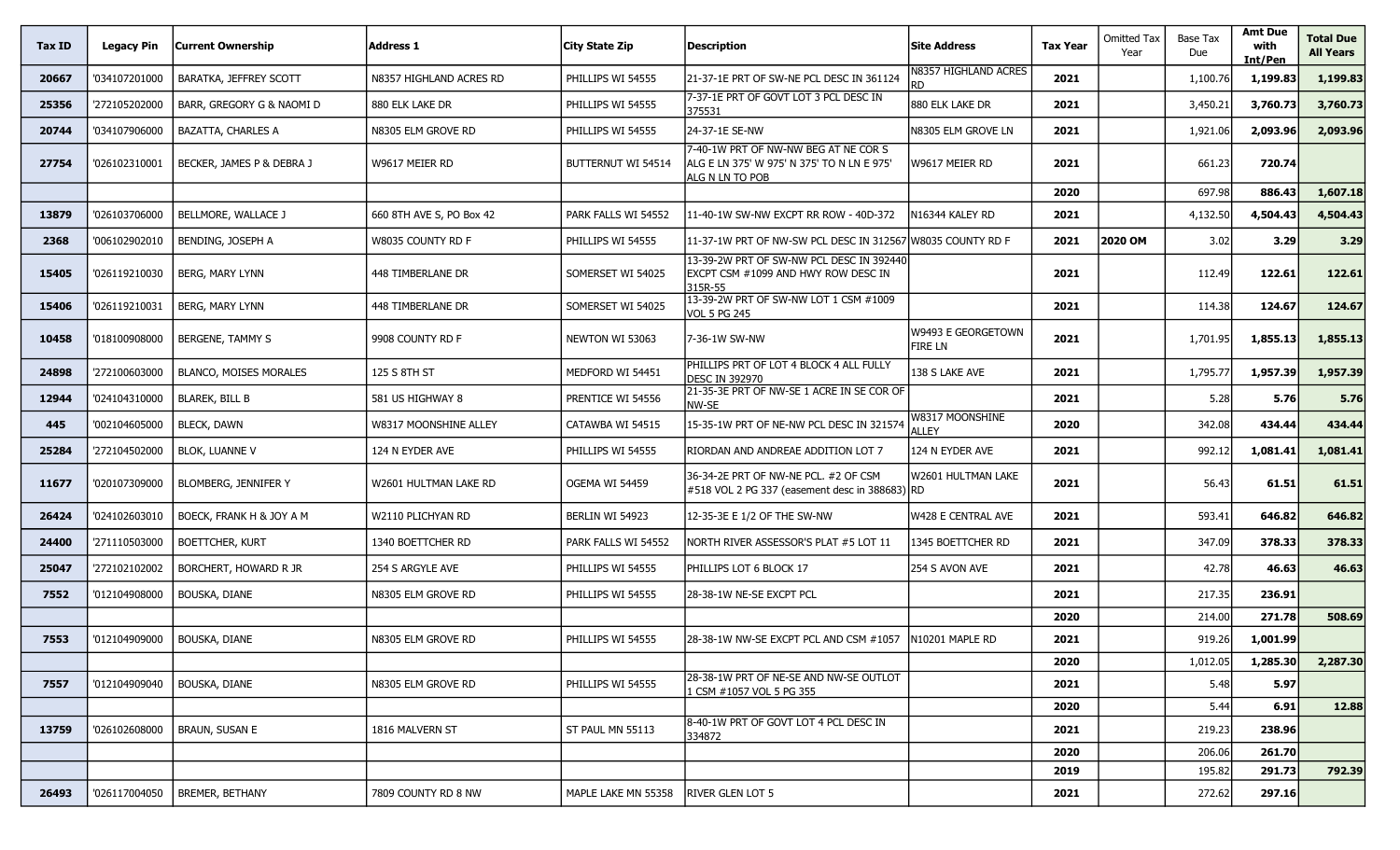| Tax ID | Legacy Pin | Current Ownership | Address 1 | City State Zip | Description | Site Address | Tax Year | Omitted Tax Year | Base Tax Due | Amt Due with Int/Pen | Total Due All Years |
|---|---|---|---|---|---|---|---|---|---|---|---|
| 20667 | '034107201000 | BARATKA, JEFFREY SCOTT | N8357 HIGHLAND ACRES RD | PHILLIPS WI 54555 | 21-37-1E PRT OF SW-NE PCL DESC IN 361124 | N8357 HIGHLAND ACRES RD | 2021 | | 1,100.76 | 1,199.83 | 1,199.83 |
| 25356 | '272105202000 | BARR, GREGORY G & NAOMI D | 880 ELK LAKE DR | PHILLIPS WI 54555 | 7-37-1E PRT OF GOVT LOT 3 PCL DESC IN 375531 | 880 ELK LAKE DR | 2021 | | 3,450.21 | 3,760.73 | 3,760.73 |
| 20744 | '034107906000 | BAZATTA, CHARLES A | N8305 ELM GROVE RD | PHILLIPS WI 54555 | 24-37-1E SE-NW | N8305 ELM GROVE LN | 2021 | | 1,921.06 | 2,093.96 | 2,093.96 |
| 27754 | '026102310001 | BECKER, JAMES P & DEBRA J | W9617 MEIER RD | BUTTERNUT WI 54514 | 7-40-1W PRT OF NW-NW BEG AT NE COR S ALG E LN 375' W 975' N 375' TO N LN E 975' ALG N LN TO POB | W9617 MEIER RD | 2021 | | 661.23 | 720.74 | |
| | | | | | | | 2020 | | 697.98 | 886.43 | 1,607.18 |
| 13879 | '026103706000 | BELLMORE, WALLACE J | 660 8TH AVE S, PO Box 42 | PARK FALLS WI 54552 | 11-40-1W SW-NW EXCPT RR ROW - 40D-372 | N16344 KALEY RD | 2021 | | 4,132.50 | 4,504.43 | 4,504.43 |
| 2368 | '006102902010 | BENDING, JOSEPH A | W8035 COUNTY RD F | PHILLIPS WI 54555 | 11-37-1W PRT OF NW-SW PCL DESC IN 312567 | W8035 COUNTY RD F | 2021 | 2020 OM | 3.02 | 3.29 | 3.29 |
| 15405 | '026119210030 | BERG, MARY LYNN | 448 TIMBERLANE DR | SOMERSET WI 54025 | 13-39-2W PRT OF SW-NW PCL DESC IN 392440 EXCPT CSM #1099 AND HWY ROW DESC IN 315R-55 | | 2021 | | 112.49 | 122.61 | 122.61 |
| 15406 | '026119210031 | BERG, MARY LYNN | 448 TIMBERLANE DR | SOMERSET WI 54025 | 13-39-2W PRT OF SW-NW LOT 1 CSM #1009 VOL 5 PG 245 | | 2021 | | 114.38 | 124.67 | 124.67 |
| 10458 | '018100908000 | BERGENE, TAMMY S | 9908 COUNTY RD F | NEWTON WI 53063 | 7-36-1W SW-NW | W9493 E GEORGETOWN FIRE LN | 2021 | | 1,701.95 | 1,855.13 | 1,855.13 |
| 24898 | '272100603000 | BLANCO, MOISES MORALES | 125 S 8TH ST | MEDFORD WI 54451 | PHILLIPS PRT OF LOT 4 BLOCK 4 ALL FULLY DESC IN 392970 | 138 S LAKE AVE | 2021 | | 1,795.77 | 1,957.39 | 1,957.39 |
| 12944 | '024104310000 | BLAREK, BILL B | 581 US HIGHWAY 8 | PRENTICE WI 54556 | 21-35-3E PRT OF NW-SE 1 ACRE IN SE COR OF NW-SE | | 2021 | | 5.28 | 5.76 | 5.76 |
| 445 | '002104605000 | BLECK, DAWN | W8317 MOONSHINE ALLEY | CATAWBA WI 54515 | 15-35-1W PRT OF NE-NW PCL DESC IN 321574 | W8317 MOONSHINE ALLEY | 2020 | | 342.08 | 434.44 | 434.44 |
| 25284 | '272104502000 | BLOK, LUANNE V | 124 N EYDER AVE | PHILLIPS WI 54555 | RIORDAN AND ANDREAE ADDITION LOT 7 | 124 N EYDER AVE | 2021 | | 992.12 | 1,081.41 | 1,081.41 |
| 11677 | '020107309000 | BLOMBERG, JENNIFER Y | W2601 HULTMAN LAKE RD | OGEMA WI 54459 | 36-34-2E PRT OF NW-NE PCL. #2 OF CSM #518 VOL 2 PG 337 (easement desc in 388683) | W2601 HULTMAN LAKE RD | 2021 | | 56.43 | 61.51 | 61.51 |
| 26424 | '024102603010 | BOECK, FRANK H & JOY A M | W2110 PLICHYAN RD | BERLIN WI 54923 | 12-35-3E E 1/2 OF THE SW-NW | W428 E CENTRAL AVE | 2021 | | 593.41 | 646.82 | 646.82 |
| 24400 | '271110503000 | BOETTCHER, KURT | 1340 BOETTCHER RD | PARK FALLS WI 54552 | NORTH RIVER ASSESSOR'S PLAT #5 LOT 11 | 1345 BOETTCHER RD | 2021 | | 347.09 | 378.33 | 378.33 |
| 25047 | '272102102002 | BORCHERT, HOWARD R JR | 254 S ARGYLE AVE | PHILLIPS WI 54555 | PHILLIPS LOT 6 BLOCK 17 | 254 S AVON AVE | 2021 | | 42.78 | 46.63 | 46.63 |
| 7552 | '012104908000 | BOUSKA, DIANE | N8305 ELM GROVE RD | PHILLIPS WI 54555 | 28-38-1W NE-SE EXCPT PCL | | 2021 | | 217.35 | 236.91 | |
| | | | | | | | 2020 | | 214.00 | 271.78 | 508.69 |
| 7553 | '012104909000 | BOUSKA, DIANE | N8305 ELM GROVE RD | PHILLIPS WI 54555 | 28-38-1W NW-SE EXCPT PCL AND CSM #1057 | N10201 MAPLE RD | 2021 | | 919.26 | 1,001.99 | |
| | | | | | | | 2020 | | 1,012.05 | 1,285.30 | 2,287.30 |
| 7557 | '012104909040 | BOUSKA, DIANE | N8305 ELM GROVE RD | PHILLIPS WI 54555 | 28-38-1W PRT OF NE-SE AND NW-SE OUTLOT 1 CSM #1057 VOL 5 PG 355 | | 2021 | | 5.48 | 5.97 | |
| | | | | | | | 2020 | | 5.44 | 6.91 | 12.88 |
| 13759 | '026102608000 | BRAUN, SUSAN E | 1816 MALVERN ST | ST PAUL MN 55113 | 8-40-1W PRT OF GOVT LOT 4 PCL DESC IN 334872 | | 2021 | | 219.23 | 238.96 | |
| | | | | | | | 2020 | | 206.06 | 261.70 | |
| | | | | | | | 2019 | | 195.82 | 291.73 | 792.39 |
| 26493 | '026117004050 | BREMER, BETHANY | 7809 COUNTY RD 8 NW | MAPLE LAKE MN 55358 | RIVER GLEN LOT 5 | | 2021 | | 272.62 | 297.16 | |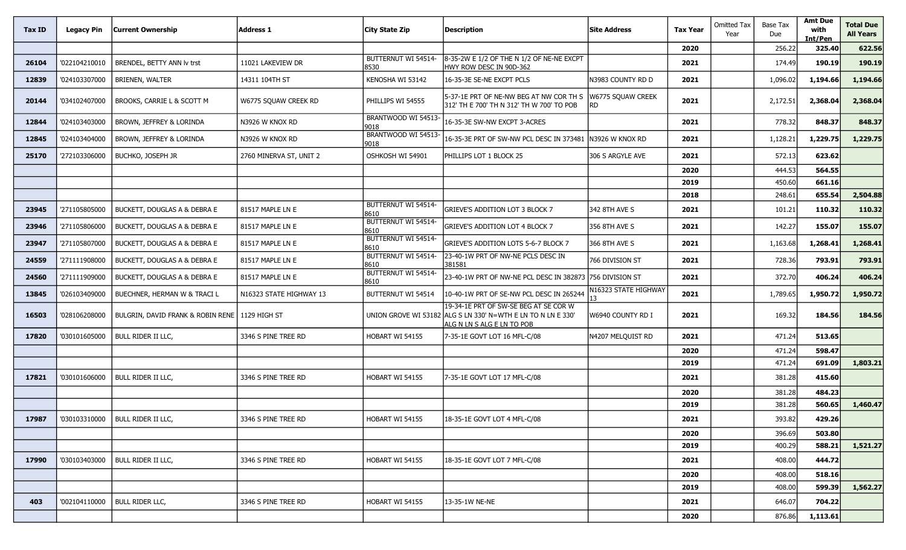| Tax ID | Legacy Pin | Current Ownership | Address 1 | City State Zip | Description | Site Address | Tax Year | Omitted Tax Year | Base Tax Due | Amt Due with Int/Pen | Total Due All Years |
|---|---|---|---|---|---|---|---|---|---|---|---|
| | | | | | | | 2020 | | 256.22 | 325.40 | 622.56 |
| 26104 | '022104210010 | BRENDEL, BETTY ANN lv trst | 11021 LAKEVIEW DR | BUTTERNUT WI 54514-8530 | 8-35-2W E 1/2 OF THE N 1/2 OF NE-NE EXCPT HWY ROW DESC IN 90D-362 | | 2021 | | 174.49 | 190.19 | 190.19 |
| 12839 | '024103307000 | BRIENEN, WALTER | 14311 104TH ST | KENOSHA WI 53142 | 16-35-3E SE-NE EXCPT PCLS | N3983 COUNTY RD D | 2021 | | 1,096.02 | 1,194.66 | 1,194.66 |
| 20144 | '034102407000 | BROOKS, CARRIE L & SCOTT M | W6775 SQUAW CREEK RD | PHILLIPS WI 54555 | 5-37-1E PRT OF NE-NW BEG AT NW COR TH S 312' TH E 700' TH N 312' TH W 700' TO POB | W6775 SQUAW CREEK RD | 2021 | | 2,172.51 | 2,368.04 | 2,368.04 |
| 12844 | '024103403000 | BROWN, JEFFREY & LORINDA | N3926 W KNOX RD | BRANTWOOD WI 54513-9018 | 16-35-3E SW-NW EXCPT 3-ACRES | | 2021 | | 778.32 | 848.37 | 848.37 |
| 12845 | '024103404000 | BROWN, JEFFREY & LORINDA | N3926 W KNOX RD | BRANTWOOD WI 54513-9018 | 16-35-3E PRT OF SW-NW PCL DESC IN 373481 | N3926 W KNOX RD | 2021 | | 1,128.21 | 1,229.75 | 1,229.75 |
| 25170 | '272103306000 | BUCHKO, JOSEPH JR | 2760 MINERVA ST, UNIT 2 | OSHKOSH WI 54901 | PHILLIPS LOT 1 BLOCK 25 | 306 S ARGYLE AVE | 2021 | | 572.13 | 623.62 | |
| | | | | | | | 2020 | | 444.53 | 564.55 | |
| | | | | | | | 2019 | | 450.60 | 661.16 | |
| | | | | | | | 2018 | | 248.61 | 655.54 | 2,504.88 |
| 23945 | '271105805000 | BUCKETT, DOUGLAS A & DEBRA E | 81517 MAPLE LN E | BUTTERNUT WI 54514-8610 | GRIEVE'S ADDITION LOT 3 BLOCK 7 | 342 8TH AVE S | 2021 | | 101.21 | 110.32 | 110.32 |
| 23946 | '271105806000 | BUCKETT, DOUGLAS A & DEBRA E | 81517 MAPLE LN E | BUTTERNUT WI 54514-8610 | GRIEVE'S ADDITION LOT 4 BLOCK 7 | 356 8TH AVE S | 2021 | | 142.27 | 155.07 | 155.07 |
| 23947 | '271105807000 | BUCKETT, DOUGLAS A & DEBRA E | 81517 MAPLE LN E | BUTTERNUT WI 54514-8610 | GRIEVE'S ADDITION LOTS 5-6-7 BLOCK 7 | 366 8TH AVE S | 2021 | | 1,163.68 | 1,268.41 | 1,268.41 |
| 24559 | '271111908000 | BUCKETT, DOUGLAS A & DEBRA E | 81517 MAPLE LN E | BUTTERNUT WI 54514-8610 | 23-40-1W PRT OF NW-NE PCLS DESC IN 381581 | 766 DIVISION ST | 2021 | | 728.36 | 793.91 | 793.91 |
| 24560 | '271111909000 | BUCKETT, DOUGLAS A & DEBRA E | 81517 MAPLE LN E | BUTTERNUT WI 54514-8610 | 23-40-1W PRT OF NW-NE PCL DESC IN 382873 | 756 DIVISION ST | 2021 | | 372.70 | 406.24 | 406.24 |
| 13845 | '026103409000 | BUECHNER, HERMAN W & TRACI L | N16323 STATE HIGHWAY 13 | BUTTERNUT WI 54514 | 10-40-1W PRT OF SE-NW PCL DESC IN 265244 | N16323 STATE HIGHWAY 13 | 2021 | | 1,789.65 | 1,950.72 | 1,950.72 |
| 16503 | '028106208000 | BULGRIN, DAVID FRANK & ROBIN RENE | 1129 HIGH ST | UNION GROVE WI 53182 | 19-34-1E PRT OF SW-SE BEG AT SE COR W ALG S LN 330' N=WTH E LN TO N LN E 330' ALG N LN S ALG E LN TO POB | W6940 COUNTY RD I | 2021 | | 169.32 | 184.56 | 184.56 |
| 17820 | '030101605000 | BULL RIDER II LLC, | 3346 S PINE TREE RD | HOBART WI 54155 | 7-35-1E GOVT LOT 16 MFL-C/08 | N4207 MELQUIST RD | 2021 | | 471.24 | 513.65 | |
| | | | | | | | 2020 | | 471.24 | 598.47 | |
| | | | | | | | 2019 | | 471.24 | 691.09 | 1,803.21 |
| 17821 | '030101606000 | BULL RIDER II LLC, | 3346 S PINE TREE RD | HOBART WI 54155 | 7-35-1E GOVT LOT 17 MFL-C/08 | | 2021 | | 381.28 | 415.60 | |
| | | | | | | | 2020 | | 381.28 | 484.23 | |
| | | | | | | | 2019 | | 381.28 | 560.65 | 1,460.47 |
| 17987 | '030103310000 | BULL RIDER II LLC, | 3346 S PINE TREE RD | HOBART WI 54155 | 18-35-1E GOVT LOT 4 MFL-C/08 | | 2021 | | 393.82 | 429.26 | |
| | | | | | | | 2020 | | 396.69 | 503.80 | |
| | | | | | | | 2019 | | 400.29 | 588.21 | 1,521.27 |
| 17990 | '030103403000 | BULL RIDER II LLC, | 3346 S PINE TREE RD | HOBART WI 54155 | 18-35-1E GOVT LOT 7 MFL-C/08 | | 2021 | | 408.00 | 444.72 | |
| | | | | | | | 2020 | | 408.00 | 518.16 | |
| | | | | | | | 2019 | | 408.00 | 599.39 | 1,562.27 |
| 403 | '002104110000 | BULL RIDER LLC, | 3346 S PINE TREE RD | HOBART WI 54155 | 13-35-1W NE-NE | | 2021 | | 646.07 | 704.22 | |
| | | | | | | | 2020 | | 876.86 | 1,113.61 | |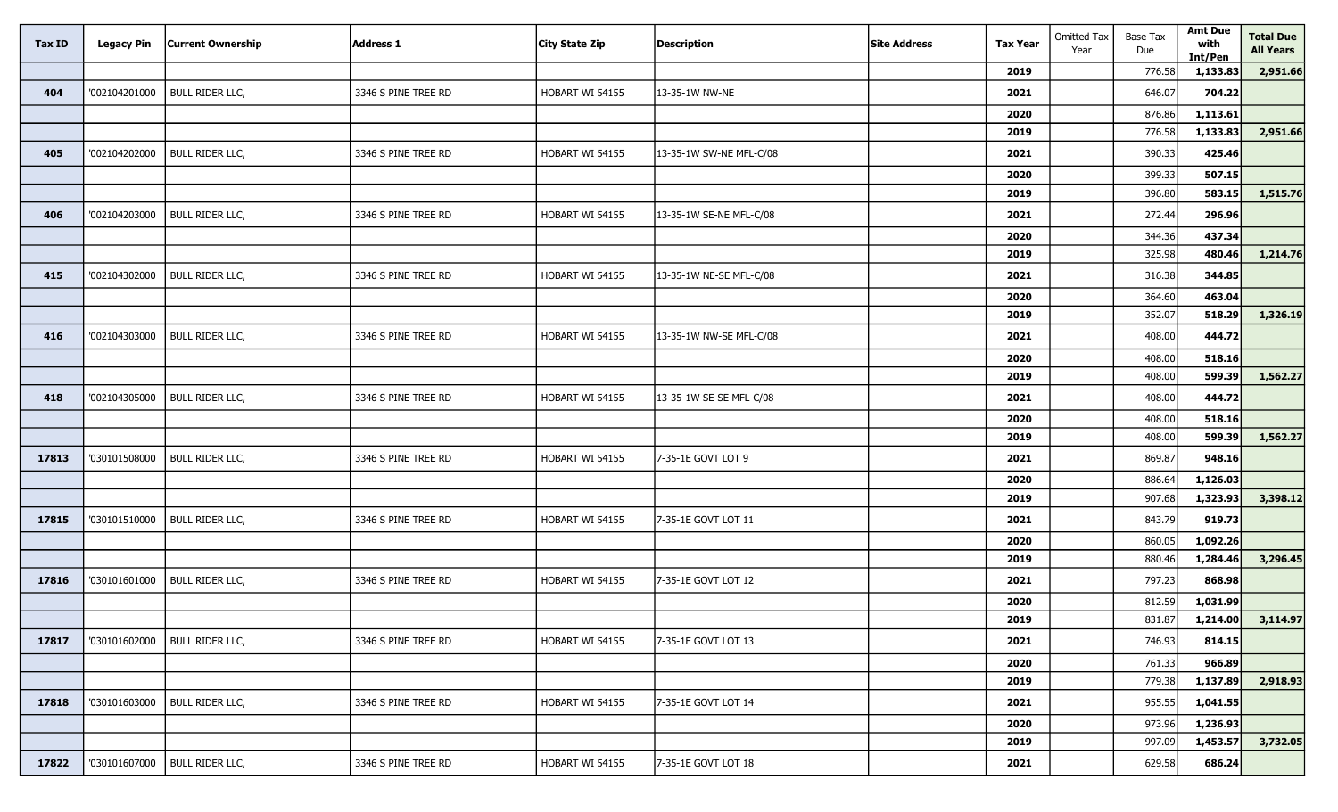| Tax ID | Legacy Pin | Current Ownership | Address 1 | City State Zip | Description | Site Address | Tax Year | Omitted Tax Year | Base Tax Due | Amt Due with Int/Pen | Total Due All Years |
|---|---|---|---|---|---|---|---|---|---|---|---|
| | | | | | | | **2019** | | 776.58 | **1,133.83** | **2,951.66** |
| **404** | '002104201000 | BULL RIDER LLC, | 3346 S PINE TREE RD | HOBART WI 54155 | 13-35-1W NW-NE | | **2021** | | 646.07 | **704.22** | |
| | | | | | | | **2020** | | 876.86 | **1,113.61** | |
| | | | | | | | **2019** | | 776.58 | **1,133.83** | **2,951.66** |
| **405** | '002104202000 | BULL RIDER LLC, | 3346 S PINE TREE RD | HOBART WI 54155 | 13-35-1W SW-NE MFL-C/08 | | **2021** | | 390.33 | **425.46** | |
| | | | | | | | **2020** | | 399.33 | **507.15** | |
| | | | | | | | **2019** | | 396.80 | **583.15** | **1,515.76** |
| **406** | '002104203000 | BULL RIDER LLC, | 3346 S PINE TREE RD | HOBART WI 54155 | 13-35-1W SE-NE MFL-C/08 | | **2021** | | 272.44 | **296.96** | |
| | | | | | | | **2020** | | 344.36 | **437.34** | |
| | | | | | | | **2019** | | 325.98 | **480.46** | **1,214.76** |
| **415** | '002104302000 | BULL RIDER LLC, | 3346 S PINE TREE RD | HOBART WI 54155 | 13-35-1W NE-SE MFL-C/08 | | **2021** | | 316.38 | **344.85** | |
| | | | | | | | **2020** | | 364.60 | **463.04** | |
| | | | | | | | **2019** | | 352.07 | **518.29** | **1,326.19** |
| **416** | '002104303000 | BULL RIDER LLC, | 3346 S PINE TREE RD | HOBART WI 54155 | 13-35-1W NW-SE MFL-C/08 | | **2021** | | 408.00 | **444.72** | |
| | | | | | | | **2020** | | 408.00 | **518.16** | |
| | | | | | | | **2019** | | 408.00 | **599.39** | **1,562.27** |
| **418** | '002104305000 | BULL RIDER LLC, | 3346 S PINE TREE RD | HOBART WI 54155 | 13-35-1W SE-SE MFL-C/08 | | **2021** | | 408.00 | **444.72** | |
| | | | | | | | **2020** | | 408.00 | **518.16** | |
| | | | | | | | **2019** | | 408.00 | **599.39** | **1,562.27** |
| **17813** | '030101508000 | BULL RIDER LLC, | 3346 S PINE TREE RD | HOBART WI 54155 | 7-35-1E GOVT LOT 9 | | **2021** | | 869.87 | **948.16** | |
| | | | | | | | **2020** | | 886.64 | **1,126.03** | |
| | | | | | | | **2019** | | 907.68 | **1,323.93** | **3,398.12** |
| **17815** | '030101510000 | BULL RIDER LLC, | 3346 S PINE TREE RD | HOBART WI 54155 | 7-35-1E GOVT LOT 11 | | **2021** | | 843.79 | **919.73** | |
| | | | | | | | **2020** | | 860.05 | **1,092.26** | |
| | | | | | | | **2019** | | 880.46 | **1,284.46** | **3,296.45** |
| **17816** | '030101601000 | BULL RIDER LLC, | 3346 S PINE TREE RD | HOBART WI 54155 | 7-35-1E GOVT LOT 12 | | **2021** | | 797.23 | **868.98** | |
| | | | | | | | **2020** | | 812.59 | **1,031.99** | |
| | | | | | | | **2019** | | 831.87 | **1,214.00** | **3,114.97** |
| **17817** | '030101602000 | BULL RIDER LLC, | 3346 S PINE TREE RD | HOBART WI 54155 | 7-35-1E GOVT LOT 13 | | **2021** | | 746.93 | **814.15** | |
| | | | | | | | **2020** | | 761.33 | **966.89** | |
| | | | | | | | **2019** | | 779.38 | **1,137.89** | **2,918.93** |
| **17818** | '030101603000 | BULL RIDER LLC, | 3346 S PINE TREE RD | HOBART WI 54155 | 7-35-1E GOVT LOT 14 | | **2021** | | 955.55 | **1,041.55** | |
| | | | | | | | **2020** | | 973.96 | **1,236.93** | |
| | | | | | | | **2019** | | 997.09 | **1,453.57** | **3,732.05** |
| **17822** | '030101607000 | BULL RIDER LLC, | 3346 S PINE TREE RD | HOBART WI 54155 | 7-35-1E GOVT LOT 18 | | **2021** | | 629.58 | **686.24** | |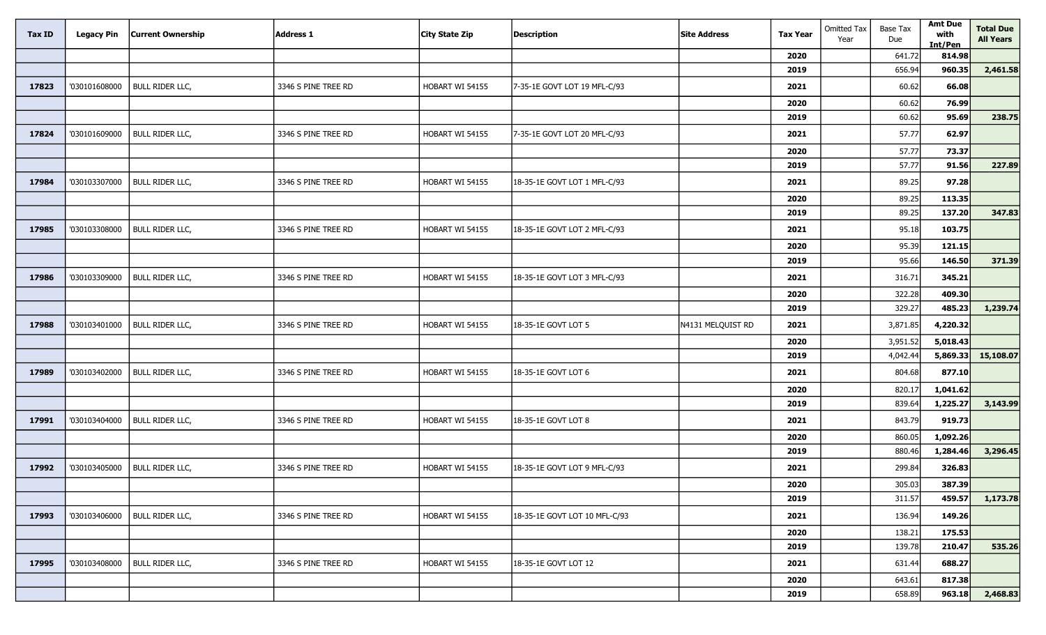| Tax ID | Legacy Pin | Current Ownership | Address 1 | City State Zip | Description | Site Address | Tax Year | Omitted Tax Year | Base Tax Due | Amt Due with Int/Pen | Total Due All Years |
|---|---|---|---|---|---|---|---|---|---|---|---|
| | | | | | | | 2020 | | 641.72 | **814.98** | |
| | | | | | | | 2019 | | 656.94 | **960.35** | **2,461.58** |
| **17823** | '030101608000 | BULL RIDER LLC, | 3346 S PINE TREE RD | HOBART WI 54155 | 7-35-1E GOVT LOT 19 MFL-C/93 | | 2021 | | 60.62 | **66.08** | |
| | | | | | | | 2020 | | 60.62 | **76.99** | |
| | | | | | | | 2019 | | 60.62 | **95.69** | **238.75** |
| **17824** | '030101609000 | BULL RIDER LLC, | 3346 S PINE TREE RD | HOBART WI 54155 | 7-35-1E GOVT LOT 20 MFL-C/93 | | 2021 | | 57.77 | **62.97** | |
| | | | | | | | 2020 | | 57.77 | **73.37** | |
| | | | | | | | 2019 | | 57.77 | **91.56** | **227.89** |
| **17984** | '030103307000 | BULL RIDER LLC, | 3346 S PINE TREE RD | HOBART WI 54155 | 18-35-1E GOVT LOT 1 MFL-C/93 | | 2021 | | 89.25 | **97.28** | |
| | | | | | | | 2020 | | 89.25 | **113.35** | |
| | | | | | | | 2019 | | 89.25 | **137.20** | **347.83** |
| **17985** | '030103308000 | BULL RIDER LLC, | 3346 S PINE TREE RD | HOBART WI 54155 | 18-35-1E GOVT LOT 2 MFL-C/93 | | 2021 | | 95.18 | **103.75** | |
| | | | | | | | 2020 | | 95.39 | **121.15** | |
| | | | | | | | 2019 | | 95.66 | **146.50** | **371.39** |
| **17986** | '030103309000 | BULL RIDER LLC, | 3346 S PINE TREE RD | HOBART WI 54155 | 18-35-1E GOVT LOT 3 MFL-C/93 | | 2021 | | 316.71 | **345.21** | |
| | | | | | | | 2020 | | 322.28 | **409.30** | |
| | | | | | | | 2019 | | 329.27 | **485.23** | **1,239.74** |
| **17988** | '030103401000 | BULL RIDER LLC, | 3346 S PINE TREE RD | HOBART WI 54155 | 18-35-1E GOVT LOT 5 | N4131 MELQUIST RD | 2021 | | 3,871.85 | **4,220.32** | |
| | | | | | | | 2020 | | 3,951.52 | **5,018.43** | |
| | | | | | | | 2019 | | 4,042.44 | **5,869.33** | **15,108.07** |
| **17989** | '030103402000 | BULL RIDER LLC, | 3346 S PINE TREE RD | HOBART WI 54155 | 18-35-1E GOVT LOT 6 | | 2021 | | 804.68 | **877.10** | |
| | | | | | | | 2020 | | 820.17 | **1,041.62** | |
| | | | | | | | 2019 | | 839.64 | **1,225.27** | **3,143.99** |
| **17991** | '030103404000 | BULL RIDER LLC, | 3346 S PINE TREE RD | HOBART WI 54155 | 18-35-1E GOVT LOT 8 | | 2021 | | 843.79 | **919.73** | |
| | | | | | | | 2020 | | 860.05 | **1,092.26** | |
| | | | | | | | 2019 | | 880.46 | **1,284.46** | **3,296.45** |
| **17992** | '030103405000 | BULL RIDER LLC, | 3346 S PINE TREE RD | HOBART WI 54155 | 18-35-1E GOVT LOT 9 MFL-C/93 | | 2021 | | 299.84 | **326.83** | |
| | | | | | | | 2020 | | 305.03 | **387.39** | |
| | | | | | | | 2019 | | 311.57 | **459.57** | **1,173.78** |
| **17993** | '030103406000 | BULL RIDER LLC, | 3346 S PINE TREE RD | HOBART WI 54155 | 18-35-1E GOVT LOT 10 MFL-C/93 | | 2021 | | 136.94 | **149.26** | |
| | | | | | | | 2020 | | 138.21 | **175.53** | |
| | | | | | | | 2019 | | 139.78 | **210.47** | **535.26** |
| **17995** | '030103408000 | BULL RIDER LLC, | 3346 S PINE TREE RD | HOBART WI 54155 | 18-35-1E GOVT LOT 12 | | 2021 | | 631.44 | **688.27** | |
| | | | | | | | 2020 | | 643.61 | **817.38** | |
| | | | | | | | 2019 | | 658.89 | **963.18** | **2,468.83** |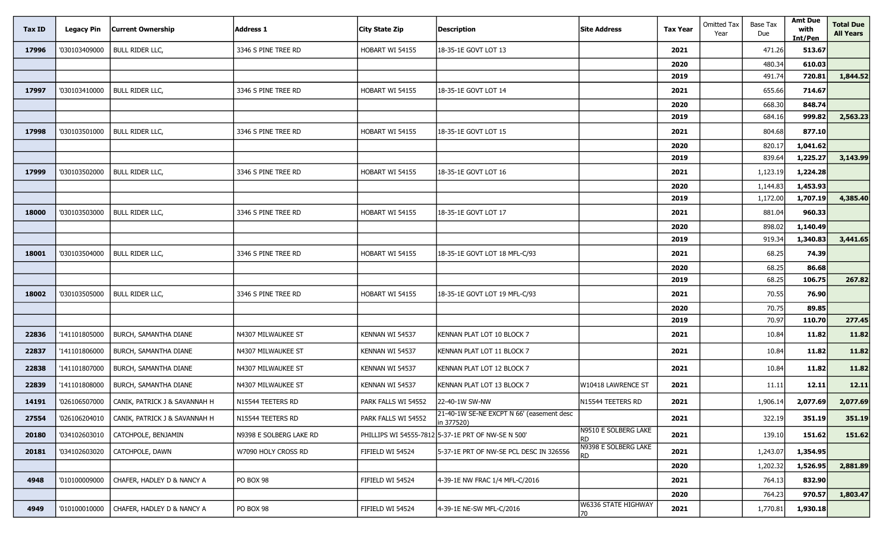| Tax ID | Legacy Pin | Current Ownership | Address 1 | City State Zip | Description | Site Address | Tax Year | Omitted Tax Year | Base Tax Due | Amt Due with Int/Pen | Total Due All Years |
|---|---|---|---|---|---|---|---|---|---|---|---|
| 17996 | '030103409000 | BULL RIDER LLC, | 3346 S PINE TREE RD | HOBART WI 54155 | 18-35-1E GOVT LOT 13 | | 2021 | | 471.26 | 513.67 | |
| | | | | | | | 2020 | | 480.34 | 610.03 | |
| | | | | | | | 2019 | | 491.74 | 720.81 | 1,844.52 |
| 17997 | '030103410000 | BULL RIDER LLC, | 3346 S PINE TREE RD | HOBART WI 54155 | 18-35-1E GOVT LOT 14 | | 2021 | | 655.66 | 714.67 | |
| | | | | | | | 2020 | | 668.30 | 848.74 | |
| | | | | | | | 2019 | | 684.16 | 999.82 | 2,563.23 |
| 17998 | '030103501000 | BULL RIDER LLC, | 3346 S PINE TREE RD | HOBART WI 54155 | 18-35-1E GOVT LOT 15 | | 2021 | | 804.68 | 877.10 | |
| | | | | | | | 2020 | | 820.17 | 1,041.62 | |
| | | | | | | | 2019 | | 839.64 | 1,225.27 | 3,143.99 |
| 17999 | '030103502000 | BULL RIDER LLC, | 3346 S PINE TREE RD | HOBART WI 54155 | 18-35-1E GOVT LOT 16 | | 2021 | | 1,123.19 | 1,224.28 | |
| | | | | | | | 2020 | | 1,144.83 | 1,453.93 | |
| | | | | | | | 2019 | | 1,172.00 | 1,707.19 | 4,385.40 |
| 18000 | '030103503000 | BULL RIDER LLC, | 3346 S PINE TREE RD | HOBART WI 54155 | 18-35-1E GOVT LOT 17 | | 2021 | | 881.04 | 960.33 | |
| | | | | | | | 2020 | | 898.02 | 1,140.49 | |
| | | | | | | | 2019 | | 919.34 | 1,340.83 | 3,441.65 |
| 18001 | '030103504000 | BULL RIDER LLC, | 3346 S PINE TREE RD | HOBART WI 54155 | 18-35-1E GOVT LOT 18 MFL-C/93 | | 2021 | | 68.25 | 74.39 | |
| | | | | | | | 2020 | | 68.25 | 86.68 | |
| | | | | | | | 2019 | | 68.25 | 106.75 | 267.82 |
| 18002 | '030103505000 | BULL RIDER LLC, | 3346 S PINE TREE RD | HOBART WI 54155 | 18-35-1E GOVT LOT 19 MFL-C/93 | | 2021 | | 70.55 | 76.90 | |
| | | | | | | | 2020 | | 70.75 | 89.85 | |
| | | | | | | | 2019 | | 70.97 | 110.70 | 277.45 |
| 22836 | '141101805000 | BURCH, SAMANTHA DIANE | N4307 MILWAUKEE ST | KENNAN WI 54537 | KENNAN PLAT LOT 10 BLOCK 7 | | 2021 | | 10.84 | 11.82 | 11.82 |
| 22837 | '141101806000 | BURCH, SAMANTHA DIANE | N4307 MILWAUKEE ST | KENNAN WI 54537 | KENNAN PLAT LOT 11 BLOCK 7 | | 2021 | | 10.84 | 11.82 | 11.82 |
| 22838 | '141101807000 | BURCH, SAMANTHA DIANE | N4307 MILWAUKEE ST | KENNAN WI 54537 | KENNAN PLAT LOT 12 BLOCK 7 | | 2021 | | 10.84 | 11.82 | 11.82 |
| 22839 | '141101808000 | BURCH, SAMANTHA DIANE | N4307 MILWAUKEE ST | KENNAN WI 54537 | KENNAN PLAT LOT 13 BLOCK 7 | W10418 LAWRENCE ST | 2021 | | 11.11 | 12.11 | 12.11 |
| 14191 | '026106507000 | CANIK, PATRICK J & SAVANNAH H | N15544 TEETERS RD | PARK FALLS WI 54552 | 22-40-1W SW-NW | N15544 TEETERS RD | 2021 | | 1,906.14 | 2,077.69 | 2,077.69 |
| 27554 | '026106204010 | CANIK, PATRICK J & SAVANNAH H | N15544 TEETERS RD | PARK FALLS WI 54552 | 21-40-1W SE-NE EXCPT N 66' (easement desc in 377520) | | 2021 | | 322.19 | 351.19 | 351.19 |
| 20180 | '034102603010 | CATCHPOLE, BENJAMIN | N9398 E SOLBERG LAKE RD | PHILLIPS WI 54555-7812 | 5-37-1E PRT OF NW-SE N 500' | N9510 E SOLBERG LAKE RD | 2021 | | 139.10 | 151.62 | 151.62 |
| 20181 | '034102603020 | CATCHPOLE, DAWN | W7090 HOLY CROSS RD | FIFIELD WI 54524 | 5-37-1E PRT OF NW-SE PCL DESC IN 326556 | N9398 E SOLBERG LAKE RD | 2021 | | 1,243.07 | 1,354.95 | |
| | | | | | | | 2020 | | 1,202.32 | 1,526.95 | 2,881.89 |
| 4948 | '010100009000 | CHAFER, HADLEY D & NANCY A | PO BOX 98 | FIFIELD WI 54524 | 4-39-1E NW FRAC 1/4 MFL-C/2016 | | 2021 | | 764.13 | 832.90 | |
| | | | | | | | 2020 | | 764.23 | 970.57 | 1,803.47 |
| 4949 | '010100010000 | CHAFER, HADLEY D & NANCY A | PO BOX 98 | FIFIELD WI 54524 | 4-39-1E NE-SW MFL-C/2016 | W6336 STATE HIGHWAY 70 | 2021 | | 1,770.81 | 1,930.18 | |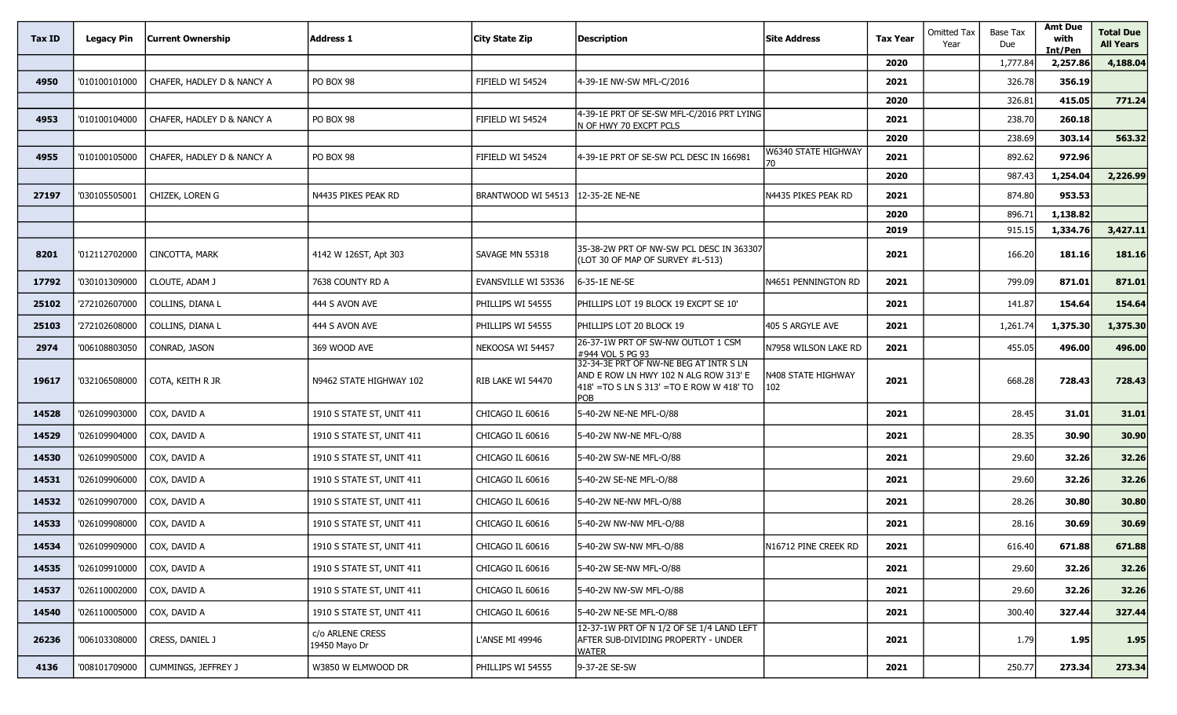| Tax ID | Legacy Pin | Current Ownership | Address 1 | City State Zip | Description | Site Address | Tax Year | Omitted Tax Year | Base Tax Due | Amt Due with Int/Pen | Total Due All Years |
|---|---|---|---|---|---|---|---|---|---|---|---|
| | | | | | | | 2020 | | 1,777.84 | 2,257.86 | 4,188.04 |
| 4950 | '010100101000 | CHAFER, HADLEY D & NANCY A | PO BOX 98 | FIFIELD WI 54524 | 4-39-1E NW-SW MFL-C/2016 | | 2021 | | 326.78 | 356.19 | |
| | | | | | | | 2020 | | 326.81 | 415.05 | 771.24 |
| 4953 | '010100104000 | CHAFER, HADLEY D & NANCY A | PO BOX 98 | FIFIELD WI 54524 | 4-39-1E PRT OF SE-SW MFL-C/2016 PRT LYING N OF HWY 70 EXCPT PCLS | | 2021 | | 238.70 | 260.18 | |
| | | | | | | | 2020 | | 238.69 | 303.14 | 563.32 |
| 4955 | '010100105000 | CHAFER, HADLEY D & NANCY A | PO BOX 98 | FIFIELD WI 54524 | 4-39-1E PRT OF SE-SW PCL DESC IN 166981 | W6340 STATE HIGHWAY 70 | 2021 | | 892.62 | 972.96 | |
| | | | | | | | 2020 | | 987.43 | 1,254.04 | 2,226.99 |
| 27197 | '030105505001 | CHIZEK, LOREN G | N4435 PIKES PEAK RD | BRANTWOOD WI 54513 | 12-35-2E NE-NE | N4435 PIKES PEAK RD | 2021 | | 874.80 | 953.53 | |
| | | | | | | | 2020 | | 896.71 | 1,138.82 | |
| | | | | | | | 2019 | | 915.15 | 1,334.76 | 3,427.11 |
| 8201 | '012112702000 | CINCOTTA, MARK | 4142 W 126ST, Apt 303 | SAVAGE MN 55318 | 35-38-2W PRT OF NW-SW PCL DESC IN 363307 (LOT 30 OF MAP OF SURVEY #L-513) | | 2021 | | 166.20 | 181.16 | 181.16 |
| 17792 | '030101309000 | CLOUTE, ADAM J | 7638 COUNTY RD A | EVANSVILLE WI 53536 | 6-35-1E NE-SE | N4651 PENNINGTON RD | 2021 | | 799.09 | 871.01 | 871.01 |
| 25102 | '272102607000 | COLLINS, DIANA L | 444 S AVON AVE | PHILLIPS WI 54555 | PHILLIPS LOT 19 BLOCK 19 EXCPT SE 10' | | 2021 | | 141.87 | 154.64 | 154.64 |
| 25103 | '272102608000 | COLLINS, DIANA L | 444 S AVON AVE | PHILLIPS WI 54555 | PHILLIPS LOT 20 BLOCK 19 | 405 S ARGYLE AVE | 2021 | | 1,261.74 | 1,375.30 | 1,375.30 |
| 2974 | '006108803050 | CONRAD, JASON | 369 WOOD AVE | NEKOOSA WI 54457 | 26-37-1W PRT OF SW-NW OUTLOT 1 CSM #944 VOL 5 PG 93 | N7958 WILSON LAKE RD | 2021 | | 455.05 | 496.00 | 496.00 |
| 19617 | '032106508000 | COTA, KEITH R JR | N9462 STATE HIGHWAY 102 | RIB LAKE WI 54470 | 32-34-3E PRT OF NW-NE BEG AT INTR S LN AND E ROW LN HWY 102 N ALG ROW 313' E 418' =TO S LN S 313' =TO E ROW W 418' TO POB | N408 STATE HIGHWAY 102 | 2021 | | 668.28 | 728.43 | 728.43 |
| 14528 | '026109903000 | COX, DAVID A | 1910 S STATE ST, UNIT 411 | CHICAGO IL 60616 | 5-40-2W NE-NE MFL-O/88 | | 2021 | | 28.45 | 31.01 | 31.01 |
| 14529 | '026109904000 | COX, DAVID A | 1910 S STATE ST, UNIT 411 | CHICAGO IL 60616 | 5-40-2W NW-NE MFL-O/88 | | 2021 | | 28.35 | 30.90 | 30.90 |
| 14530 | '026109905000 | COX, DAVID A | 1910 S STATE ST, UNIT 411 | CHICAGO IL 60616 | 5-40-2W SW-NE MFL-O/88 | | 2021 | | 29.60 | 32.26 | 32.26 |
| 14531 | '026109906000 | COX, DAVID A | 1910 S STATE ST, UNIT 411 | CHICAGO IL 60616 | 5-40-2W SE-NE MFL-O/88 | | 2021 | | 29.60 | 32.26 | 32.26 |
| 14532 | '026109907000 | COX, DAVID A | 1910 S STATE ST, UNIT 411 | CHICAGO IL 60616 | 5-40-2W NE-NW MFL-O/88 | | 2021 | | 28.26 | 30.80 | 30.80 |
| 14533 | '026109908000 | COX, DAVID A | 1910 S STATE ST, UNIT 411 | CHICAGO IL 60616 | 5-40-2W NW-NW MFL-O/88 | | 2021 | | 28.16 | 30.69 | 30.69 |
| 14534 | '026109909000 | COX, DAVID A | 1910 S STATE ST, UNIT 411 | CHICAGO IL 60616 | 5-40-2W SW-NW MFL-O/88 | N16712 PINE CREEK RD | 2021 | | 616.40 | 671.88 | 671.88 |
| 14535 | '026109910000 | COX, DAVID A | 1910 S STATE ST, UNIT 411 | CHICAGO IL 60616 | 5-40-2W SE-NW MFL-O/88 | | 2021 | | 29.60 | 32.26 | 32.26 |
| 14537 | '026110002000 | COX, DAVID A | 1910 S STATE ST, UNIT 411 | CHICAGO IL 60616 | 5-40-2W NW-SW MFL-O/88 | | 2021 | | 29.60 | 32.26 | 32.26 |
| 14540 | '026110005000 | COX, DAVID A | 1910 S STATE ST, UNIT 411 | CHICAGO IL 60616 | 5-40-2W NE-SE MFL-O/88 | | 2021 | | 300.40 | 327.44 | 327.44 |
| 26236 | '006103308000 | CRESS, DANIEL J | c/o ARLENE CRESS 19450 Mayo Dr | L'ANSE MI 49946 | 12-37-1W PRT OF N 1/2 OF SE 1/4 LAND LEFT AFTER SUB-DIVIDING PROPERTY - UNDER WATER | | 2021 | | 1.79 | 1.95 | 1.95 |
| 4136 | '008101709000 | CUMMINGS, JEFFREY J | W3850 W ELMWOOD DR | PHILLIPS WI 54555 | 9-37-2E SE-SW | | 2021 | | 250.77 | 273.34 | 273.34 |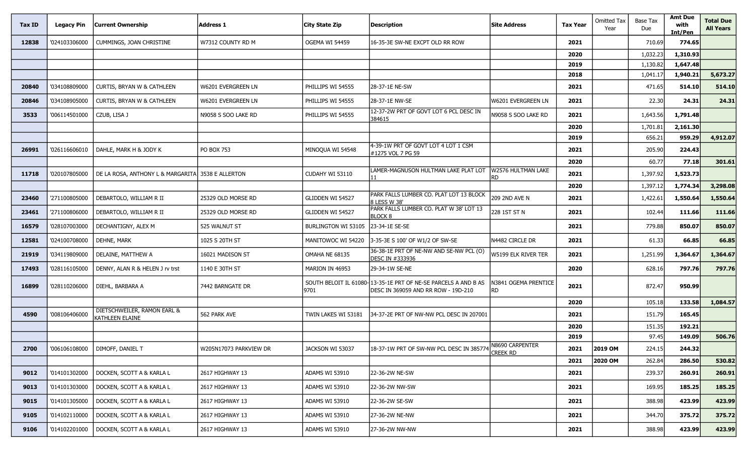| Tax ID | Legacy Pin | Current Ownership | Address 1 | City State Zip | Description | Site Address | Tax Year | Omitted Tax Year | Base Tax Due | Amt Due with Int/Pen | Total Due All Years |
|---|---|---|---|---|---|---|---|---|---|---|---|
| 12838 | '024103306000 | CUMMINGS, JOAN CHRISTINE | W7312 COUNTY RD M | OGEMA WI 54459 | 16-35-3E SW-NE EXCPT OLD RR ROW | | **2021** | | 710.69 | **774.65** | |
| | | | | | | | **2020** | | 1,032.23 | **1,310.93** | |
| | | | | | | | **2019** | | 1,130.82 | **1,647.48** | |
| | | | | | | | **2018** | | 1,041.17 | **1,940.21** | **5,673.27** |
| 20840 | '034108809000 | CURTIS, BRYAN W & CATHLEEN | W6201 EVERGREEN LN | PHILLIPS WI 54555 | 28-37-1E NE-SW | | **2021** | | 471.65 | **514.10** | **514.10** |
| 20846 | '034108905000 | CURTIS, BRYAN W & CATHLEEN | W6201 EVERGREEN LN | PHILLIPS WI 54555 | 28-37-1E NW-SE | W6201 EVERGREEN LN | **2021** | | 22.30 | **24.31** | **24.31** |
| 3533 | '006114501000 | CZUB, LISA J | N9058 S SOO LAKE RD | PHILLIPS WI 54555 | 12-37-2W PRT OF GOVT LOT 6 PCL DESC IN 384615 | N9058 S SOO LAKE RD | **2021** | | 1,643.56 | **1,791.48** | |
| | | | | | | | **2020** | | 1,701.81 | **2,161.30** | |
| | | | | | | | **2019** | | 656.21 | **959.29** | **4,912.07** |
| 26991 | '026116606010 | DAHLE, MARK H & JODY K | PO BOX 753 | MINOQUA WI 54548 | 4-39-1W PRT OF GOVT LOT 4 LOT 1 CSM #1275 VOL 7 PG 59 | | **2021** | | 205.90 | **224.43** | |
| | | | | | | | **2020** | | 60.77 | **77.18** | **301.61** |
| 11718 | '020107805000 | DE LA ROSA, ANTHONY L & MARGARITA | 3538 E ALLERTON | CUDAHY WI 53110 | LAMER-MAGNUSON HULTMAN LAKE PLAT LOT 11 | W2576 HULTMAN LAKE RD | **2021** | | 1,397.92 | **1,523.73** | |
| | | | | | | | **2020** | | 1,397.12 | **1,774.34** | **3,298.08** |
| 23460 | '271100805000 | DEBARTOLO, WILLIAM R II | 25329 OLD MORSE RD | GLIDDEN WI 54527 | PARK FALLS LUMBER CO. PLAT LOT 13 BLOCK 8 LESS W 38' | 209 2ND AVE N | **2021** | | 1,422.61 | **1,550.64** | **1,550.64** |
| 23461 | '271100806000 | DEBARTOLO, WILLIAM R II | 25329 OLD MORSE RD | GLIDDEN WI 54527 | PARK FALLS LUMBER CO. PLAT W 38' LOT 13 BLOCK 8 | 228 1ST ST N | **2021** | | 102.44 | **111.66** | **111.66** |
| 16579 | '028107003000 | DECHANTIGNY, ALEX M | 525 WALNUT ST | BURLINGTON WI 53105 | 23-34-1E SE-SE | | **2021** | | 779.88 | **850.07** | **850.07** |
| 12581 | '024100708000 | DEHNE, MARK | 1025 S 20TH ST | MANITOWOC WI 54220 | 3-35-3E S 100' OF W1/2 OF SW-SE | N4482 CIRCLE DR | **2021** | | 61.33 | **66.85** | **66.85** |
| 21919 | '034119809000 | DELAINE, MATTHEW A | 16021 MADISON ST | OMAHA NE 68135 | 36-38-1E PRT OF NE-NW AND SE-NW PCL (O) DESC IN #333936 | W5199 ELK RIVER TER | **2021** | | 1,251.99 | **1,364.67** | **1,364.67** |
| 17493 | '028116105000 | DENNY, ALAN R & HELEN J rv trst | 1140 E 30TH ST | MARION IN 46953 | 29-34-1W SE-NE | | **2020** | | 628.16 | **797.76** | **797.76** |
| 16899 | '028110206000 | DIEHL, BARBARA A | 7442 BARNGATE DR | SOUTH BELOIT IL 61080-9701 | 13-35-1E PRT OF NE-SE PARCELS A AND B AS DESC IN 369059 AND RR ROW - 19D-210 | N3841 OGEMA PRENTICE RD | **2021** | | 872.47 | **950.99** | |
| | | | | | | | **2020** | | 105.18 | **133.58** | **1,084.57** |
| 4590 | '008106406000 | DIETSCHWEILER, RAMON EARL & KATHLEEN ELAINE | 562 PARK AVE | TWIN LAKES WI 53181 | 34-37-2E PRT OF NW-NW PCL DESC IN 207001 | | **2021** | | 151.79 | **165.45** | |
| | | | | | | | **2020** | | 151.35 | **192.21** | |
| | | | | | | | **2019** | | 97.45 | **149.09** | **506.76** |
| 2700 | '006106108000 | DIMOFF, DANIEL T | W205N17073 PARKVIEW DR | JACKSON WI 53037 | 18-37-1W PRT OF SW-NW PCL DESC IN 385774 | N8690 CARPENTER CREEK RD | **2021** | **2019 OM** | 224.15 | **244.32** | |
| | | | | | | | **2021** | **2020 OM** | 262.84 | **286.50** | **530.82** |
| 9012 | '014101302000 | DOCKEN, SCOTT A & KARLA L | 2617 HIGHWAY 13 | ADAMS WI 53910 | 22-36-2W NE-SW | | **2021** | | 239.37 | **260.91** | **260.91** |
| 9013 | '014101303000 | DOCKEN, SCOTT A & KARLA L | 2617 HIGHWAY 13 | ADAMS WI 53910 | 22-36-2W NW-SW | | **2021** | | 169.95 | **185.25** | **185.25** |
| 9015 | '014101305000 | DOCKEN, SCOTT A & KARLA L | 2617 HIGHWAY 13 | ADAMS WI 53910 | 22-36-2W SE-SW | | **2021** | | 388.98 | **423.99** | **423.99** |
| 9105 | '014102110000 | DOCKEN, SCOTT A & KARLA L | 2617 HIGHWAY 13 | ADAMS WI 53910 | 27-36-2W NE-NW | | **2021** | | 344.70 | **375.72** | **375.72** |
| 9106 | '014102201000 | DOCKEN, SCOTT A & KARLA L | 2617 HIGHWAY 13 | ADAMS WI 53910 | 27-36-2W NW-NW | | **2021** | | 388.98 | **423.99** | **423.99** |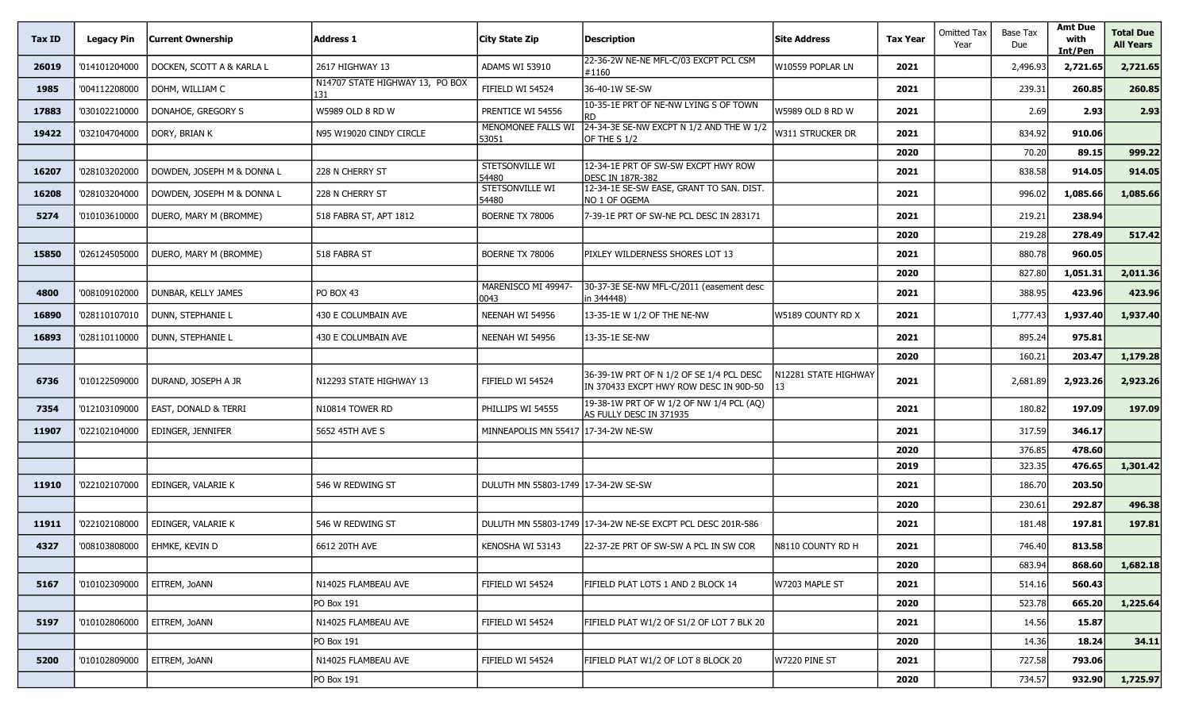| Tax ID | Legacy Pin | Current Ownership | Address 1 | City State Zip | Description | Site Address | Tax Year | Omitted Tax Year | Base Tax Due | Amt Due with Int/Pen | Total Due All Years |
|---|---|---|---|---|---|---|---|---|---|---|---|
| 26019 | '014101204000 | DOCKEN, SCOTT A & KARLA L | 2617 HIGHWAY 13 | ADAMS WI 53910 | 22-36-2W NE-NE MFL-C/03 EXCPT PCL CSM #1160 | W10559 POPLAR LN | 2021 | | 2,496.93 | 2,721.65 | 2,721.65 |
| 1985 | '004112208000 | DOHM, WILLIAM C | N14707 STATE HIGHWAY 13, PO BOX 131 | FIFIELD WI 54524 | 36-40-1W SE-SW | | 2021 | | 239.31 | 260.85 | 260.85 |
| 17883 | '030102210000 | DONAHOE, GREGORY S | W5989 OLD 8 RD W | PRENTICE WI 54556 | 10-35-1E PRT OF NE-NW LYING S OF TOWN RD | W5989 OLD 8 RD W | 2021 | | 2.69 | 2.93 | 2.93 |
| 19422 | '032104704000 | DORY, BRIAN K | N95 W19020 CINDY CIRCLE | MENOMONEE FALLS WI 53051 | 24-34-3E SE-NW EXCPT N 1/2 AND THE W 1/2 OF THE S 1/2 | W311 STRUCKER DR | 2021 | | 834.92 | 910.06 | |
| | | | | | | | 2020 | | 70.20 | 89.15 | 999.22 |
| 16207 | '028103202000 | DOWDEN, JOSEPH M & DONNA L | 228 N CHERRY ST | STETSONVILLE WI 54480 | 12-34-1E PRT OF SW-SW EXCPT HWY ROW DESC IN 187R-382 | | 2021 | | 838.58 | 914.05 | 914.05 |
| 16208 | '028103204000 | DOWDEN, JOSEPH M & DONNA L | 228 N CHERRY ST | STETSONVILLE WI 54480 | 12-34-1E SE-SW EASE, GRANT TO SAN. DIST. NO 1 OF OGEMA | | 2021 | | 996.02 | 1,085.66 | 1,085.66 |
| 5274 | '010103610000 | DUERO, MARY M (BROMME) | 518 FABRA ST, APT 1812 | BOERNE TX 78006 | 7-39-1E PRT OF SW-NE PCL DESC IN 283171 | | 2021 | | 219.21 | 238.94 | |
| | | | | | | | 2020 | | 219.28 | 278.49 | 517.42 |
| 15850 | '026124505000 | DUERO, MARY M (BROMME) | 518 FABRA ST | BOERNE TX 78006 | PIXLEY WILDERNESS SHORES LOT 13 | | 2021 | | 880.78 | 960.05 | |
| | | | | | | | 2020 | | 827.80 | 1,051.31 | 2,011.36 |
| 4800 | '008109102000 | DUNBAR, KELLY JAMES | PO BOX 43 | MARENISCO MI 49947-0043 | 30-37-3E SE-NW MFL-C/2011 (easement desc in 344448) | | 2021 | | 388.95 | 423.96 | 423.96 |
| 16890 | '028110107010 | DUNN, STEPHANIE L | 430 E COLUMBAIN AVE | NEENAH WI 54956 | 13-35-1E W 1/2 OF THE NE-NW | W5189 COUNTY RD X | 2021 | | 1,777.43 | 1,937.40 | 1,937.40 |
| 16893 | '028110110000 | DUNN, STEPHANIE L | 430 E COLUMBAIN AVE | NEENAH WI 54956 | 13-35-1E SE-NW | | 2021 | | 895.24 | 975.81 | |
| | | | | | | | 2020 | | 160.21 | 203.47 | 1,179.28 |
| 6736 | '010122509000 | DURAND, JOSEPH A JR | N12293 STATE HIGHWAY 13 | FIFIELD WI 54524 | 36-39-1W PRT OF N 1/2 OF SE 1/4 PCL DESC IN 370433 EXCPT HWY ROW DESC IN 90D-50 | N12281 STATE HIGHWAY 13 | 2021 | | 2,681.89 | 2,923.26 | 2,923.26 |
| 7354 | '012103109000 | EAST, DONALD & TERRI | N10814 TOWER RD | PHILLIPS WI 54555 | 19-38-1W PRT OF W 1/2 OF NW 1/4 PCL (AQ) AS FULLY DESC IN 371935 | | 2021 | | 180.82 | 197.09 | 197.09 |
| 11907 | '022102104000 | EDINGER, JENNIFER | 5652 45TH AVE S | MINNEAPOLIS MN 55417 | 17-34-2W NE-SW | | 2021 | | 317.59 | 346.17 | |
| | | | | | | | 2020 | | 376.85 | 478.60 | |
| | | | | | | | 2019 | | 323.35 | 476.65 | 1,301.42 |
| 11910 | '022102107000 | EDINGER, VALARIE K | 546 W REDWING ST | DULUTH MN 55803-1749 | 17-34-2W SE-SW | | 2021 | | 186.70 | 203.50 | |
| | | | | | | | 2020 | | 230.61 | 292.87 | 496.38 |
| 11911 | '022102108000 | EDINGER, VALARIE K | 546 W REDWING ST | DULUTH MN 55803-1749 | 17-34-2W NE-SE EXCPT PCL DESC 201R-586 | | 2021 | | 181.48 | 197.81 | 197.81 |
| 4327 | '008103808000 | EHMKE, KEVIN D | 6612 20TH AVE | KENOSHA WI 53143 | 22-37-2E PRT OF SW-SW A PCL IN SW COR | N8110 COUNTY RD H | 2021 | | 746.40 | 813.58 | |
| | | | | | | | 2020 | | 683.94 | 868.60 | 1,682.18 |
| 5167 | '010102309000 | EITREM, JoANN | N14025 FLAMBEAU AVE | FIFIELD WI 54524 | FIFIELD PLAT LOTS 1 AND 2 BLOCK 14 | W7203 MAPLE ST | 2021 | | 514.16 | 560.43 | |
| | | | PO Box 191 | | | | 2020 | | 523.78 | 665.20 | 1,225.64 |
| 5197 | '010102806000 | EITREM, JoANN | N14025 FLAMBEAU AVE | FIFIELD WI 54524 | FIFIELD PLAT W1/2 OF S1/2 OF LOT 7 BLK 20 | | 2021 | | 14.56 | 15.87 | |
| | | | PO Box 191 | | | | 2020 | | 14.36 | 18.24 | 34.11 |
| 5200 | '010102809000 | EITREM, JoANN | N14025 FLAMBEAU AVE | FIFIELD WI 54524 | FIFIELD PLAT W1/2 OF LOT 8 BLOCK 20 | W7220 PINE ST | 2021 | | 727.58 | 793.06 | |
| | | | PO Box 191 | | | | 2020 | | 734.57 | 932.90 | 1,725.97 |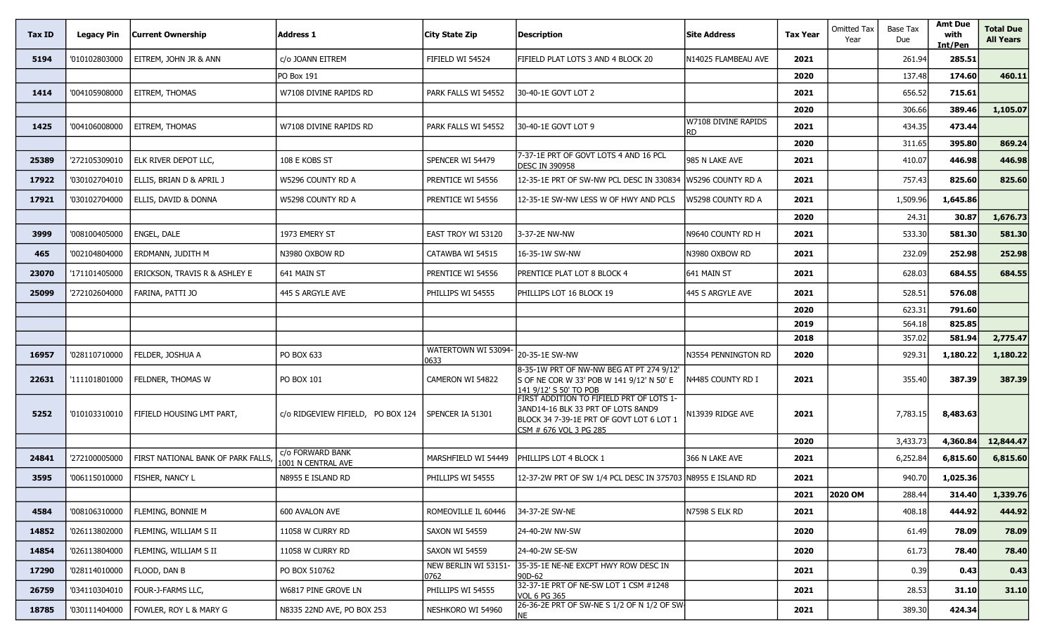| Tax ID | Legacy Pin | Current Ownership | Address 1 | City State Zip | Description | Site Address | Tax Year | Omitted Tax Year | Base Tax Due | Amt Due with Int/Pen | Total Due All Years |
|---|---|---|---|---|---|---|---|---|---|---|---|
| 5194 | '010102803000 | EITREM, JOHN JR & ANN | c/o JOANN EITREM | FIFIELD WI 54524 | FIFIELD PLAT LOTS 3 AND 4 BLOCK 20 | N14025 FLAMBEAU AVE | 2021 | | 261.94 | 285.51 | |
| | | | PO Box 191 | | | | 2020 | | 137.48 | 174.60 | 460.11 |
| 1414 | '004105908000 | EITREM, THOMAS | W7108 DIVINE RAPIDS RD | PARK FALLS WI 54552 | 30-40-1E GOVT LOT 2 | | 2021 | | 656.52 | 715.61 | |
| | | | | | | | 2020 | | 306.66 | 389.46 | 1,105.07 |
| 1425 | '004106008000 | EITREM, THOMAS | W7108 DIVINE RAPIDS RD | PARK FALLS WI 54552 | 30-40-1E GOVT LOT 9 | W7108 DIVINE RAPIDS RD | 2021 | | 434.35 | 473.44 | |
| | | | | | | | 2020 | | 311.65 | 395.80 | 869.24 |
| 25389 | '272105309010 | ELK RIVER DEPOT LLC, | 108 E KOBS ST | SPENCER WI 54479 | 7-37-1E PRT OF GOVT LOTS 4 AND 16 PCL DESC IN 390958 | 985 N LAKE AVE | 2021 | | 410.07 | 446.98 | 446.98 |
| 17922 | '030102704010 | ELLIS, BRIAN D & APRIL J | W5296 COUNTY RD A | PRENTICE WI 54556 | 12-35-1E PRT OF SW-NW PCL DESC IN 330834 | W5296 COUNTY RD A | 2021 | | 757.43 | 825.60 | 825.60 |
| 17921 | '030102704000 | ELLIS, DAVID & DONNA | W5298 COUNTY RD A | PRENTICE WI 54556 | 12-35-1E SW-NW LESS W OF HWY AND PCLS | W5298 COUNTY RD A | 2021 | | 1,509.96 | 1,645.86 | |
| | | | | | | | 2020 | | 24.31 | 30.87 | 1,676.73 |
| 3999 | '008100405000 | ENGEL, DALE | 1973 EMERY ST | EAST TROY WI 53120 | 3-37-2E NW-NW | N9640 COUNTY RD H | 2021 | | 533.30 | 581.30 | 581.30 |
| 465 | '002104804000 | ERDMANN, JUDITH M | N3980 OXBOW RD | CATAWBA WI 54515 | 16-35-1W SW-NW | N3980 OXBOW RD | 2021 | | 232.09 | 252.98 | 252.98 |
| 23070 | '171101405000 | ERICKSON, TRAVIS R & ASHLEY E | 641 MAIN ST | PRENTICE WI 54556 | PRENTICE PLAT LOT 8 BLOCK 4 | 641 MAIN ST | 2021 | | 628.03 | 684.55 | 684.55 |
| 25099 | '272102604000 | FARINA, PATTI JO | 445 S ARGYLE AVE | PHILLIPS WI 54555 | PHILLIPS LOT 16 BLOCK 19 | 445 S ARGYLE AVE | 2021 | | 528.51 | 576.08 | |
| | | | | | | | 2020 | | 623.31 | 791.60 | |
| | | | | | | | 2019 | | 564.18 | 825.85 | |
| | | | | | | | 2018 | | 357.02 | 581.94 | 2,775.47 |
| 16957 | '028110710000 | FELDER, JOSHUA A | PO BOX 633 | WATERTOWN WI 53094-0633 | 20-35-1E SW-NW | N3554 PENNINGTON RD | 2020 | | 929.31 | 1,180.22 | 1,180.22 |
| 22631 | '111101801000 | FELDNER, THOMAS W | PO BOX 101 | CAMERON WI 54822 | 8-35-1W PRT OF NW-NW BEG AT PT 274 9/12' S OF NE COR W 33' POB W 141 9/12' N 50' E 141 9/12' S 50' TO POB | N4485 COUNTY RD I | 2021 | | 355.40 | 387.39 | 387.39 |
| 5252 | '010103310010 | FIFIELD HOUSING LMT PART, | c/o RIDGEVIEW FIFIELD, PO BOX 124 | SPENCER IA 51301 | FIRST ADDITION TO FIFIELD PRT OF LOTS 1-3AND14-16 BLK 33 PRT OF LOTS 8AND9 BLOCK 34 7-39-1E PRT OF GOVT LOT 6 LOT 1 CSM # 676 VOL 3 PG 285 | N13939 RIDGE AVE | 2021 | | 7,783.15 | 8,483.63 | |
| | | | | | | | 2020 | | 3,433.73 | 4,360.84 | 12,844.47 |
| 24841 | '272100005000 | FIRST NATIONAL BANK OF PARK FALLS, | c/o FORWARD BANK 1001 N CENTRAL AVE | MARSHFIELD WI 54449 | PHILLIPS LOT 4 BLOCK 1 | 366 N LAKE AVE | 2021 | | 6,252.84 | 6,815.60 | 6,815.60 |
| 3595 | '006115010000 | FISHER, NANCY L | N8955 E ISLAND RD | PHILLIPS WI 54555 | 12-37-2W PRT OF SW 1/4 PCL DESC IN 375703 | N8955 E ISLAND RD | 2021 | | 940.70 | 1,025.36 | |
| | | | | | | | 2021 | 2020 OM | 288.44 | 314.40 | 1,339.76 |
| 4584 | '008106310000 | FLEMING, BONNIE M | 600 AVALON AVE | ROMEOVILLE IL 60446 | 34-37-2E SW-NE | N7598 S ELK RD | 2021 | | 408.18 | 444.92 | 444.92 |
| 14852 | '026113802000 | FLEMING, WILLIAM S II | 11058 W CURRY RD | SAXON WI 54559 | 24-40-2W NW-SW | | 2020 | | 61.49 | 78.09 | 78.09 |
| 14854 | '026113804000 | FLEMING, WILLIAM S II | 11058 W CURRY RD | SAXON WI 54559 | 24-40-2W SE-SW | | 2020 | | 61.73 | 78.40 | 78.40 |
| 17290 | '028114010000 | FLOOD, DAN B | PO BOX 510762 | NEW BERLIN WI 53151-0762 | 35-35-1E NE-NE EXCPT HWY ROW DESC IN 90D-62 | | 2021 | | 0.39 | 0.43 | 0.43 |
| 26759 | '034110304010 | FOUR-J-FARMS LLC, | W6817 PINE GROVE LN | PHILLIPS WI 54555 | 32-37-1E PRT OF NE-SW LOT 1 CSM #1248 VOL 6 PG 365 | | 2021 | | 28.53 | 31.10 | 31.10 |
| 18785 | '030111404000 | FOWLER, ROY L & MARY G | N8335 22ND AVE, PO BOX 253 | NESHKORO WI 54960 | 26-36-2E PRT OF SW-NE S 1/2 OF N 1/2 OF SW-NE | | 2021 | | 389.30 | 424.34 | |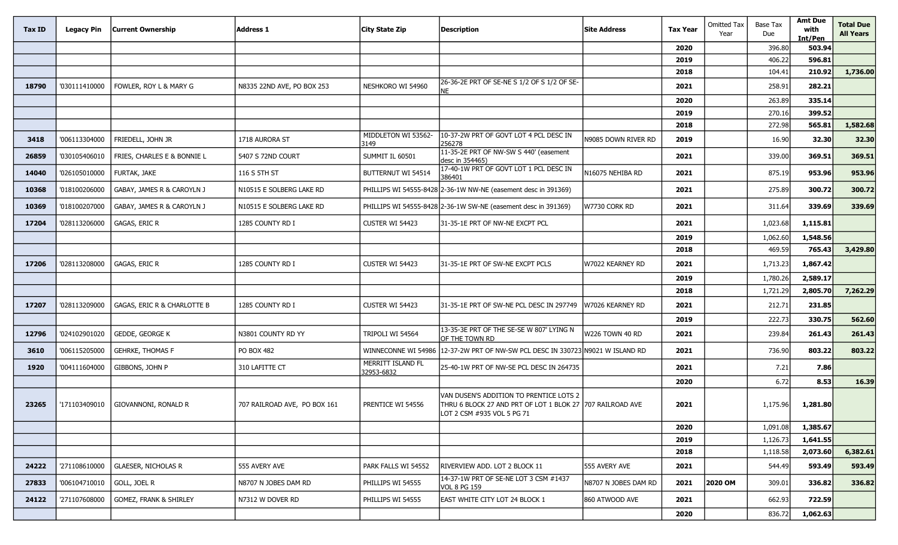| Tax ID | Legacy Pin | Current Ownership | Address 1 | City State Zip | Description | Site Address | Tax Year | Omitted Tax Year | Base Tax Due | Amt Due with Int/Pen | Total Due All Years |
|---|---|---|---|---|---|---|---|---|---|---|---|
| | | | | | | | 2020 | | 396.80 | 503.94 | |
| | | | | | | | 2019 | | 406.22 | 596.81 | |
| | | | | | | | 2018 | | 104.41 | 210.92 | 1,736.00 |
| 18790 | '030111410000 | FOWLER, ROY L & MARY G | N8335 22ND AVE, PO BOX 253 | NESHKORO WI 54960 | 26-36-2E PRT OF SE-NE S 1/2 OF S 1/2 OF SE-NE | | 2021 | | 258.91 | 282.21 | |
| | | | | | | | 2020 | | 263.89 | 335.14 | |
| | | | | | | | 2019 | | 270.16 | 399.52 | |
| | | | | | | | 2018 | | 272.98 | 565.81 | 1,582.68 |
| 3418 | '006113304000 | FRIEDELL, JOHN JR | 1718 AURORA ST | MIDDLETON WI 53562-3149 | 10-37-2W PRT OF GOVT LOT 4 PCL DESC IN 256278 | N9085 DOWN RIVER RD | 2019 | | 16.90 | 32.30 | 32.30 |
| 26859 | '030105406010 | FRIES, CHARLES E & BONNIE L | 5407 S 72ND COURT | SUMMIT IL 60501 | 11-35-2E PRT OF NW-SW S 440' (easement desc in 354465) | | 2021 | | 339.00 | 369.51 | 369.51 |
| 14040 | '026105010000 | FURTAK, JAKE | 116 S 5TH ST | BUTTERNUT WI 54514 | 17-40-1W PRT OF GOVT LOT 1 PCL DESC IN 386401 | N16075 NEHIBA RD | 2021 | | 875.19 | 953.96 | 953.96 |
| 10368 | '018100206000 | GABAY, JAMES R & CAROYLN J | N10515 E SOLBERG LAKE RD | PHILLIPS WI 54555-8428 | 2-36-1W NW-NE (easement desc in 391369) | | 2021 | | 275.89 | 300.72 | 300.72 |
| 10369 | '018100207000 | GABAY, JAMES R & CAROYLN J | N10515 E SOLBERG LAKE RD | PHILLIPS WI 54555-8428 | 2-36-1W SW-NE (easement desc in 391369) | W7730 CORK RD | 2021 | | 311.64 | 339.69 | 339.69 |
| 17204 | '028113206000 | GAGAS, ERIC R | 1285 COUNTY RD I | CUSTER WI 54423 | 31-35-1E PRT OF NW-NE EXCPT PCL | | 2021 | | 1,023.68 | 1,115.81 | |
| | | | | | | | 2019 | | 1,062.60 | 1,548.56 | |
| | | | | | | | 2018 | | 469.59 | 765.43 | 3,429.80 |
| 17206 | '028113208000 | GAGAS, ERIC R | 1285 COUNTY RD I | CUSTER WI 54423 | 31-35-1E PRT OF SW-NE EXCPT PCLS | W7022 KEARNEY RD | 2021 | | 1,713.23 | 1,867.42 | |
| | | | | | | | 2019 | | 1,780.26 | 2,589.17 | |
| | | | | | | | 2018 | | 1,721.29 | 2,805.70 | 7,262.29 |
| 17207 | '028113209000 | GAGAS, ERIC R & CHARLOTTE B | 1285 COUNTY RD I | CUSTER WI 54423 | 31-35-1E PRT OF SW-NE PCL DESC IN 297749 | W7026 KEARNEY RD | 2021 | | 212.71 | 231.85 | |
| | | | | | | | 2019 | | 222.73 | 330.75 | 562.60 |
| 12796 | '024102901020 | GEDDE, GEORGE K | N3801 COUNTY RD YY | TRIPOLI WI 54564 | 13-35-3E PRT OF THE SE-SE W 807' LYING N OF THE TOWN RD | W226 TOWN 40 RD | 2021 | | 239.84 | 261.43 | 261.43 |
| 3610 | '006115205000 | GEHRKE, THOMAS F | PO BOX 482 | WINNECONNE WI 54986 | 12-37-2W PRT OF NW-SW PCL DESC IN 330723 | N9021 W ISLAND RD | 2021 | | 736.90 | 803.22 | 803.22 |
| 1920 | '004111604000 | GIBBONS, JOHN P | 310 LAFITTE CT | MERRITT ISLAND FL 32953-6832 | 25-40-1W PRT OF NW-SE PCL DESC IN 264735 | | 2021 | | 7.21 | 7.86 | |
| | | | | | | | 2020 | | 6.72 | 8.53 | 16.39 |
| 23265 | '171103409010 | GIOVANNONI, RONALD R | 707 RAILROAD AVE, PO BOX 161 | PRENTICE WI 54556 | VAN DUSEN'S ADDITION TO PRENTICE LOTS 2 THRU 6 BLOCK 27 AND PRT OF LOT 1 BLOK 27 LOT 2 CSM #935 VOL 5 PG 71 | 707 RAILROAD AVE | 2021 | | 1,175.96 | 1,281.80 | |
| | | | | | | | 2020 | | 1,091.08 | 1,385.67 | |
| | | | | | | | 2019 | | 1,126.73 | 1,641.55 | |
| | | | | | | | 2018 | | 1,118.58 | 2,073.60 | 6,382.61 |
| 24222 | '271108610000 | GLAESER, NICHOLAS R | 555 AVERY AVE | PARK FALLS WI 54552 | RIVERVIEW ADD. LOT 2 BLOCK 11 | 555 AVERY AVE | 2021 | | 544.49 | 593.49 | 593.49 |
| 27833 | '006104710010 | GOLL, JOEL R | N8707 N JOBES DAM RD | PHILLIPS WI 54555 | 14-37-1W PRT OF SE-NE LOT 3 CSM #1437 VOL 8 PG 159 | N8707 N JOBES DAM RD | 2021 | 2020 OM | 309.01 | 336.82 | 336.82 |
| 24122 | '271107608000 | GOMEZ, FRANK & SHIRLEY | N7312 W DOVER RD | PHILLIPS WI 54555 | EAST WHITE CITY LOT 24 BLOCK 1 | 860 ATWOOD AVE | 2021 | | 662.93 | 722.59 | |
| | | | | | | | 2020 | | 836.72 | 1,062.63 | |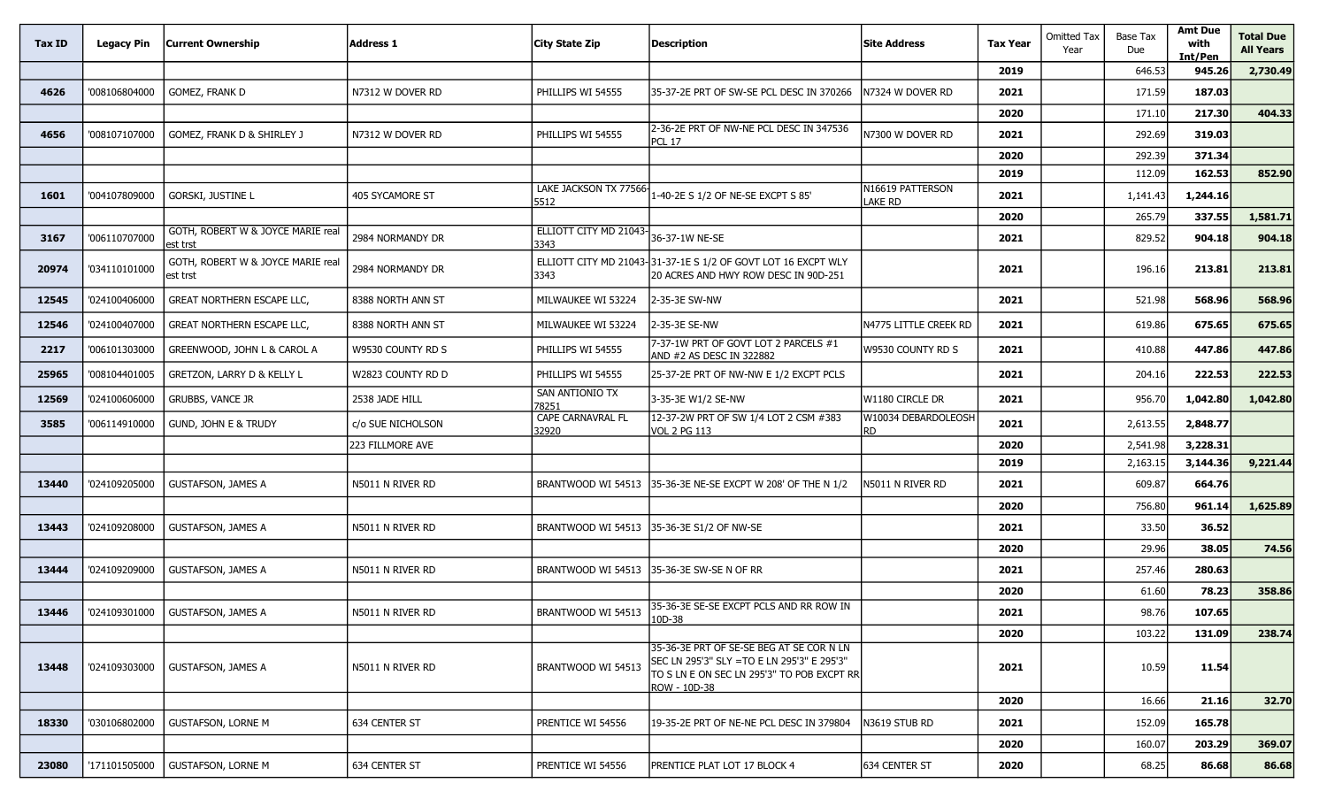| Tax ID | Legacy Pin | Current Ownership | Address 1 | City State Zip | Description | Site Address | Tax Year | Omitted Tax Year | Base Tax Due | Amt Due with Int/Pen | Total Due All Years |
|---|---|---|---|---|---|---|---|---|---|---|---|
| | | | | | | | 2019 | | 646.53 | **945.26** | **2,730.49** |
| 4626 | '008106804000 | GOMEZ, FRANK D | N7312 W DOVER RD | PHILLIPS WI 54555 | 35-37-2E PRT OF SW-SE PCL DESC IN 370266 | N7324 W DOVER RD | 2021 | | 171.59 | **187.03** | |
| | | | | | | | 2020 | | 171.10 | **217.30** | **404.33** |
| 4656 | '008107107000 | GOMEZ, FRANK D & SHIRLEY J | N7312 W DOVER RD | PHILLIPS WI 54555 | 2-36-2E PRT OF NW-NE PCL DESC IN 347536 PCL 17 | N7300 W DOVER RD | 2021 | | 292.69 | **319.03** | |
| | | | | | | | 2020 | | 292.39 | **371.34** | |
| | | | | | | | 2019 | | 112.09 | **162.53** | **852.90** |
| 1601 | '004107809000 | GORSKI, JUSTINE L | 405 SYCAMORE ST | LAKE JACKSON TX 77566-5512 | 1-40-2E S 1/2 OF NE-SE EXCPT S 85' | N16619 PATTERSON LAKE RD | 2021 | | 1,141.43 | **1,244.16** | |
| | | | | | | | 2020 | | 265.79 | **337.55** | **1,581.71** |
| 3167 | '006110707000 | GOTH, ROBERT W & JOYCE MARIE real est trst | 2984 NORMANDY DR | ELLIOTT CITY MD 21043-3343 | 36-37-1W NE-SE | | 2021 | | 829.52 | **904.18** | **904.18** |
| 20974 | '034110101000 | GOTH, ROBERT W & JOYCE MARIE real est trst | 2984 NORMANDY DR | ELLIOTT CITY MD 21043-3343 | 31-37-1E S 1/2 OF GOVT LOT 16 EXCPT WLY 20 ACRES AND HWY ROW DESC IN 90D-251 | | 2021 | | 196.16 | **213.81** | **213.81** |
| 12545 | '024100406000 | GREAT NORTHERN ESCAPE LLC, | 8388 NORTH ANN ST | MILWAUKEE WI 53224 | 2-35-3E SW-NW | | 2021 | | 521.98 | **568.96** | **568.96** |
| 12546 | '024100407000 | GREAT NORTHERN ESCAPE LLC, | 8388 NORTH ANN ST | MILWAUKEE WI 53224 | 2-35-3E SE-NW | N4775 LITTLE CREEK RD | 2021 | | 619.86 | **675.65** | **675.65** |
| 2217 | '006101303000 | GREENWOOD, JOHN L & CAROL A | W9530 COUNTY RD S | PHILLIPS WI 54555 | 7-37-1W PRT OF GOVT LOT 2 PARCELS #1 AND #2 AS DESC IN 322882 | W9530 COUNTY RD S | 2021 | | 410.88 | **447.86** | **447.86** |
| 25965 | '008104401005 | GRETZON, LARRY D & KELLY L | W2823 COUNTY RD D | PHILLIPS WI 54555 | 25-37-2E PRT OF NW-NE E 1/2 EXCPT PCLS | | 2021 | | 204.16 | **222.53** | **222.53** |
| 12569 | '024100606000 | GRUBBS, VANCE JR | 2538 JADE HILL | SAN ANTONIO TX 78251 | 3-35-3E W1/2 SE-NW | W1180 CIRCLE DR | 2021 | | 956.70 | **1,042.80** | **1,042.80** |
| 3585 | '006114910000 | GUND, JOHN E & TRUDY | c/o SUE NICHOLSON | CAPE CARNAVRAL FL 32920 | 12-37-2W PRT OF SW 1/4 LOT 2 CSM #383 VOL 2 PG 113 | W10034 DEBARDOLEOSH RD | 2021 | | 2,613.55 | **2,848.77** | |
| | | | 223 FILLMORE AVE | | | | 2020 | | 2,541.98 | **3,228.31** | |
| | | | | | | | 2019 | | 2,163.15 | **3,144.36** | **9,221.44** |
| 13440 | '024109205000 | GUSTAFSON, JAMES A | N5011 N RIVER RD | BRANTWOOD WI 54513 | 35-36-3E NE-SE EXCPT W 208' OF THE N 1/2 | N5011 N RIVER RD | 2021 | | 609.87 | **664.76** | |
| | | | | | | | 2020 | | 756.80 | **961.14** | **1,625.89** |
| 13443 | '024109208000 | GUSTAFSON, JAMES A | N5011 N RIVER RD | BRANTWOOD WI 54513 | 35-36-3E S1/2 OF NW-SE | | 2021 | | 33.50 | **36.52** | |
| | | | | | | | 2020 | | 29.96 | **38.05** | **74.56** |
| 13444 | '024109209000 | GUSTAFSON, JAMES A | N5011 N RIVER RD | BRANTWOOD WI 54513 | 35-36-3E SW-SE N OF RR | | 2021 | | 257.46 | **280.63** | |
| | | | | | | | 2020 | | 61.60 | **78.23** | **358.86** |
| 13446 | '024109301000 | GUSTAFSON, JAMES A | N5011 N RIVER RD | BRANTWOOD WI 54513 | 35-36-3E SE-SE EXCPT PCLS AND RR ROW IN 10D-38 | | 2021 | | 98.76 | **107.65** | |
| | | | | | | | 2020 | | 103.22 | **131.09** | **238.74** |
| 13448 | '024109303000 | GUSTAFSON, JAMES A | N5011 N RIVER RD | BRANTWOOD WI 54513 | 35-36-3E PRT OF SE-SE BEG AT SE COR N LN SEC LN 295'3" SLY =TO E LN 295'3" E 295'3" TO S LN E ON SEC LN 295'3" TO POB EXCPT RR ROW - 10D-38 | | 2021 | | 10.59 | **11.54** | |
| | | | | | | | 2020 | | 16.66 | **21.16** | **32.70** |
| 18330 | '030106802000 | GUSTAFSON, LORNE M | 634 CENTER ST | PRENTICE WI 54556 | 19-35-2E PRT OF NE-NE PCL DESC IN 379804 | N3619 STUB RD | 2021 | | 152.09 | **165.78** | |
| | | | | | | | 2020 | | 160.07 | **203.29** | **369.07** |
| 23080 | '171101505000 | GUSTAFSON, LORNE M | 634 CENTER ST | PRENTICE WI 54556 | PRENTICE PLAT LOT 17 BLOCK 4 | 634 CENTER ST | 2020 | | 68.25 | **86.68** | **86.68** |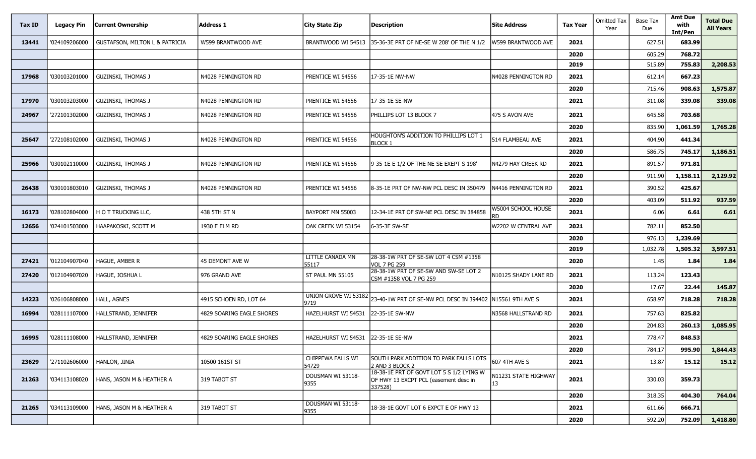| Tax ID | Legacy Pin | Current Ownership | Address 1 | City State Zip | Description | Site Address | Tax Year | Omitted Tax Year | Base Tax Due | Amt Due with Int/Pen | Total Due All Years |
|---|---|---|---|---|---|---|---|---|---|---|---|
| 13441 | '024109206000 | GUSTAFSON, MILTON L & PATRICIA | W599 BRANTWOOD AVE | BRANTWOOD WI 54513 | 35-36-3E PRT OF NE-SE W 208' OF THE N 1/2 | W599 BRANTWOOD AVE | 2021 | | 627.51 | 683.99 | |
| | | | | | | | 2020 | | 605.29 | 768.72 | |
| | | | | | | | 2019 | | 515.89 | 755.83 | 2,208.53 |
| 17968 | '030103201000 | GUZINSKI, THOMAS J | N4028 PENNINGTON RD | PRENTICE WI 54556 | 17-35-1E NW-NW | N4028 PENNINGTON RD | 2021 | | 612.14 | 667.23 | |
| | | | | | | | 2020 | | 715.46 | 908.63 | 1,575.87 |
| 17970 | '030103203000 | GUZINSKI, THOMAS J | N4028 PENNINGTON RD | PRENTICE WI 54556 | 17-35-1E SE-NW | | 2021 | | 311.08 | 339.08 | 339.08 |
| 24967 | '272101302000 | GUZINSKI, THOMAS J | N4028 PENNINGTON RD | PRENTICE WI 54556 | PHILLIPS LOT 13 BLOCK 7 | 475 S AVON AVE | 2021 | | 645.58 | 703.68 | |
| | | | | | | | 2020 | | 835.90 | 1,061.59 | 1,765.28 |
| 25647 | '272108102000 | GUZINSKI, THOMAS J | N4028 PENNINGTON RD | PRENTICE WI 54556 | HOUGHTON'S ADDITION TO PHILLIPS LOT 1 BLOCK 1 | 514 FLAMBEAU AVE | 2021 | | 404.90 | 441.34 | |
| | | | | | | | 2020 | | 586.75 | 745.17 | 1,186.51 |
| 25966 | '030102110000 | GUZINSKI, THOMAS J | N4028 PENNINGTON RD | PRENTICE WI 54556 | 9-35-1E E 1/2 OF THE NE-SE EXEPT S 198' | N4279 HAY CREEK RD | 2021 | | 891.57 | 971.81 | |
| | | | | | | | 2020 | | 911.90 | 1,158.11 | 2,129.92 |
| 26438 | '030101803010 | GUZINSKI, THOMAS J | N4028 PENNINGTON RD | PRENTICE WI 54556 | 8-35-1E PRT OF NW-NW PCL DESC IN 350479 | N4416 PENNINGTON RD | 2021 | | 390.52 | 425.67 | |
| | | | | | | | 2020 | | 403.09 | 511.92 | 937.59 |
| 16173 | '028102804000 | H O T TRUCKING LLC, | 438 5TH ST N | BAYPORT MN 55003 | 12-34-1E PRT OF SW-NE PCL DESC IN 384858 | W5004 SCHOOL HOUSE RD | 2021 | | 6.06 | 6.61 | 6.61 |
| 12656 | '024101503000 | HAAPAKOSKI, SCOTT M | 1930 E ELM RD | OAK CREEK WI 53154 | 6-35-3E SW-SE | W2202 W CENTRAL AVE | 2021 | | 782.11 | 852.50 | |
| | | | | | | | 2020 | | 976.13 | 1,239.69 | |
| | | | | | | | 2019 | | 1,032.78 | 1,505.32 | 3,597.51 |
| 27421 | '012104907040 | HAGUE, AMBER R | 45 DEMONT AVE W | LITTLE CANADA MN 55117 | 28-38-1W PRT OF SE-SW LOT 4 CSM #1358 VOL 7 PG 259 | | 2020 | | 1.45 | 1.84 | 1.84 |
| 27420 | '012104907020 | HAGUE, JOSHUA L | 976 GRAND AVE | ST PAUL MN 55105 | 28-38-1W PRT OF SE-SW AND SW-SE LOT 2 CSM #1358 VOL 7 PG 259 | N10125 SHADY LANE RD | 2021 | | 113.24 | 123.43 | |
| | | | | | | | 2020 | | 17.67 | 22.44 | 145.87 |
| 14223 | '026106808000 | HALL, AGNES | 4915 SCHOEN RD, LOT 64 | UNION GROVE WI 53182-9719 | 23-40-1W PRT OF SE-NW PCL DESC IN 394402 | N15561 9TH AVE S | 2021 | | 658.97 | 718.28 | 718.28 |
| 16994 | '028111107000 | HALLSTRAND, JENNIFER | 4829 SOARING EAGLE SHORES | HAZELHURST WI 54531 | 22-35-1E SW-NW | N3568 HALLSTRAND RD | 2021 | | 757.63 | 825.82 | |
| | | | | | | | 2020 | | 204.83 | 260.13 | 1,085.95 |
| 16995 | '028111108000 | HALLSTRAND, JENNIFER | 4829 SOARING EAGLE SHORES | HAZELHURST WI 54531 | 22-35-1E SE-NW | | 2021 | | 778.47 | 848.53 | |
| | | | | | | | 2020 | | 784.17 | 995.90 | 1,844.43 |
| 23629 | '271102606000 | HANLON, JINIA | 10500 161ST ST | CHIPPEWA FALLS WI 54729 | SOUTH PARK ADDITION TO PARK FALLS LOTS 2 AND 3 BLOCK 2 | 607 4TH AVE S | 2021 | | 13.87 | 15.12 | 15.12 |
| 21263 | '034113108020 | HANS, JASON M & HEATHER A | 319 TABOT ST | DOUSMAN WI 53118-9355 | 18-38-1E PRT OF GOVT LOT 5 S 1/2 LYING W OF HWY 13 EXCPT PCL (easement desc in 337528) | N11231 STATE HIGHWAY 13 | 2021 | | 330.03 | 359.73 | |
| | | | | | | | 2020 | | 318.35 | 404.30 | 764.04 |
| 21265 | '034113109000 | HANS, JASON M & HEATHER A | 319 TABOT ST | DOUSMAN WI 53118-9355 | 18-38-1E GOVT LOT 6 EXPCT E OF HWY 13 | | 2021 | | 611.66 | 666.71 | |
| | | | | | | | 2020 | | 592.20 | 752.09 | 1,418.80 |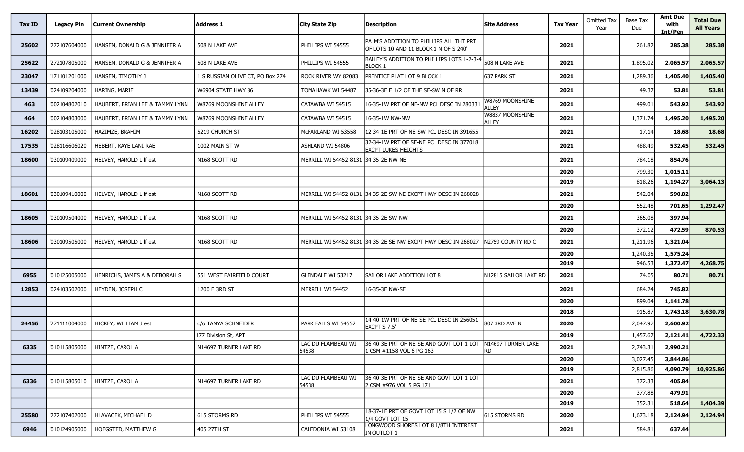| Tax ID | Legacy Pin | Current Ownership | Address 1 | City State Zip | Description | Site Address | Tax Year | Omitted Tax Year | Base Tax Due | Amt Due with Int/Pen | Total Due All Years |
|---|---|---|---|---|---|---|---|---|---|---|---|
| 25602 | '272107604000 | HANSEN, DONALD G & JENNIFER A | 508 N LAKE AVE | PHILLIPS WI 54555 | PALM'S ADDITION TO PHILLIPS ALL THT PRT OF LOTS 10 AND 11 BLOCK 1 N OF S 240' | | 2021 | | 261.82 | **285.38** | **285.38** |
| 25622 | '272107805000 | HANSEN, DONALD G & JENNIFER A | 508 N LAKE AVE | PHILLIPS WI 54555 | BAILEY'S ADDITION TO PHILLIPS LOTS 1-2-3-4 BLOCK 1 | 508 N LAKE AVE | 2021 | | 1,895.02 | **2,065.57** | **2,065.57** |
| 23047 | '171101201000 | HANSEN, TIMOTHY J | 1 S RUSSIAN OLIVE CT, PO Box 274 | ROCK RIVER WY 82083 | PRENTICE PLAT LOT 9 BLOCK 1 | 637 PARK ST | 2021 | | 1,289.36 | **1,405.40** | **1,405.40** |
| 13439 | '024109204000 | HARING, MARIE | W6904 STATE HWY 86 | TOMAHAWK WI 54487 | 35-36-3E E 1/2 OF THE SE-SW N OF RR | | 2021 | | 49.37 | **53.81** | **53.81** |
| 463 | '002104802010 | HAUBERT, BRIAN LEE & TAMMY LYNN | W8769 MOONSHINE ALLEY | CATAWBA WI 54515 | 16-35-1W PRT OF NE-NW PCL DESC IN 280331 | W8769 MOONSHINE ALLEY | 2021 | | 499.01 | **543.92** | **543.92** |
| 464 | '002104803000 | HAUBERT, BRIAN LEE & TAMMY LYNN | W8769 MOONSHINE ALLEY | CATAWBA WI 54515 | 16-35-1W NW-NW | W8837 MOONSHINE ALLEY | 2021 | | 1,371.74 | **1,495.20** | **1,495.20** |
| 16202 | '028103105000 | HAZIMZE, BRAHIM | 5219 CHURCH ST | McFARLAND WI 53558 | 12-34-1E PRT OF NE-SW PCL DESC IN 391655 | | 2021 | | 17.14 | **18.68** | **18.68** |
| 17535 | '028116606020 | HEBERT, KAYE LANI RAE | 1002 MAIN ST W | ASHLAND WI 54806 | 32-34-1W PRT OF SE-NE PCL DESC IN 377018 EXCPT LUKES HEIGHTS | | 2021 | | 488.49 | **532.45** | **532.45** |
| 18600 | '030109409000 | HELVEY, HAROLD L lf est | N168 SCOTT RD | MERRILL WI 54452-8131 | 34-35-2E NW-NE | | 2021 | | 784.18 | **854.76** | |
| | | | | | | | 2020 | | 799.30 | **1,015.11** | |
| | | | | | | | 2019 | | 818.26 | **1,194.27** | **3,064.13** |
| 18601 | '030109410000 | HELVEY, HAROLD L lf est | N168 SCOTT RD | MERRILL WI 54452-8131 | 34-35-2E SW-NE EXCPT HWY DESC IN 268028 | | 2021 | | 542.04 | **590.82** | |
| | | | | | | | 2020 | | 552.48 | **701.65** | **1,292.47** |
| 18605 | '030109504000 | HELVEY, HAROLD L lf est | N168 SCOTT RD | MERRILL WI 54452-8131 | 34-35-2E SW-NW | | 2021 | | 365.08 | **397.94** | |
| | | | | | | | 2020 | | 372.12 | **472.59** | **870.53** |
| 18606 | '030109505000 | HELVEY, HAROLD L lf est | N168 SCOTT RD | MERRILL WI 54452-8131 | 34-35-2E SE-NW EXCPT HWY DESC IN 268027 | N2759 COUNTY RD C | 2021 | | 1,211.96 | **1,321.04** | |
| | | | | | | | 2020 | | 1,240.35 | **1,575.24** | |
| | | | | | | | 2019 | | 946.53 | **1,372.47** | **4,268.75** |
| 6955 | '010125005000 | HENRICHS, JAMES A & DEBORAH S | 551 WEST FAIRFIELD COURT | GLENDALE WI 53217 | SAILOR LAKE ADDITION LOT 8 | N12815 SAILOR LAKE RD | 2021 | | 74.05 | **80.71** | **80.71** |
| 12853 | '024103502000 | HEYDEN, JOSEPH C | 1200 E 3RD ST | MERRILL WI 54452 | 16-35-3E NW-SE | | 2021 | | 684.24 | **745.82** | |
| | | | | | | | 2020 | | 899.04 | **1,141.78** | |
| | | | | | | | 2018 | | 915.87 | **1,743.18** | **3,630.78** |
| 24456 | '271111004000 | HICKEY, WILLIAM J est | c/o TANYA SCHNEIDER | PARK FALLS WI 54552 | 14-40-1W PRT OF NE-SE PCL DESC IN 256051 EXCPT S 7.5' | 807 3RD AVE N | 2020 | | 2,047.97 | **2,600.92** | |
| | | | 177 Division St, APT 1 | | | | 2019 | | 1,457.67 | **2,121.41** | **4,722.33** |
| 6335 | '010115805000 | HINTZE, CAROL A | N14697 TURNER LAKE RD | LAC DU FLAMBEAU WI 54538 | 36-40-3E PRT OF NE-SE AND GOVT LOT 1 LOT 1 CSM #1158 VOL 6 PG 163 | N14697 TURNER LAKE RD | 2021 | | 2,743.31 | **2,990.21** | |
| | | | | | | | 2020 | | 3,027.45 | **3,844.86** | |
| | | | | | | | 2019 | | 2,815.86 | **4,090.79** | **10,925.86** |
| 6336 | '010115805010 | HINTZE, CAROL A | N14697 TURNER LAKE RD | LAC DU FLAMBEAU WI 54538 | 36-40-3E PRT OF NE-SE AND GOVT LOT 1 LOT 2 CSM #976 VOL 5 PG 171 | | 2021 | | 372.33 | **405.84** | |
| | | | | | | | 2020 | | 377.88 | **479.91** | |
| | | | | | | | 2019 | | 352.31 | **518.64** | **1,404.39** |
| 25580 | '272107402000 | HLAVACEK, MICHAEL D | 615 STORMS RD | PHILLIPS WI 54555 | 18-37-1E PRT OF GOVT LOT 15 S 1/2 OF NW 1/4 GOVT LOT 15 | 615 STORMS RD | 2020 | | 1,673.18 | **2,124.94** | **2,124.94** |
| 6946 | '010124905000 | HOEGSTED, MATTHEW G | 405 27TH ST | CALEDONIA WI 53108 | LONGWOOD SHORES LOT 8 1/8TH INTEREST IN OUTLOT 1 | | 2021 | | 584.81 | **637.44** | |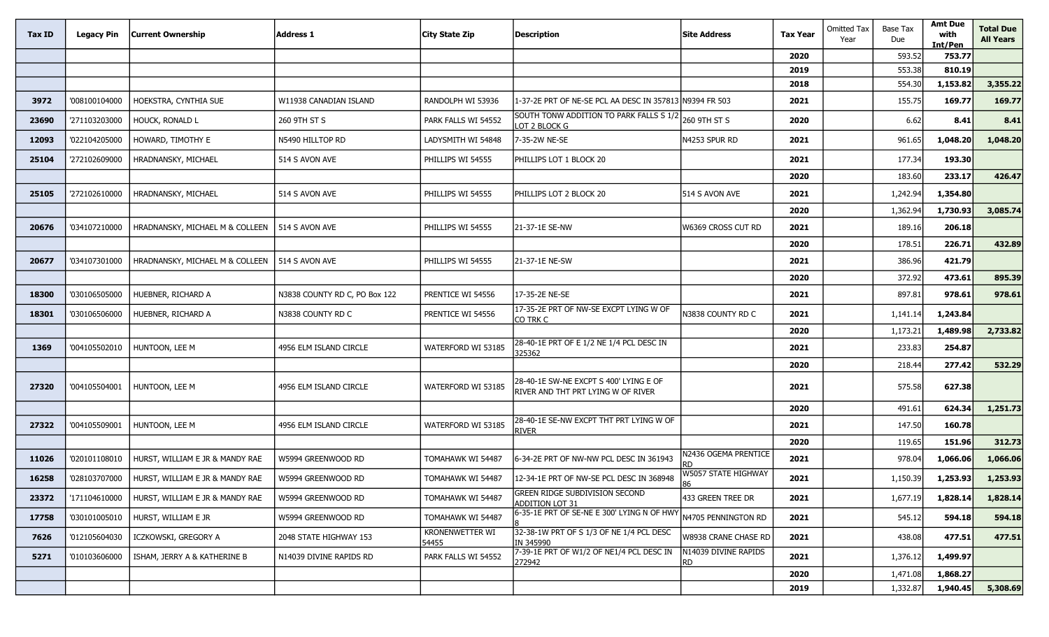| Tax ID | Legacy Pin | Current Ownership | Address 1 | City State Zip | Description | Site Address | Tax Year | Omitted Tax Year | Base Tax Due | Amt Due with Int/Pen | Total Due All Years |
|---|---|---|---|---|---|---|---|---|---|---|---|
| | | | | | | | 2020 | | 593.52 | 753.77 | |
| | | | | | | | 2019 | | 553.38 | 810.19 | |
| | | | | | | | 2018 | | 554.30 | 1,153.82 | 3,355.22 |
| 3972 | '008100104000 | HOEKSTRA, CYNTHIA SUE | W11938 CANADIAN ISLAND | RANDOLPH WI 53936 | 1-37-2E PRT OF NE-SE PCL AA DESC IN 357813 | N9394 FR 503 | 2021 | | 155.75 | 169.77 | 169.77 |
| 23690 | '271103203000 | HOUCK, RONALD L | 260 9TH ST S | PARK FALLS WI 54552 | SOUTH TONW ADDITION TO PARK FALLS S 1/2 LOT 2 BLOCK G | 260 9TH ST S | 2020 | | 6.62 | 8.41 | 8.41 |
| 12093 | '022104205000 | HOWARD, TIMOTHY E | N5490 HILLTOP RD | LADYSMITH WI 54848 | 7-35-2W NE-SE | N4253 SPUR RD | 2021 | | 961.65 | 1,048.20 | 1,048.20 |
| 25104 | '272102609000 | HRADNANSKY, MICHAEL | 514 S AVON AVE | PHILLIPS WI 54555 | PHILLIPS LOT 1 BLOCK 20 | | 2021 | | 177.34 | 193.30 | |
| | | | | | | | 2020 | | 183.60 | 233.17 | 426.47 |
| 25105 | '272102610000 | HRADNANSKY, MICHAEL | 514 S AVON AVE | PHILLIPS WI 54555 | PHILLIPS LOT 2 BLOCK 20 | 514 S AVON AVE | 2021 | | 1,242.94 | 1,354.80 | |
| | | | | | | | 2020 | | 1,362.94 | 1,730.93 | 3,085.74 |
| 20676 | '034107210000 | HRADNANSKY, MICHAEL M & COLLEEN | 514 S AVON AVE | PHILLIPS WI 54555 | 21-37-1E SE-NW | W6369 CROSS CUT RD | 2021 | | 189.16 | 206.18 | |
| | | | | | | | 2020 | | 178.51 | 226.71 | 432.89 |
| 20677 | '034107301000 | HRADNANSKY, MICHAEL M & COLLEEN | 514 S AVON AVE | PHILLIPS WI 54555 | 21-37-1E NE-SW | | 2021 | | 386.96 | 421.79 | |
| | | | | | | | 2020 | | 372.92 | 473.61 | 895.39 |
| 18300 | '030106505000 | HUEBNER, RICHARD A | N3838 COUNTY RD C, PO Box 122 | PRENTICE WI 54556 | 17-35-2E NE-SE | | 2021 | | 897.81 | 978.61 | 978.61 |
| 18301 | '030106506000 | HUEBNER, RICHARD A | N3838 COUNTY RD C | PRENTICE WI 54556 | 17-35-2E PRT OF NW-SE EXCPT LYING W OF CO TRK C | N3838 COUNTY RD C | 2021 | | 1,141.14 | 1,243.84 | |
| | | | | | | | 2020 | | 1,173.21 | 1,489.98 | 2,733.82 |
| 1369 | '004105502010 | HUNTOON, LEE M | 4956 ELM ISLAND CIRCLE | WATERFORD WI 53185 | 28-40-1E PRT OF E 1/2 NE 1/4 PCL DESC IN 325362 | | 2021 | | 233.83 | 254.87 | |
| | | | | | | | 2020 | | 218.44 | 277.42 | 532.29 |
| 27320 | '004105504001 | HUNTOON, LEE M | 4956 ELM ISLAND CIRCLE | WATERFORD WI 53185 | 28-40-1E SW-NE EXCPT S 400' LYING E OF RIVER AND THT PRT LYING W OF RIVER | | 2021 | | 575.58 | 627.38 | |
| | | | | | | | 2020 | | 491.61 | 624.34 | 1,251.73 |
| 27322 | '004105509001 | HUNTOON, LEE M | 4956 ELM ISLAND CIRCLE | WATERFORD WI 53185 | 28-40-1E SE-NW EXCPT THT PRT LYING W OF RIVER | | 2021 | | 147.50 | 160.78 | |
| | | | | | | | 2020 | | 119.65 | 151.96 | 312.73 |
| 11026 | '020101108010 | HURST, WILLIAM E JR & MANDY RAE | W5994 GREENWOOD RD | TOMAHAWK WI 54487 | 6-34-2E PRT OF NW-NW PCL DESC IN 361943 | N2436 OGEMA PRENTICE RD | 2021 | | 978.04 | 1,066.06 | 1,066.06 |
| 16258 | '028103707000 | HURST, WILLIAM E JR & MANDY RAE | W5994 GREENWOOD RD | TOMAHAWK WI 54487 | 12-34-1E PRT OF NW-SE PCL DESC IN 368948 | W5057 STATE HIGHWAY 86 | 2021 | | 1,150.39 | 1,253.93 | 1,253.93 |
| 23372 | '171104610000 | HURST, WILLIAM E JR & MANDY RAE | W5994 GREENWOOD RD | TOMAHAWK WI 54487 | GREEN RIDGE SUBDIVISION SECOND ADDITION LOT 31 | 433 GREEN TREE DR | 2021 | | 1,677.19 | 1,828.14 | 1,828.14 |
| 17758 | '030101005010 | HURST, WILLIAM E JR | W5994 GREENWOOD RD | TOMAHAWK WI 54487 | 6-35-1E PRT OF SE-NE E 300' LYING N OF HWY 8 | N4705 PENNINGTON RD | 2021 | | 545.12 | 594.18 | 594.18 |
| 7626 | '012105604030 | ICZKOWSKI, GREGORY A | 2048 STATE HIGHWAY 153 | KRONENWETTER WI 54455 | 32-38-1W PRT OF S 1/3 OF NE 1/4 PCL DESC IN 345990 | W8938 CRANE CHASE RD | 2021 | | 438.08 | 477.51 | 477.51 |
| 5271 | '010103606000 | ISHAM, JERRY A & KATHERINE B | N14039 DIVINE RAPIDS RD | PARK FALLS WI 54552 | 7-39-1E PRT OF W1/2 OF NE1/4 PCL DESC IN 272942 | N14039 DIVINE RAPIDS RD | 2021 | | 1,376.12 | 1,499.97 | |
| | | | | | | | 2020 | | 1,471.08 | 1,868.27 | |
| | | | | | | | 2019 | | 1,332.87 | 1,940.45 | 5,308.69 |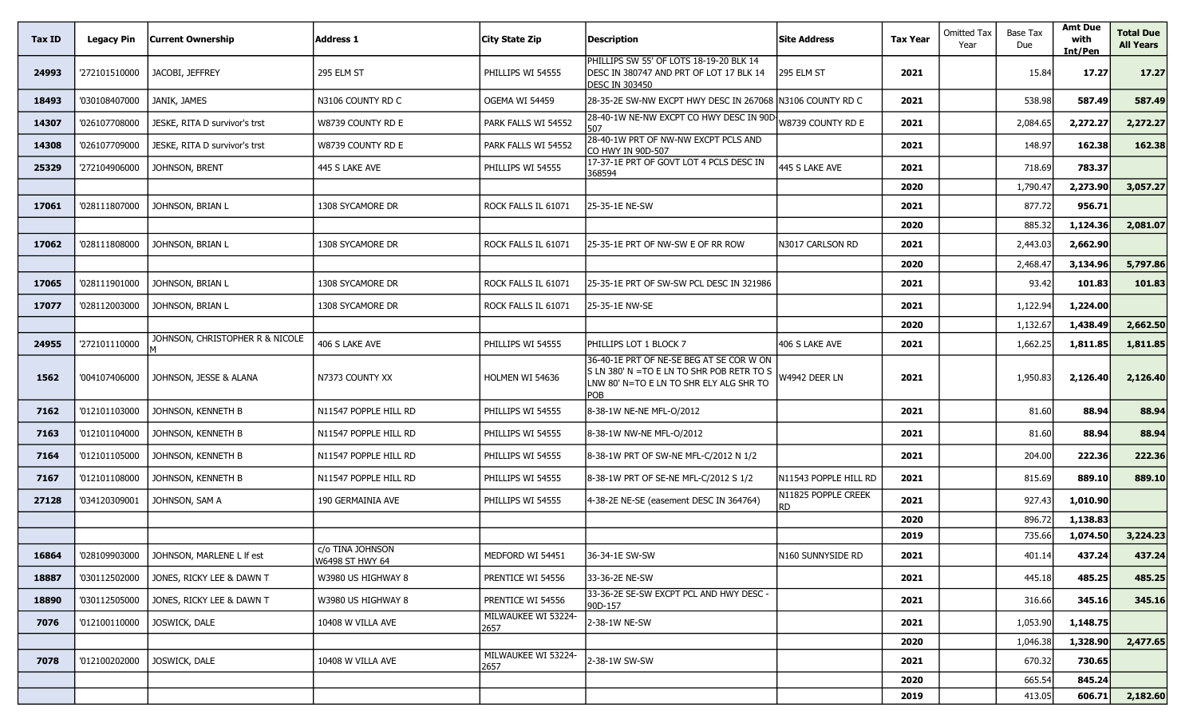| Tax ID | Legacy Pin | Current Ownership | Address 1 | City State Zip | Description | Site Address | Tax Year | Omitted Tax Year | Base Tax Due | Amt Due with Int/Pen | Total Due All Years |
|---|---|---|---|---|---|---|---|---|---|---|---|
| 24993 | '272101510000 | JACOBI, JEFFREY | 295 ELM ST | PHILLIPS WI 54555 | PHILLIPS SW 55' OF LOTS 18-19-20 BLK 14 DESC IN 380747 AND PRT OF LOT 17 BLK 14 DESC IN 303450 | 295 ELM ST | 2021 | | 15.84 | 17.27 | 17.27 |
| 18493 | '030108407000 | JANIK, JAMES | N3106 COUNTY RD C | OGEMA WI 54459 | 28-35-2E SW-NW EXCPT HWY DESC IN 267068 | N3106 COUNTY RD C | 2021 | | 538.98 | 587.49 | 587.49 |
| 14307 | '026107708000 | JESKE, RITA D survivor's trst | W8739 COUNTY RD E | PARK FALLS WI 54552 | 28-40-1W NE-NW EXCPT CO HWY DESC IN 90D-507 | W8739 COUNTY RD E | 2021 | | 2,084.65 | 2,272.27 | 2,272.27 |
| 14308 | '026107709000 | JESKE, RITA D survivor's trst | W8739 COUNTY RD E | PARK FALLS WI 54552 | 28-40-1W PRT OF NW-NW EXCPT PCLS AND CO HWY IN 90D-507 | | 2021 | | 148.97 | 162.38 | 162.38 |
| 25329 | '272104906000 | JOHNSON, BRENT | 445 S LAKE AVE | PHILLIPS WI 54555 | 17-37-1E PRT OF GOVT LOT 4 PCLS DESC IN 368594 | 445 S LAKE AVE | 2021 | | 718.69 | 783.37 | |
| | | | | | | | 2020 | | 1,790.47 | 2,273.90 | 3,057.27 |
| 17061 | '028111807000 | JOHNSON, BRIAN L | 1308 SYCAMORE DR | ROCK FALLS IL 61071 | 25-35-1E NE-SW | | 2021 | | 877.72 | 956.71 | |
| | | | | | | | 2020 | | 885.32 | 1,124.36 | 2,081.07 |
| 17062 | '028111808000 | JOHNSON, BRIAN L | 1308 SYCAMORE DR | ROCK FALLS IL 61071 | 25-35-1E PRT OF NW-SW E OF RR ROW | N3017 CARLSON RD | 2021 | | 2,443.03 | 2,662.90 | |
| | | | | | | | 2020 | | 2,468.47 | 3,134.96 | 5,797.86 |
| 17065 | '028111901000 | JOHNSON, BRIAN L | 1308 SYCAMORE DR | ROCK FALLS IL 61071 | 25-35-1E PRT OF SW-SW PCL DESC IN 321986 | | 2021 | | 93.42 | 101.83 | 101.83 |
| 17077 | '028112003000 | JOHNSON, BRIAN L | 1308 SYCAMORE DR | ROCK FALLS IL 61071 | 25-35-1E NW-SE | | 2021 | | 1,122.94 | 1,224.00 | |
| | | | | | | | 2020 | | 1,132.67 | 1,438.49 | 2,662.50 |
| 24955 | '272101110000 | JOHNSON, CHRISTOPHER R & NICOLE M | 406 S LAKE AVE | PHILLIPS WI 54555 | PHILLIPS LOT 1 BLOCK 7 | 406 S LAKE AVE | 2021 | | 1,662.25 | 1,811.85 | 1,811.85 |
| 1562 | '004107406000 | JOHNSON, JESSE & ALANA | N7373 COUNTY XX | HOLMEN WI 54636 | 36-40-1E PRT OF NE-SE BEG AT SE COR W ON S LN 380' N =TO E LN TO SHR POB RETR TO S LNW 80' N=TO E LN TO SHR ELY ALG SHR TO POB | W4942 DEER LN | 2021 | | 1,950.83 | 2,126.40 | 2,126.40 |
| 7162 | '012101103000 | JOHNSON, KENNETH B | N11547 POPPLE HILL RD | PHILLIPS WI 54555 | 8-38-1W NE-NE MFL-O/2012 | | 2021 | | 81.60 | 88.94 | 88.94 |
| 7163 | '012101104000 | JOHNSON, KENNETH B | N11547 POPPLE HILL RD | PHILLIPS WI 54555 | 8-38-1W NW-NE MFL-O/2012 | | 2021 | | 81.60 | 88.94 | 88.94 |
| 7164 | '012101105000 | JOHNSON, KENNETH B | N11547 POPPLE HILL RD | PHILLIPS WI 54555 | 8-38-1W PRT OF SW-NE MFL-C/2012 N 1/2 | | 2021 | | 204.00 | 222.36 | 222.36 |
| 7167 | '012101108000 | JOHNSON, KENNETH B | N11547 POPPLE HILL RD | PHILLIPS WI 54555 | 8-38-1W PRT OF SE-NE MFL-C/2012 S 1/2 | N11543 POPPLE HILL RD | 2021 | | 815.69 | 889.10 | 889.10 |
| 27128 | '034120309001 | JOHNSON, SAM A | 190 GERMAINIA AVE | PHILLIPS WI 54555 | 4-38-2E NE-SE (easement DESC IN 364764) | N11825 POPPLE CREEK RD | 2021 | | 927.43 | 1,010.90 | |
| | | | | | | | 2020 | | 896.72 | 1,138.83 | |
| | | | | | | | 2019 | | 735.66 | 1,074.50 | 3,224.23 |
| 16864 | '028109903000 | JOHNSON, MARLENE L lf est | c/o TINA JOHNSON W6498 ST HWY 64 | MEDFORD WI 54451 | 36-34-1E SW-SW | N160 SUNNYSIDE RD | 2021 | | 401.14 | 437.24 | 437.24 |
| 18887 | '030112502000 | JONES, RICKY LEE & DAWN T | W3980 US HIGHWAY 8 | PRENTICE WI 54556 | 33-36-2E NE-SW | | 2021 | | 445.18 | 485.25 | 485.25 |
| 18890 | '030112505000 | JONES, RICKY LEE & DAWN T | W3980 US HIGHWAY 8 | PRENTICE WI 54556 | 33-36-2E SE-SW EXCPT PCL AND HWY DESC - 90D-157 | | 2021 | | 316.66 | 345.16 | 345.16 |
| 7076 | '012100110000 | JOSWICK, DALE | 10408 W VILLA AVE | MILWAUKEE WI 53224-2657 | 2-38-1W NE-SW | | 2021 | | 1,053.90 | 1,148.75 | |
| | | | | | | | 2020 | | 1,046.38 | 1,328.90 | 2,477.65 |
| 7078 | '012100202000 | JOSWICK, DALE | 10408 W VILLA AVE | MILWAUKEE WI 53224-2657 | 2-38-1W SW-SW | | 2021 | | 670.32 | 730.65 | |
| | | | | | | | 2020 | | 665.54 | 845.24 | |
| | | | | | | | 2019 | | 413.05 | 606.71 | 2,182.60 |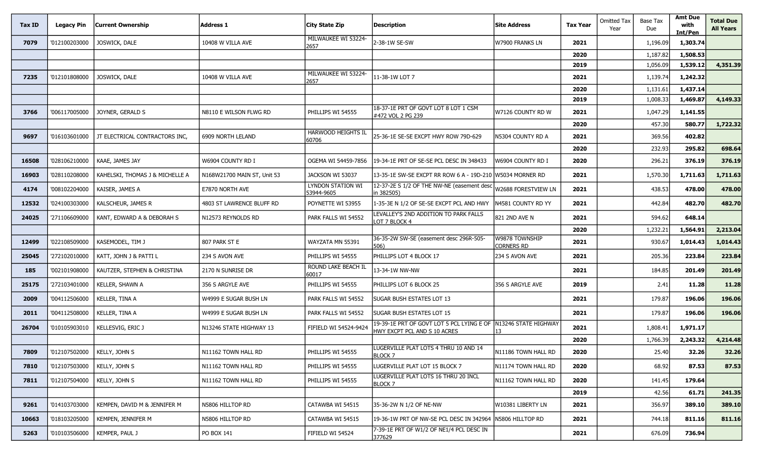| Tax ID | Legacy Pin | Current Ownership | Address 1 | City State Zip | Description | Site Address | Tax Year | Omitted Tax Year | Base Tax Due | Amt Due with Int/Pen | Total Due All Years |
|---|---|---|---|---|---|---|---|---|---|---|---|
| 7079 | '012100203000 | JOSWICK, DALE | 10408 W VILLA AVE | MILWAUKEE WI 53224-2657 | 2-38-1W SE-SW | W7900 FRANKS LN | 2021 | | 1,196.09 | 1,303.74 | |
| | | | | | | | 2020 | | 1,187.82 | 1,508.53 | |
| | | | | | | | 2019 | | 1,056.09 | 1,539.12 | 4,351.39 |
| 7235 | '012101808000 | JOSWICK, DALE | 10408 W VILLA AVE | MILWAUKEE WI 53224-2657 | 11-38-1W LOT 7 | | 2021 | | 1,139.74 | 1,242.32 | |
| | | | | | | | 2020 | | 1,131.61 | 1,437.14 | |
| | | | | | | | 2019 | | 1,008.33 | 1,469.87 | 4,149.33 |
| 3766 | '006117005000 | JOYNER, GERALD S | N8110 E WILSON FLWG RD | PHILLIPS WI 54555 | 18-37-1E PRT OF GOVT LOT 8 LOT 1 CSM #472 VOL 2 PG 239 | W7126 COUNTY RD W | 2021 | | 1,047.29 | 1,141.55 | |
| | | | | | | | 2020 | | 457.30 | 580.77 | 1,722.32 |
| 9697 | '016103601000 | JT ELECTRICAL CONTRACTORS INC, | 6909 NORTH LELAND | HARWOOD HEIGHTS IL 60706 | 25-36-1E SE-SE EXCPT HWY ROW 79D-629 | N5304 COUNTY RD A | 2021 | | 369.56 | 402.82 | |
| | | | | | | | 2020 | | 232.93 | 295.82 | 698.64 |
| 16508 | '028106210000 | KAAE, JAMES JAY | W6904 COUNTY RD I | OGEMA WI 54459-7856 | 19-34-1E PRT OF SE-SE PCL DESC IN 348433 | W6904 COUNTY RD I | 2020 | | 296.21 | 376.19 | 376.19 |
| 16903 | '028110208000 | KAHELSKI, THOMAS J & MICHELLE A | N168W21700 MAIN ST, Unit 53 | JACKSON WI 53037 | 13-35-1E SW-SE EXCPT RR ROW 6 A - 19D-210 | W5034 MORNER RD | 2021 | | 1,570.30 | 1,711.63 | 1,711.63 |
| 4174 | '008102204000 | KAISER, JAMES A | E7870 NORTH AVE | LYNDON STATION WI 53944-9605 | 12-37-2E S 1/2 OF THE NW-NE (easement desc in 382505) | W2688 FORESTVIEW LN | 2021 | | 438.53 | 478.00 | 478.00 |
| 12532 | '024100303000 | KALSCHEUR, JAMES R | 4803 ST LAWRENCE BLUFF RD | POYNETTE WI 53955 | 1-35-3E N 1/2 OF SE-SE EXCPT PCL AND HWY | N4581 COUNTY RD YY | 2021 | | 442.84 | 482.70 | 482.70 |
| 24025 | '271106609000 | KANT, EDWARD A & DEBORAH S | N12573 REYNOLDS RD | PARK FALLS WI 54552 | LEVALLEY'S 2ND ADDITION TO PARK FALLS LOT 7 BLOCK 4 | 821 2ND AVE N | 2021 | | 594.62 | 648.14 | |
| | | | | | | | 2020 | | 1,232.21 | 1,564.91 | 2,213.04 |
| 12499 | '022108509000 | KASEMODEL, TIM J | 807 PARK ST E | WAYZATA MN 55391 | 36-35-2W SW-SE (easement desc 296R-505-506) | W9878 TOWNSHIP CORNERS RD | 2021 | | 930.67 | 1,014.43 | 1,014.43 |
| 25045 | '272102010000 | KATT, JOHN J & PATTI L | 234 S AVON AVE | PHILLIPS WI 54555 | PHILLIPS LOT 4 BLOCK 17 | 234 S AVON AVE | 2021 | | 205.36 | 223.84 | 223.84 |
| 185 | '002101908000 | KAUTZER, STEPHEN & CHRISTINA | 2170 N SUNRISE DR | ROUND LAKE BEACH IL 60017 | 13-34-1W NW-NW | | 2021 | | 184.85 | 201.49 | 201.49 |
| 25175 | '272103401000 | KELLER, SHAWN A | 356 S ARGYLE AVE | PHILLIPS WI 54555 | PHILLIPS LOT 6 BLOCK 25 | 356 S ARGYLE AVE | 2019 | | 2.41 | 11.28 | 11.28 |
| 2009 | '004112506000 | KELLER, TINA A | W4999 E SUGAR BUSH LN | PARK FALLS WI 54552 | SUGAR BUSH ESTATES LOT 13 | | 2021 | | 179.87 | 196.06 | 196.06 |
| 2011 | '004112508000 | KELLER, TINA A | W4999 E SUGAR BUSH LN | PARK FALLS WI 54552 | SUGAR BUSH ESTATES LOT 15 | | 2021 | | 179.87 | 196.06 | 196.06 |
| 26704 | '010105903010 | KELLESVIG, ERIC J | N13246 STATE HIGHWAY 13 | FIFIELD WI 54524-9424 | 19-39-1E PRT OF GOVT LOT 5 PCL LYING E OF HWY EXCPT PCL AND S 10 ACRES | N13246 STATE HIGHWAY 13 | 2021 | | 1,808.41 | 1,971.17 | |
| | | | | | | | 2020 | | 1,766.39 | 2,243.32 | 4,214.48 |
| 7809 | '012107502000 | KELLY, JOHN S | N11162 TOWN HALL RD | PHILLIPS WI 54555 | LUGERVILLE PLAT LOTS 4 THRU 10 AND 14 BLOCK 7 | N11186 TOWN HALL RD | 2020 | | 25.40 | 32.26 | 32.26 |
| 7810 | '012107503000 | KELLY, JOHN S | N11162 TOWN HALL RD | PHILLIPS WI 54555 | LUGERVILLE PLAT LOT 15 BLOCK 7 | N11174 TOWN HALL RD | 2020 | | 68.92 | 87.53 | 87.53 |
| 7811 | '012107504000 | KELLY, JOHN S | N11162 TOWN HALL RD | PHILLIPS WI 54555 | LUGERVILLE PLAT LOTS 16 THRU 20 INCL BLOCK 7 | N11162 TOWN HALL RD | 2020 | | 141.45 | 179.64 | |
| | | | | | | | 2019 | | 42.56 | 61.71 | 241.35 |
| 9261 | '014103703000 | KEMPEN, DAVID M & JENNIFER M | N5806 HILLTOP RD | CATAWBA WI 54515 | 35-36-2W N 1/2 OF NE-NW | W10381 LIBERTY LN | 2021 | | 356.97 | 389.10 | 389.10 |
| 10663 | '018103205000 | KEMPEN, JENNIFER M | N5806 HILLTOP RD | CATAWBA WI 54515 | 19-36-1W PRT OF NW-SE PCL DESC IN 342964 | N5806 HILLTOP RD | 2021 | | 744.18 | 811.16 | 811.16 |
| 5263 | '010103506000 | KEMPER, PAUL J | PO BOX 141 | FIFIELD WI 54524 | 7-39-1E PRT OF W1/2 OF NE1/4 PCL DESC IN 377629 | | 2021 | | 676.09 | 736.94 | |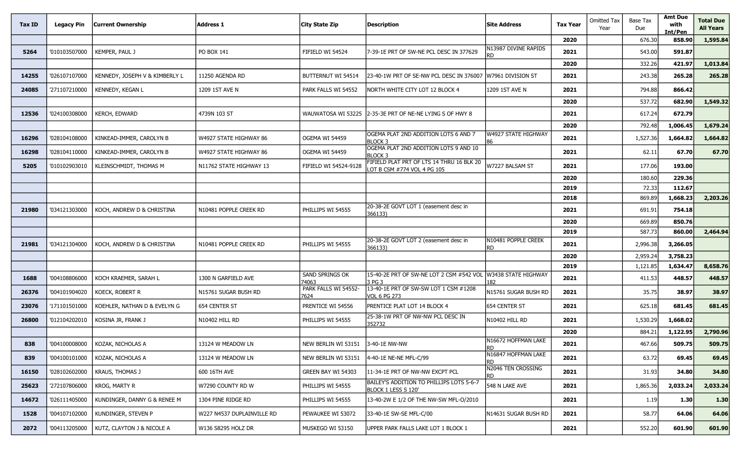| Tax ID | Legacy Pin | Current Ownership | Address 1 | City State Zip | Description | Site Address | Tax Year | Omitted Tax Year | Base Tax Due | Amt Due with Int/Pen | Total Due All Years |
|---|---|---|---|---|---|---|---|---|---|---|---|
| | | | | | | | 2020 | | 676.30 | 858.90 | 1,595.84 |
| 5264 | '010103507000 | KEMPER, PAUL J | PO BOX 141 | FIFIELD WI 54524 | 7-39-1E PRT OF SW-NE PCL DESC IN 377629 | N13987 DIVINE RAPIDS RD | 2021 | | 543.00 | 591.87 | |
| | | | | | | | 2020 | | 332.26 | 421.97 | 1,013.84 |
| 14255 | '026107107000 | KENNEDY, JOSEPH V & KIMBERLY L | 11250 AGENDA RD | BUTTERNUT WI 54514 | 23-40-1W PRT OF SE-NW PCL DESC IN 376007 | W7961 DIVISION ST | 2021 | | 243.38 | 265.28 | 265.28 |
| 24085 | '271107210000 | KENNEDY, KEGAN L | 1209 1ST AVE N | PARK FALLS WI 54552 | NORTH WHITE CITY LOT 12 BLOCK 4 | 1209 1ST AVE N | 2021 | | 794.88 | 866.42 | |
| | | | | | | | 2020 | | 537.72 | 682.90 | 1,549.32 |
| 12536 | '024100308000 | KERCH, EDWARD | 4739N 103 ST | WAUWATOSA WI 53225 | 2-35-3E PRT OF NE-NE LYING S OF HWY 8 | | 2021 | | 617.24 | 672.79 | |
| | | | | | | | 2020 | | 792.48 | 1,006.45 | 1,679.24 |
| 16296 | '028104108000 | KINKEAD-IMMER, CAROLYN B | W4927 STATE HIGHWAY 86 | OGEMA WI 54459 | OGEMA PLAT 2ND ADDITION LOTS 6 AND 7 BLOCK 3 | W4927 STATE HIGHWAY 86 | 2021 | | 1,527.36 | 1,664.82 | 1,664.82 |
| 16298 | '028104110000 | KINKEAD-IMMER, CAROLYN B | W4927 STATE HIGHWAY 86 | OGEMA WI 54459 | OGEMA PLAT 2ND ADDITION LOTS 9 AND 10 BLOCK 3 | | 2021 | | 62.11 | 67.70 | 67.70 |
| 5205 | '010102903010 | KLEINSCHMIDT, THOMAS M | N11762 STATE HIGHWAY 13 | FIFIELD WI 54524-9128 | FIFIELD PLAT PRT OF LTS 14 THRU 16 BLK 20 LOT B CSM #774 VOL 4 PG 105 | W7227 BALSAM ST | 2021 | | 177.06 | 193.00 | |
| | | | | | | | 2020 | | 180.60 | 229.36 | |
| | | | | | | | 2019 | | 72.33 | 112.67 | |
| | | | | | | | 2018 | | 869.89 | 1,668.23 | 2,203.26 |
| 21980 | '034121303000 | KOCH, ANDREW D & CHRISTINA | N10481 POPPLE CREEK RD | PHILLIPS WI 54555 | 20-38-2E GOVT LOT 1 (easement desc in 366133) | | 2021 | | 691.91 | 754.18 | |
| | | | | | | | 2020 | | 669.89 | 850.76 | |
| | | | | | | | 2019 | | 587.73 | 860.00 | 2,464.94 |
| 21981 | '034121304000 | KOCH, ANDREW D & CHRISTINA | N10481 POPPLE CREEK RD | PHILLIPS WI 54555 | 20-38-2E GOVT LOT 2 (easement desc in 366133) | N10481 POPPLE CREEK RD | 2021 | | 2,996.38 | 3,266.05 | |
| | | | | | | | 2020 | | 2,959.24 | 3,758.23 | |
| | | | | | | | 2019 | | 1,121.85 | 1,634.47 | 8,658.76 |
| 1688 | '004108806000 | KOCH KRAEMER, SARAH L | 1300 N GARFIELD AVE | SAND SPRINGS OK 74063 | 15-40-2E PRT OF SW-NE LOT 2 CSM #542 VOL 3 PG 3 | W3438 STATE HIGHWAY 182 | 2021 | | 411.53 | 448.57 | 448.57 |
| 26376 | '004101904020 | KOECK, ROBERT R | N15761 SUGAR BUSH RD | PARK FALLS WI 54552-7624 | 13-40-1E PRT OF SW-SW LOT 1 CSM #1208 VOL 6 PG 273 | N15761 SUGAR BUSH RD | 2021 | | 35.75 | 38.97 | 38.97 |
| 23076 | '171101501000 | KOEHLER, NATHAN D & EVELYN G | 654 CENTER ST | PRENTICE WI 54556 | PRENTICE PLAT LOT 14 BLOCK 4 | 654 CENTER ST | 2021 | | 625.18 | 681.45 | 681.45 |
| 26800 | '012104202010 | KOSINA JR, FRANK J | N10402 HILL RD | PHILLIPS WI 54555 | 25-38-1W PRT OF NW-NW PCL DESC IN 352732 | N10402 HILL RD | 2021 | | 1,530.29 | 1,668.02 | |
| | | | | | | | 2020 | | 884.21 | 1,122.95 | 2,790.96 |
| 838 | '004100008000 | KOZAK, NICHOLAS A | 13124 W MEADOW LN | NEW BERLIN WI 53151 | 3-40-1E NW-NW | N16672 HOFFMAN LAKE RD | 2021 | | 467.66 | 509.75 | 509.75 |
| 839 | '004100101000 | KOZAK, NICHOLAS A | 13124 W MEADOW LN | NEW BERLIN WI 53151 | 4-40-1E NE-NE MFL-C/99 | N16847 HOFFMAN LAKE RD | 2021 | | 63.72 | 69.45 | 69.45 |
| 16150 | '028102602000 | KRAUS, THOMAS J | 600 16TH AVE | GREEN BAY WI 54303 | 11-34-1E PRT OF NW-NW EXCPT PCL | N2046 TEN CROSSING RD | 2021 | | 31.93 | 34.80 | 34.80 |
| 25623 | '272107806000 | KROG, MARTY R | W7290 COUNTY RD W | PHILLIPS WI 54555 | BAILEY'S ADDITION TO PHILLIPS LOTS 5-6-7 BLOCK 1 LESS S 120' | 548 N LAKE AVE | 2021 | | 1,865.36 | 2,033.24 | 2,033.24 |
| 14672 | '026111405000 | KUNDINGER, DANNY G & RENEE M | 1304 PINE RIDGE RD | PHILLIPS WI 54555 | 13-40-2W E 1/2 OF THE NW-SW MFL-O/2010 | | 2021 | | 1.19 | 1.30 | 1.30 |
| 1528 | '004107102000 | KUNDINGER, STEVEN P | W227 N4537 DUPLAINVILLE RD | PEWAUKEE WI 53072 | 33-40-1E SW-SE MFL-C/00 | N14631 SUGAR BUSH RD | 2021 | | 58.77 | 64.06 | 64.06 |
| 2072 | '004113205000 | KUTZ, CLAYTON J & NICOLE A | W136 S8295 HOLZ DR | MUSKEGO WI 53150 | UPPER PARK FALLS LAKE LOT 1 BLOCK 1 | | 2021 | | 552.20 | 601.90 | 601.90 |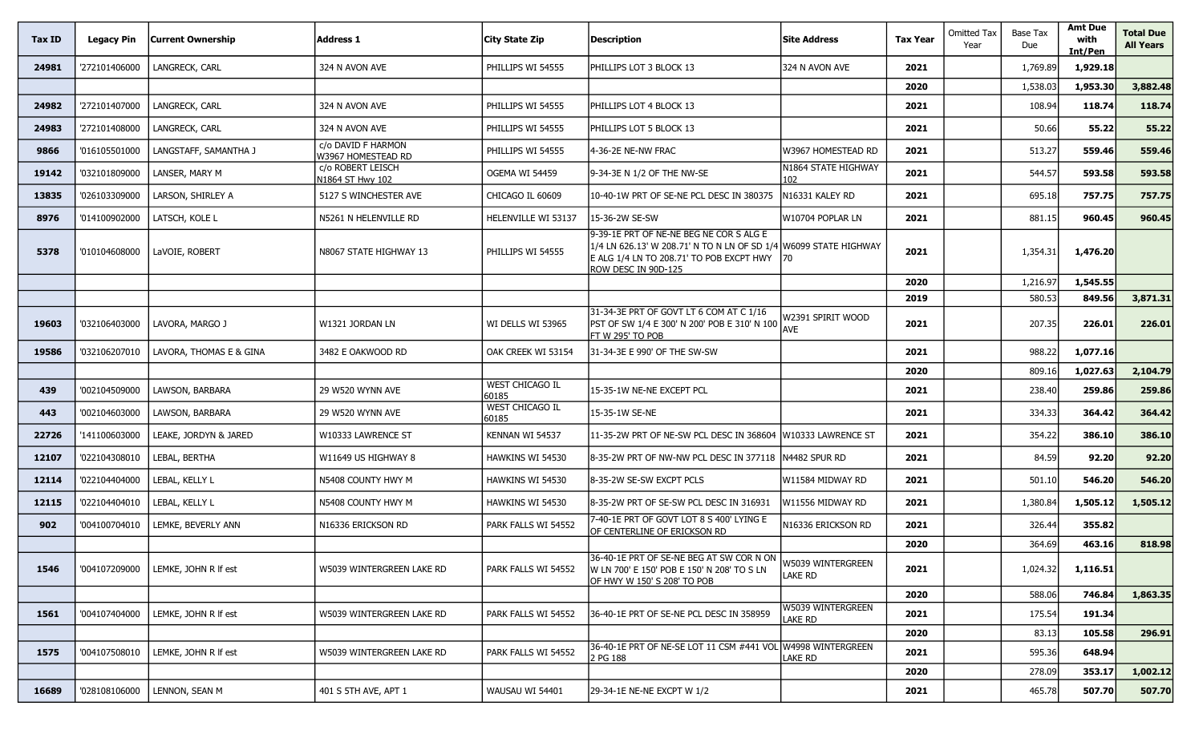| Tax ID | Legacy Pin | Current Ownership | Address 1 | City State Zip | Description | Site Address | Tax Year | Omitted Tax Year | Base Tax Due | Amt Due with Int/Pen | Total Due All Years |
|---|---|---|---|---|---|---|---|---|---|---|---|
| 24981 | '272101406000 | LANGRECK, CARL | 324 N AVON AVE | PHILLIPS WI 54555 | PHILLIPS LOT 3 BLOCK 13 | 324 N AVON AVE | 2021 | | 1,769.89 | 1,929.18 | |
| | | | | | | | 2020 | | 1,538.03 | 1,953.30 | 3,882.48 |
| 24982 | '272101407000 | LANGRECK, CARL | 324 N AVON AVE | PHILLIPS WI 54555 | PHILLIPS LOT 4 BLOCK 13 | | 2021 | | 108.94 | 118.74 | 118.74 |
| 24983 | '272101408000 | LANGRECK, CARL | 324 N AVON AVE | PHILLIPS WI 54555 | PHILLIPS LOT 5 BLOCK 13 | | 2021 | | 50.66 | 55.22 | 55.22 |
| 9866 | '016105501000 | LANGSTAFF, SAMANTHA J | c/o DAVID F HARMON W3967 HOMESTEAD RD | PHILLIPS WI 54555 | 4-36-2E NE-NW FRAC | W3967 HOMESTEAD RD | 2021 | | 513.27 | 559.46 | 559.46 |
| 19142 | '032101809000 | LANSER, MARY M | c/o ROBERT LEISCH N1864 ST Hwy 102 | OGEMA WI 54459 | 9-34-3E N 1/2 OF THE NW-SE | N1864 STATE HIGHWAY 102 | 2021 | | 544.57 | 593.58 | 593.58 |
| 13835 | '026103309000 | LARSON, SHIRLEY A | 5127 S WINCHESTER AVE | CHICAGO IL 60609 | 10-40-1W PRT OF SE-NE PCL DESC IN 380375 | N16331 KALEY RD | 2021 | | 695.18 | 757.75 | 757.75 |
| 8976 | '014100902000 | LATSCH, KOLE L | N5261 N HELENVILLE RD | HELENVILLE WI 53137 | 15-36-2W SE-SW | W10704 POPLAR LN | 2021 | | 881.15 | 960.45 | 960.45 |
| 5378 | '010104608000 | LaVOIE, ROBERT | N8067 STATE HIGHWAY 13 | PHILLIPS WI 54555 | 9-39-1E PRT OF NE-NE BEG NE COR S ALG E 1/4 LN 626.13' W 208.71' N TO N LN OF SD 1/4 E ALG 1/4 LN TO 208.71' TO POB EXCPT HWY ROW DESC IN 90D-125 | W6099 STATE HIGHWAY 70 | 2021 | | 1,354.31 | 1,476.20 | |
| | | | | | | | 2020 | | 1,216.97 | 1,545.55 | |
| | | | | | | | 2019 | | 580.53 | 849.56 | 3,871.31 |
| 19603 | '032106403000 | LAVORA, MARGO J | W1321 JORDAN LN | WI DELLS WI 53965 | 31-34-3E PRT OF GOVT LT 6 COM AT C 1/16 PST OF SW 1/4 E 300' N 200' POB E 310' N 100 FT W 295' TO POB | W2391 SPIRIT WOOD AVE | 2021 | | 207.35 | 226.01 | 226.01 |
| 19586 | '032106207010 | LAVORA, THOMAS E & GINA | 3482 E OAKWOOD RD | OAK CREEK WI 53154 | 31-34-3E E 990' OF THE SW-SW | | 2021 | | 988.22 | 1,077.16 | |
| | | | | | | | 2020 | | 809.16 | 1,027.63 | 2,104.79 |
| 439 | '002104509000 | LAWSON, BARBARA | 29 W520 WYNN AVE | WEST CHICAGO IL 60185 | 15-35-1W NE-NE EXCEPT PCL | | 2021 | | 238.40 | 259.86 | 259.86 |
| 443 | '002104603000 | LAWSON, BARBARA | 29 W520 WYNN AVE | WEST CHICAGO IL 60185 | 15-35-1W SE-NE | | 2021 | | 334.33 | 364.42 | 364.42 |
| 22726 | '141100603000 | LEAKE, JORDYN & JARED | W10333 LAWRENCE ST | KENNAN WI 54537 | 11-35-2W PRT OF NE-SW PCL DESC IN 368604 | W10333 LAWRENCE ST | 2021 | | 354.22 | 386.10 | 386.10 |
| 12107 | '022104308010 | LEBAL, BERTHA | W11649 US HIGHWAY 8 | HAWKINS WI 54530 | 8-35-2W PRT OF NW-NW PCL DESC IN 377118 | N4482 SPUR RD | 2021 | | 84.59 | 92.20 | 92.20 |
| 12114 | '022104404000 | LEBAL, KELLY L | N5408 COUNTY HWY M | HAWKINS WI 54530 | 8-35-2W SE-SW EXCPT PCLS | W11584 MIDWAY RD | 2021 | | 501.10 | 546.20 | 546.20 |
| 12115 | '022104404010 | LEBAL, KELLY L | N5408 COUNTY HWY M | HAWKINS WI 54530 | 8-35-2W PRT OF SE-SW PCL DESC IN 316931 | W11556 MIDWAY RD | 2021 | | 1,380.84 | 1,505.12 | 1,505.12 |
| 902 | '004100704010 | LEMKE, BEVERLY ANN | N16336 ERICKSON RD | PARK FALLS WI 54552 | 7-40-1E PRT OF GOVT LOT 8 S 400' LYING E OF CENTERLINE OF ERICKSON RD | N16336 ERICKSON RD | 2021 | | 326.44 | 355.82 | |
| | | | | | | | 2020 | | 364.69 | 463.16 | 818.98 |
| 1546 | '004107209000 | LEMKE, JOHN R lf est | W5039 WINTERGREEN LAKE RD | PARK FALLS WI 54552 | 36-40-1E PRT OF SE-NE BEG AT SW COR N ON W LN 700' E 150' POB E 150' N 208' TO S LN OF HWY W 150' S 208' TO POB | W5039 WINTERGREEN LAKE RD | 2021 | | 1,024.32 | 1,116.51 | |
| | | | | | | | 2020 | | 588.06 | 746.84 | 1,863.35 |
| 1561 | '004107404000 | LEMKE, JOHN R lf est | W5039 WINTERGREEN LAKE RD | PARK FALLS WI 54552 | 36-40-1E PRT OF SE-NE PCL DESC IN 358959 | W5039 WINTERGREEN LAKE RD | 2021 | | 175.54 | 191.34 | |
| | | | | | | | 2020 | | 83.13 | 105.58 | 296.91 |
| 1575 | '004107508010 | LEMKE, JOHN R lf est | W5039 WINTERGREEN LAKE RD | PARK FALLS WI 54552 | 36-40-1E PRT OF NE-SE LOT 11 CSM #441 VOL 2 PG 188 | W4998 WINTERGREEN LAKE RD | 2021 | | 595.36 | 648.94 | |
| | | | | | | | 2020 | | 278.09 | 353.17 | 1,002.12 |
| 16689 | '028108106000 | LENNON, SEAN M | 401 S 5TH AVE, APT 1 | WAUSAU WI 54401 | 29-34-1E NE-NE EXCPT W 1/2 | | 2021 | | 465.78 | 507.70 | 507.70 |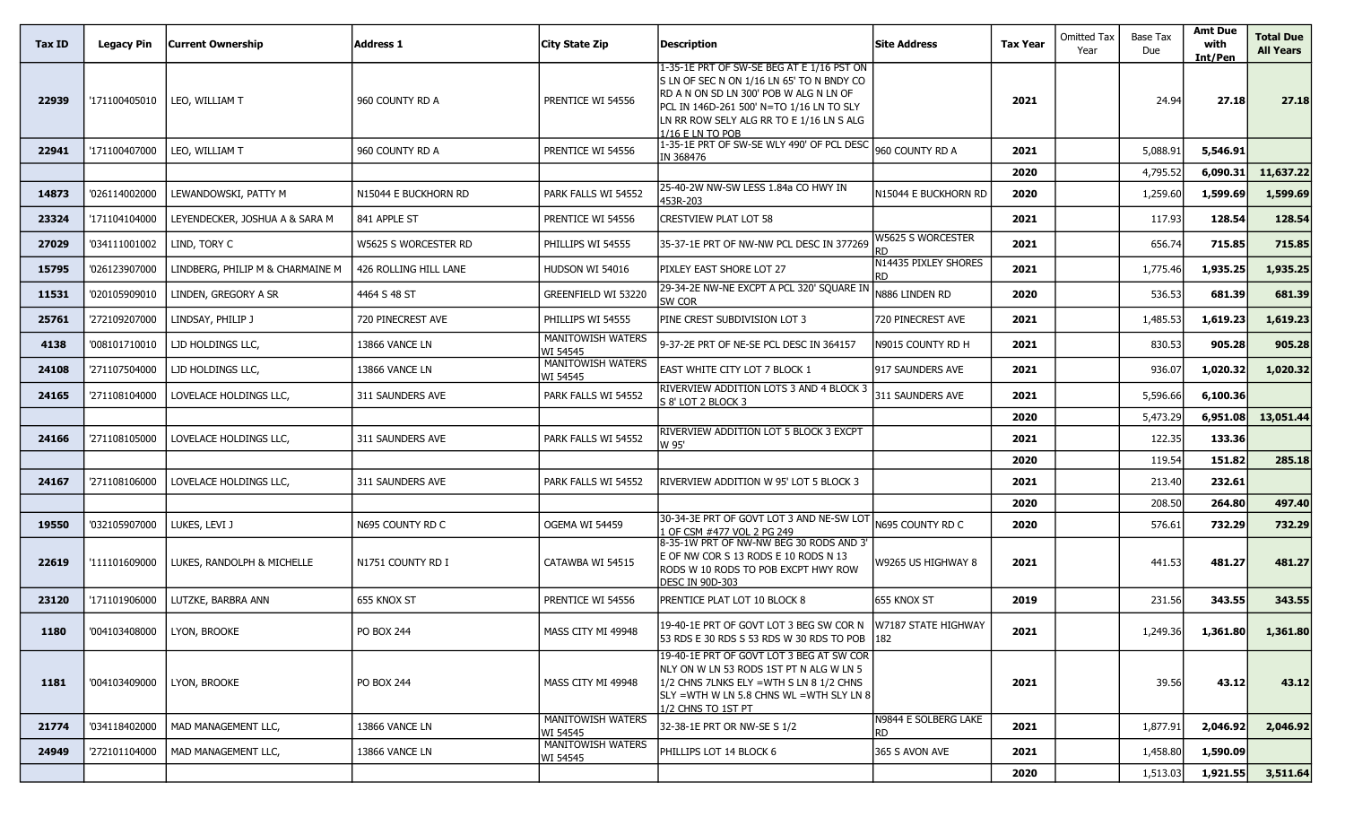| Tax ID | Legacy Pin | Current Ownership | Address 1 | City State Zip | Description | Site Address | Tax Year | Omitted Tax Year | Base Tax Due | Amt Due with Int/Pen | Total Due All Years |
|---|---|---|---|---|---|---|---|---|---|---|---|
| 22939 | '171100405010 | LEO, WILLIAM T | 960 COUNTY RD A | PRENTICE WI 54556 | 1-35-1E PRT OF SW-SE BEG AT E 1/16 PST ON S LN OF SEC N ON 1/16 LN 65' TO N BNDY CO RD A N ON SD LN 300' POB W ALG N LN OF PCL IN 146D-261 500' N=TO 1/16 LN TO SLY LN RR ROW SELY ALG RR TO E 1/16 LN S ALG 1/16 E LN TO POB | | 2021 | | 24.94 | 27.18 | 27.18 |
| 22941 | '171100407000 | LEO, WILLIAM T | 960 COUNTY RD A | PRENTICE WI 54556 | 1-35-1E PRT OF SW-SE WLY 490' OF PCL DESC IN 368476 | 960 COUNTY RD A | 2021 | | 5,088.91 | 5,546.91 | |
| | | | | | | | 2020 | | 4,795.52 | 6,090.31 | 11,637.22 |
| 14873 | '026114002000 | LEWANDOWSKI, PATTY M | N15044 E BUCKHORN RD | PARK FALLS WI 54552 | 25-40-2W NW-SW LESS 1.84a CO HWY IN 453R-203 | N15044 E BUCKHORN RD | 2020 | | 1,259.60 | 1,599.69 | 1,599.69 |
| 23324 | '171104104000 | LEYENDECKER, JOSHUA A & SARA M | 841 APPLE ST | PRENTICE WI 54556 | CRESTVIEW PLAT LOT 58 | | 2021 | | 117.93 | 128.54 | 128.54 |
| 27029 | '034111001002 | LIND, TORY C | W5625 S WORCESTER RD | PHILLIPS WI 54555 | 35-37-1E PRT OF NW-NW PCL DESC IN 377269 | W5625 S WORCESTER RD | 2021 | | 656.74 | 715.85 | 715.85 |
| 15795 | '026123907000 | LINDBERG, PHILIP M & CHARMAINE M | 426 ROLLING HILL LANE | HUDSON WI 54016 | PIXLEY EAST SHORE LOT 27 | N14435 PIXLEY SHORES RD | 2021 | | 1,775.46 | 1,935.25 | 1,935.25 |
| 11531 | '020105909010 | LINDEN, GREGORY A SR | 4464 S 48 ST | GREENFIELD WI 53220 | 29-34-2E NW-NE EXCPT A PCL 320' SQUARE IN SW COR | N886 LINDEN RD | 2020 | | 536.53 | 681.39 | 681.39 |
| 25761 | '272109207000 | LINDSAY, PHILIP J | 720 PINECREST AVE | PHILLIPS WI 54555 | PINE CREST SUBDIVISION LOT 3 | 720 PINECREST AVE | 2021 | | 1,485.53 | 1,619.23 | 1,619.23 |
| 4138 | '008101710010 | LJD HOLDINGS LLC, | 13866 VANCE LN | MANITOWISH WATERS WI 54545 | 9-37-2E PRT OF NE-SE PCL DESC IN 364157 | N9015 COUNTY RD H | 2021 | | 830.53 | 905.28 | 905.28 |
| 24108 | '271107504000 | LJD HOLDINGS LLC, | 13866 VANCE LN | MANITOWISH WATERS WI 54545 | EAST WHITE CITY LOT 7 BLOCK 1 | 917 SAUNDERS AVE | 2021 | | 936.07 | 1,020.32 | 1,020.32 |
| 24165 | '271108104000 | LOVELACE HOLDINGS LLC, | 311 SAUNDERS AVE | PARK FALLS WI 54552 | RIVERVIEW ADDITION LOTS 3 AND 4 BLOCK 3 S 8' LOT 2 BLOCK 3 | 311 SAUNDERS AVE | 2021 | | 5,596.66 | 6,100.36 | |
| | | | | | | | 2020 | | 5,473.29 | 6,951.08 | 13,051.44 |
| 24166 | '271108105000 | LOVELACE HOLDINGS LLC, | 311 SAUNDERS AVE | PARK FALLS WI 54552 | RIVERVIEW ADDITION LOT 5 BLOCK 3 EXCPT W 95' | | 2021 | | 122.35 | 133.36 | |
| | | | | | | | 2020 | | 119.54 | 151.82 | 285.18 |
| 24167 | '271108106000 | LOVELACE HOLDINGS LLC, | 311 SAUNDERS AVE | PARK FALLS WI 54552 | RIVERVIEW ADDITION W 95' LOT 5 BLOCK 3 | | 2021 | | 213.40 | 232.61 | |
| | | | | | | | 2020 | | 208.50 | 264.80 | 497.40 |
| 19550 | '032105907000 | LUKES, LEVI J | N695 COUNTY RD C | OGEMA WI 54459 | 30-34-3E PRT OF GOVT LOT 3 AND NE-SW LOT 1 OF CSM #477 VOL 2 PG 249 | N695 COUNTY RD C | 2020 | | 576.61 | 732.29 | 732.29 |
| 22619 | '111101609000 | LUKES, RANDOLPH & MICHELLE | N1751 COUNTY RD I | CATAWBA WI 54515 | 8-35-1W PRT OF NW-NW BEG 30 RODS AND 3' E OF NW COR S 13 RODS E 10 RODS N 13 RODS W 10 RODS TO POB EXCPT HWY ROW DESC IN 90D-303 | W9265 US HIGHWAY 8 | 2021 | | 441.53 | 481.27 | 481.27 |
| 23120 | '171101906000 | LUTZKE, BARBRA ANN | 655 KNOX ST | PRENTICE WI 54556 | PRENTICE PLAT LOT 10 BLOCK 8 | 655 KNOX ST | 2019 | | 231.56 | 343.55 | 343.55 |
| 1180 | '004103408000 | LYON, BROOKE | PO BOX 244 | MASS CITY MI 49948 | 19-40-1E PRT OF GOVT LOT 3 BEG SW COR N 53 RDS E 30 RDS S 53 RDS W 30 RDS TO POB | W7187 STATE HIGHWAY 182 | 2021 | | 1,249.36 | 1,361.80 | 1,361.80 |
| 1181 | '004103409000 | LYON, BROOKE | PO BOX 244 | MASS CITY MI 49948 | 19-40-1E PRT OF GOVT LOT 3 BEG AT SW COR NLY ON W LN 53 RODS 1ST PT N ALG W LN 5 1/2 CHNS 7LNKS ELY =WTH S LN 8 1/2 CHNS SLY =WTH W LN 5.8 CHNS WL =WTH SLY LN 8 1/2 CHNS TO 1ST PT | | 2021 | | 39.56 | 43.12 | 43.12 |
| 21774 | '034118402000 | MAD MANAGEMENT LLC, | 13866 VANCE LN | MANITOWISH WATERS WI 54545 | 32-38-1E PRT OR NW-SE S 1/2 | N9844 E SOLBERG LAKE RD | 2021 | | 1,877.91 | 2,046.92 | 2,046.92 |
| 24949 | '272101104000 | MAD MANAGEMENT LLC, | 13866 VANCE LN | MANITOWISH WATERS WI 54545 | PHILLIPS LOT 14 BLOCK 6 | 365 S AVON AVE | 2021 | | 1,458.80 | 1,590.09 | |
| | | | | | | | 2020 | | 1,513.03 | 1,921.55 | 3,511.64 |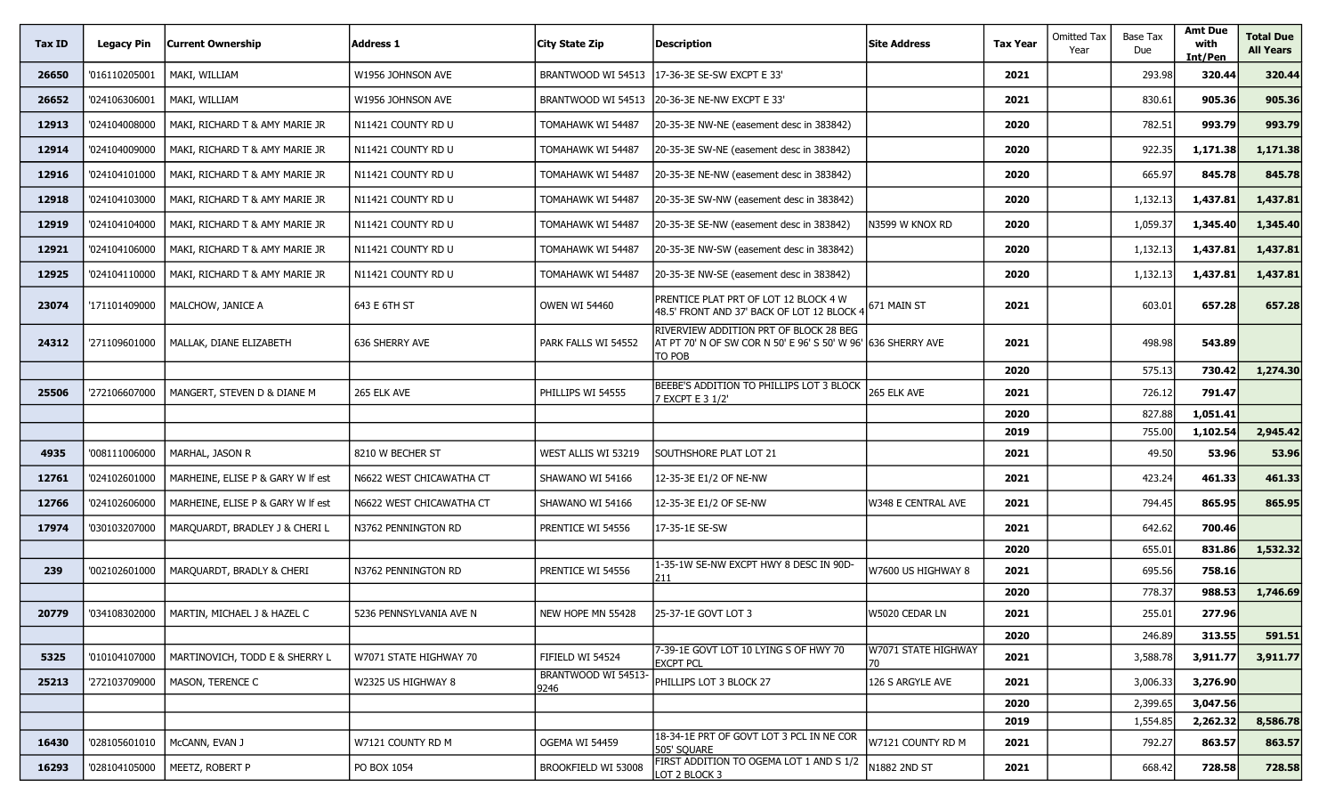| Tax ID | Legacy Pin | Current Ownership | Address 1 | City State Zip | Description | Site Address | Tax Year | Omitted Tax Year | Base Tax Due | Amt Due with Int/Pen | Total Due All Years |
|---|---|---|---|---|---|---|---|---|---|---|---|
| 26650 | '016110205001 | MAKI, WILLIAM | W1956 JOHNSON AVE | BRANTWOOD WI 54513 | 17-36-3E SE-SW EXCPT E 33' | | 2021 | | 293.98 | 320.44 | 320.44 |
| 26652 | '024106306001 | MAKI, WILLIAM | W1956 JOHNSON AVE | BRANTWOOD WI 54513 | 20-36-3E NE-NW EXCPT E 33' | | 2021 | | 830.61 | 905.36 | 905.36 |
| 12913 | '024104008000 | MAKI, RICHARD T & AMY MARIE JR | N11421 COUNTY RD U | TOMAHAWK WI 54487 | 20-35-3E NW-NE (easement desc in 383842) | | 2020 | | 782.51 | 993.79 | 993.79 |
| 12914 | '024104009000 | MAKI, RICHARD T & AMY MARIE JR | N11421 COUNTY RD U | TOMAHAWK WI 54487 | 20-35-3E SW-NE (easement desc in 383842) | | 2020 | | 922.35 | 1,171.38 | 1,171.38 |
| 12916 | '024104101000 | MAKI, RICHARD T & AMY MARIE JR | N11421 COUNTY RD U | TOMAHAWK WI 54487 | 20-35-3E NE-NW (easement desc in 383842) | | 2020 | | 665.97 | 845.78 | 845.78 |
| 12918 | '024104103000 | MAKI, RICHARD T & AMY MARIE JR | N11421 COUNTY RD U | TOMAHAWK WI 54487 | 20-35-3E SW-NW (easement desc in 383842) | | 2020 | | 1,132.13 | 1,437.81 | 1,437.81 |
| 12919 | '024104104000 | MAKI, RICHARD T & AMY MARIE JR | N11421 COUNTY RD U | TOMAHAWK WI 54487 | 20-35-3E SE-NW (easement desc in 383842) | N3599 W KNOX RD | 2020 | | 1,059.37 | 1,345.40 | 1,345.40 |
| 12921 | '024104106000 | MAKI, RICHARD T & AMY MARIE JR | N11421 COUNTY RD U | TOMAHAWK WI 54487 | 20-35-3E NW-SW (easement desc in 383842) | | 2020 | | 1,132.13 | 1,437.81 | 1,437.81 |
| 12925 | '024104110000 | MAKI, RICHARD T & AMY MARIE JR | N11421 COUNTY RD U | TOMAHAWK WI 54487 | 20-35-3E NW-SE (easement desc in 383842) | | 2020 | | 1,132.13 | 1,437.81 | 1,437.81 |
| 23074 | '171101409000 | MALCHOW, JANICE A | 643 E 6TH ST | OWEN WI 54460 | PRENTICE PLAT PRT OF LOT 12 BLOCK 4 W 48.5' FRONT AND 37' BACK OF LOT 12 BLOCK 4 | 671 MAIN ST | 2021 | | 603.01 | 657.28 | 657.28 |
| 24312 | '271109601000 | MALLAK, DIANE ELIZABETH | 636 SHERRY AVE | PARK FALLS WI 54552 | RIVERVIEW ADDITION PRT OF BLOCK 28 BEG AT PT 70' N OF SW COR N 50' E 96' S 50' W 96' TO POB | 636 SHERRY AVE | 2021 | | 498.98 | 543.89 | |
| | | | | | | | 2020 | | 575.13 | 730.42 | 1,274.30 |
| 25506 | '272106607000 | MANGERT, STEVEN D & DIANE M | 265 ELK AVE | PHILLIPS WI 54555 | BEEBE'S ADDITION TO PHILLIPS LOT 3 BLOCK 7 EXCPT E 3 1/2' | 265 ELK AVE | 2021 | | 726.12 | 791.47 | |
| | | | | | | | 2020 | | 827.88 | 1,051.41 | |
| | | | | | | | 2019 | | 755.00 | 1,102.54 | 2,945.42 |
| 4935 | '008111006000 | MARHAL, JASON R | 8210 W BECHER ST | WEST ALLIS WI 53219 | SOUTHSHORE PLAT LOT 21 | | 2021 | | 49.50 | 53.96 | 53.96 |
| 12761 | '024102601000 | MARHEINE, ELISE P & GARY W lf est | N6622 WEST CHICAWATHA CT | SHAWANO WI 54166 | 12-35-3E E1/2 OF NE-NW | | 2021 | | 423.24 | 461.33 | 461.33 |
| 12766 | '024102606000 | MARHEINE, ELISE P & GARY W lf est | N6622 WEST CHICAWATHA CT | SHAWANO WI 54166 | 12-35-3E E1/2 OF SE-NW | W348 E CENTRAL AVE | 2021 | | 794.45 | 865.95 | 865.95 |
| 17974 | '030103207000 | MARQUARDT, BRADLEY J & CHERI L | N3762 PENNINGTON RD | PRENTICE WI 54556 | 17-35-1E SE-SW | | 2021 | | 642.62 | 700.46 | |
| | | | | | | | 2020 | | 655.01 | 831.86 | 1,532.32 |
| 239 | '002102601000 | MARQUARDT, BRADLY & CHERI | N3762 PENNINGTON RD | PRENTICE WI 54556 | 1-35-1W SE-NW EXCPT HWY 8 DESC IN 90D-211 | W7600 US HIGHWAY 8 | 2021 | | 695.56 | 758.16 | |
| | | | | | | | 2020 | | 778.37 | 988.53 | 1,746.69 |
| 20779 | '034108302000 | MARTIN, MICHAEL J & HAZEL C | 5236 PENNSYLVANIA AVE N | NEW HOPE MN 55428 | 25-37-1E GOVT LOT 3 | W5020 CEDAR LN | 2021 | | 255.01 | 277.96 | |
| | | | | | | | 2020 | | 246.89 | 313.55 | 591.51 |
| 5325 | '010104107000 | MARTINOVICH, TODD E & SHERRY L | W7071 STATE HIGHWAY 70 | FIFIELD WI 54524 | 7-39-1E GOVT LOT 10 LYING S OF HWY 70 EXCPT PCL | W7071 STATE HIGHWAY 70 | 2021 | | 3,588.78 | 3,911.77 | 3,911.77 |
| 25213 | '272103709000 | MASON, TERENCE C | W2325 US HIGHWAY 8 | BRANTWOOD WI 54513-9246 | PHILLIPS LOT 3 BLOCK 27 | 126 S ARGYLE AVE | 2021 | | 3,006.33 | 3,276.90 | |
| | | | | | | | 2020 | | 2,399.65 | 3,047.56 | |
| | | | | | | | 2019 | | 1,554.85 | 2,262.32 | 8,586.78 |
| 16430 | '028105601010 | McCANN, EVAN J | W7121 COUNTY RD M | OGEMA WI 54459 | 18-34-1E PRT OF GOVT LOT 3 PCL IN NE COR 505' SQUARE | W7121 COUNTY RD M | 2021 | | 792.27 | 863.57 | 863.57 |
| 16293 | '028104105000 | MEETZ, ROBERT P | PO BOX 1054 | BROOKFIELD WI 53008 | FIRST ADDITION TO OGEMA LOT 1 AND S 1/2 LOT 2 BLOCK 3 | N1882 2ND ST | 2021 | | 668.42 | 728.58 | 728.58 |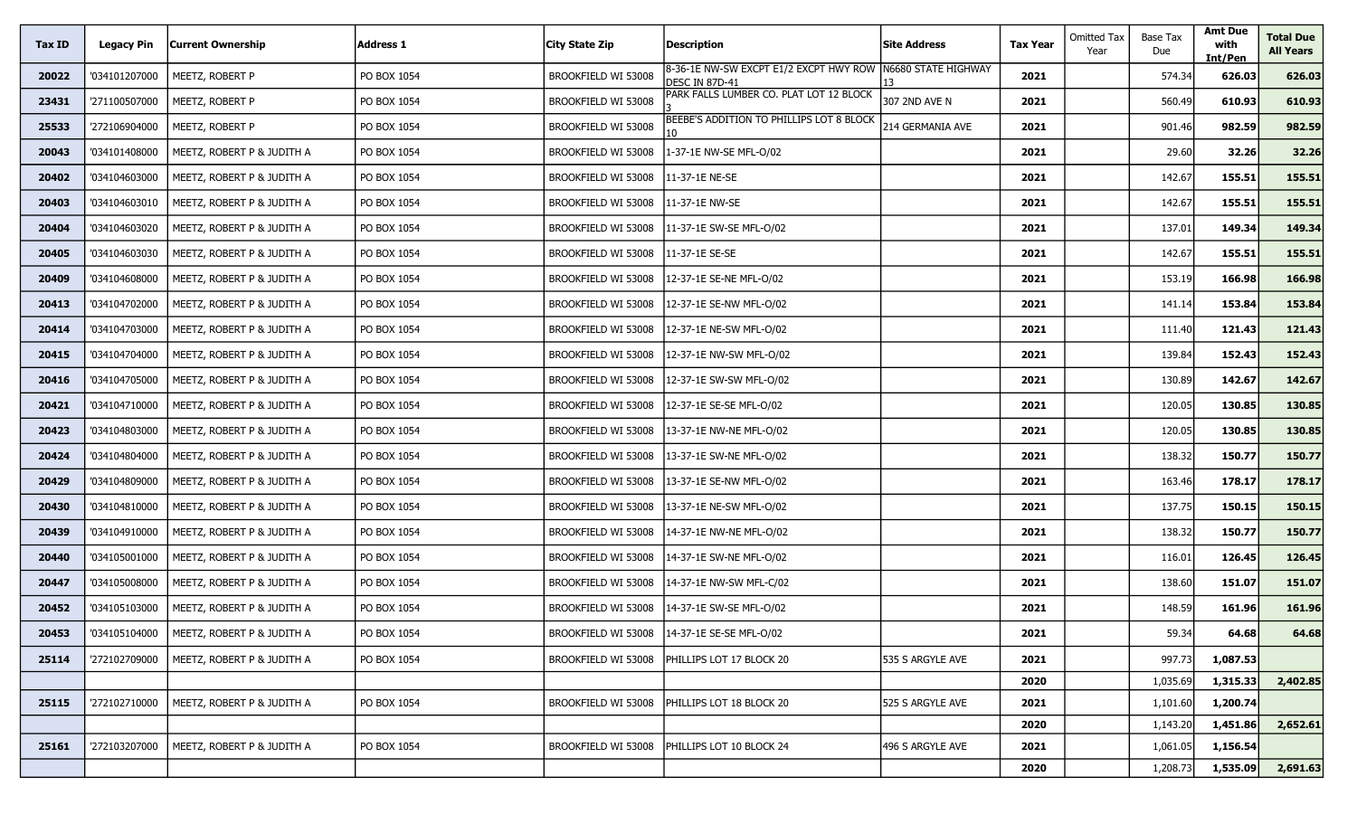| Tax ID | Legacy Pin | Current Ownership | Address 1 | City State Zip | Description | Site Address | Tax Year | Omitted Tax Year | Base Tax Due | Amt Due with Int/Pen | Total Due All Years |
|---|---|---|---|---|---|---|---|---|---|---|---|
| 20022 | '034101207000 | MEETZ, ROBERT P | PO BOX 1054 | BROOKFIELD WI 53008 | 8-36-1E NW-SW EXCPT E1/2 EXCPT HWY ROW DESC IN 87D-41 | N6680 STATE HIGHWAY 13 | 2021 | | 574.34 | 626.03 | 626.03 |
| 23431 | '271100507000 | MEETZ, ROBERT P | PO BOX 1054 | BROOKFIELD WI 53008 | PARK FALLS LUMBER CO. PLAT LOT 12 BLOCK 3 | 307 2ND AVE N | 2021 | | 560.49 | 610.93 | 610.93 |
| 25533 | '272106904000 | MEETZ, ROBERT P | PO BOX 1054 | BROOKFIELD WI 53008 | BEEBE'S ADDITION TO PHILLIPS LOT 8 BLOCK 10 | 214 GERMANIA AVE | 2021 | | 901.46 | 982.59 | 982.59 |
| 20043 | '034101408000 | MEETZ, ROBERT P & JUDITH A | PO BOX 1054 | BROOKFIELD WI 53008 | 1-37-1E NW-SE MFL-O/02 | | 2021 | | 29.60 | 32.26 | 32.26 |
| 20402 | '034104603000 | MEETZ, ROBERT P & JUDITH A | PO BOX 1054 | BROOKFIELD WI 53008 | 11-37-1E NE-SE | | 2021 | | 142.67 | 155.51 | 155.51 |
| 20403 | '034104603010 | MEETZ, ROBERT P & JUDITH A | PO BOX 1054 | BROOKFIELD WI 53008 | 11-37-1E NW-SE | | 2021 | | 142.67 | 155.51 | 155.51 |
| 20404 | '034104603020 | MEETZ, ROBERT P & JUDITH A | PO BOX 1054 | BROOKFIELD WI 53008 | 11-37-1E SW-SE MFL-O/02 | | 2021 | | 137.01 | 149.34 | 149.34 |
| 20405 | '034104603030 | MEETZ, ROBERT P & JUDITH A | PO BOX 1054 | BROOKFIELD WI 53008 | 11-37-1E SE-SE | | 2021 | | 142.67 | 155.51 | 155.51 |
| 20409 | '034104608000 | MEETZ, ROBERT P & JUDITH A | PO BOX 1054 | BROOKFIELD WI 53008 | 12-37-1E SE-NE MFL-O/02 | | 2021 | | 153.19 | 166.98 | 166.98 |
| 20413 | '034104702000 | MEETZ, ROBERT P & JUDITH A | PO BOX 1054 | BROOKFIELD WI 53008 | 12-37-1E SE-NW MFL-O/02 | | 2021 | | 141.14 | 153.84 | 153.84 |
| 20414 | '034104703000 | MEETZ, ROBERT P & JUDITH A | PO BOX 1054 | BROOKFIELD WI 53008 | 12-37-1E NE-SW MFL-O/02 | | 2021 | | 111.40 | 121.43 | 121.43 |
| 20415 | '034104704000 | MEETZ, ROBERT P & JUDITH A | PO BOX 1054 | BROOKFIELD WI 53008 | 12-37-1E NW-SW MFL-O/02 | | 2021 | | 139.84 | 152.43 | 152.43 |
| 20416 | '034104705000 | MEETZ, ROBERT P & JUDITH A | PO BOX 1054 | BROOKFIELD WI 53008 | 12-37-1E SW-SW MFL-O/02 | | 2021 | | 130.89 | 142.67 | 142.67 |
| 20421 | '034104710000 | MEETZ, ROBERT P & JUDITH A | PO BOX 1054 | BROOKFIELD WI 53008 | 12-37-1E SE-SE MFL-O/02 | | 2021 | | 120.05 | 130.85 | 130.85 |
| 20423 | '034104803000 | MEETZ, ROBERT P & JUDITH A | PO BOX 1054 | BROOKFIELD WI 53008 | 13-37-1E NW-NE MFL-O/02 | | 2021 | | 120.05 | 130.85 | 130.85 |
| 20424 | '034104804000 | MEETZ, ROBERT P & JUDITH A | PO BOX 1054 | BROOKFIELD WI 53008 | 13-37-1E SW-NE MFL-O/02 | | 2021 | | 138.32 | 150.77 | 150.77 |
| 20429 | '034104809000 | MEETZ, ROBERT P & JUDITH A | PO BOX 1054 | BROOKFIELD WI 53008 | 13-37-1E SE-NW MFL-O/02 | | 2021 | | 163.46 | 178.17 | 178.17 |
| 20430 | '034104810000 | MEETZ, ROBERT P & JUDITH A | PO BOX 1054 | BROOKFIELD WI 53008 | 13-37-1E NE-SW MFL-O/02 | | 2021 | | 137.75 | 150.15 | 150.15 |
| 20439 | '034104910000 | MEETZ, ROBERT P & JUDITH A | PO BOX 1054 | BROOKFIELD WI 53008 | 14-37-1E NW-NE MFL-O/02 | | 2021 | | 138.32 | 150.77 | 150.77 |
| 20440 | '034105001000 | MEETZ, ROBERT P & JUDITH A | PO BOX 1054 | BROOKFIELD WI 53008 | 14-37-1E SW-NE MFL-O/02 | | 2021 | | 116.01 | 126.45 | 126.45 |
| 20447 | '034105008000 | MEETZ, ROBERT P & JUDITH A | PO BOX 1054 | BROOKFIELD WI 53008 | 14-37-1E NW-SW MFL-C/02 | | 2021 | | 138.60 | 151.07 | 151.07 |
| 20452 | '034105103000 | MEETZ, ROBERT P & JUDITH A | PO BOX 1054 | BROOKFIELD WI 53008 | 14-37-1E SW-SE MFL-O/02 | | 2021 | | 148.59 | 161.96 | 161.96 |
| 20453 | '034105104000 | MEETZ, ROBERT P & JUDITH A | PO BOX 1054 | BROOKFIELD WI 53008 | 14-37-1E SE-SE MFL-O/02 | | 2021 | | 59.34 | 64.68 | 64.68 |
| 25114 | '272102709000 | MEETZ, ROBERT P & JUDITH A | PO BOX 1054 | BROOKFIELD WI 53008 | PHILLIPS LOT 17 BLOCK 20 | 535 S ARGYLE AVE | 2021 | | 997.73 | 1,087.53 | |
| | | | | | | | 2020 | | 1,035.69 | 1,315.33 | 2,402.85 |
| 25115 | '272102710000 | MEETZ, ROBERT P & JUDITH A | PO BOX 1054 | BROOKFIELD WI 53008 | PHILLIPS LOT 18 BLOCK 20 | 525 S ARGYLE AVE | 2021 | | 1,101.60 | 1,200.74 | |
| | | | | | | | 2020 | | 1,143.20 | 1,451.86 | 2,652.61 |
| 25161 | '272103207000 | MEETZ, ROBERT P & JUDITH A | PO BOX 1054 | BROOKFIELD WI 53008 | PHILLIPS LOT 10 BLOCK 24 | 496 S ARGYLE AVE | 2021 | | 1,061.05 | 1,156.54 | |
| | | | | | | | 2020 | | 1,208.73 | 1,535.09 | 2,691.63 |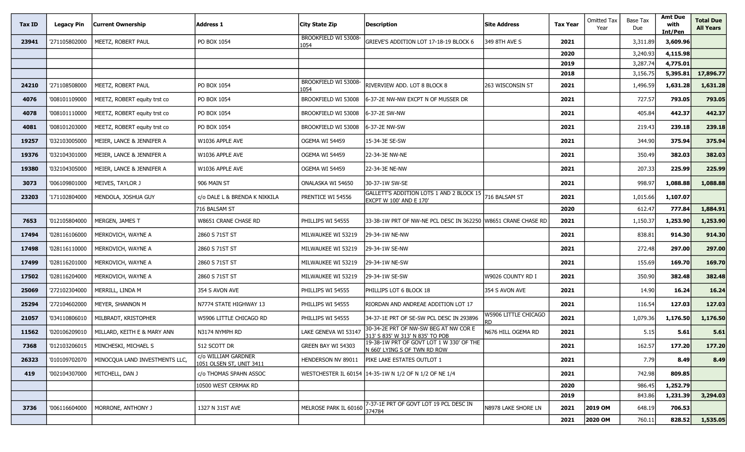| Tax ID | Legacy Pin | Current Ownership | Address 1 | City State Zip | Description | Site Address | Tax Year | Omitted Tax Year | Base Tax Due | Amt Due with Int/Pen | Total Due All Years |
|---|---|---|---|---|---|---|---|---|---|---|---|
| 23941 | '271105802000 | MEETZ, ROBERT PAUL | PO BOX 1054 | BROOKFIELD WI 53008-1054 | GRIEVE'S ADDITION LOT 17-18-19 BLOCK 6 | 349 8TH AVE S | 2021 | | 3,311.89 | 3,609.96 | |
| | | | | | | | 2020 | | 3,240.93 | 4,115.98 | |
| | | | | | | | 2019 | | 3,287.74 | 4,775.01 | |
| | | | | | | | 2018 | | 3,156.75 | 5,395.81 | 17,896.77 |
| 24210 | '271108508000 | MEETZ, ROBERT PAUL | PO BOX 1054 | BROOKFIELD WI 53008-1054 | RIVERVIEW ADD. LOT 8 BLOCK 8 | 263 WISCONSIN ST | 2021 | | 1,496.59 | 1,631.28 | 1,631.28 |
| 4076 | '008101109000 | MEETZ, ROBERT equity trst co | PO BOX 1054 | BROOKFIELD WI 53008 | 6-37-2E NW-NW EXCPT N OF MUSSER DR | | 2021 | | 727.57 | 793.05 | 793.05 |
| 4078 | '008101110000 | MEETZ, ROBERT equity trst co | PO BOX 1054 | BROOKFIELD WI 53008 | 6-37-2E SW-NW | | 2021 | | 405.84 | 442.37 | 442.37 |
| 4081 | '008101203000 | MEETZ, ROBERT equity trst co | PO BOX 1054 | BROOKFIELD WI 53008 | 6-37-2E NW-SW | | 2021 | | 219.43 | 239.18 | 239.18 |
| 19257 | '032103005000 | MEIER, LANCE & JENNIFER A | W1036 APPLE AVE | OGEMA WI 54459 | 15-34-3E SE-SW | | 2021 | | 344.90 | 375.94 | 375.94 |
| 19376 | '032104301000 | MEIER, LANCE & JENNIFER A | W1036 APPLE AVE | OGEMA WI 54459 | 22-34-3E NW-NE | | 2021 | | 350.49 | 382.03 | 382.03 |
| 19380 | '032104305000 | MEIER, LANCE & JENNIFER A | W1036 APPLE AVE | OGEMA WI 54459 | 22-34-3E NE-NW | | 2021 | | 207.33 | 225.99 | 225.99 |
| 3073 | '006109801000 | MEIVES, TAYLOR J | 906 MAIN ST | ONALASKA WI 54650 | 30-37-1W SW-SE | | 2021 | | 998.97 | 1,088.88 | 1,088.88 |
| 23203 | '171102804000 | MENDOLA, JOSHUA GUY | c/o DALE L & BRENDA K NIKKILA | PRENTICE WI 54556 | GALLETT'S ADDITION LOTS 1 AND 2 BLOCK 15 EXCPT W 100' AND E 170' | 716 BALSAM ST | 2021 | | 1,015.66 | 1,107.07 | |
| | | | 716 BALSAM ST | | | | 2020 | | 612.47 | 777.84 | 1,884.91 |
| 7653 | '012105804000 | MERGEN, JAMES T | W8651 CRANE CHASE RD | PHILLIPS WI 54555 | 33-38-1W PRT OF NW-NE PCL DESC IN 362250 | W8651 CRANE CHASE RD | 2021 | | 1,150.37 | 1,253.90 | 1,253.90 |
| 17494 | '028116106000 | MERKOVICH, WAYNE A | 2860 S 71ST ST | MILWAUKEE WI 53219 | 29-34-1W NE-NW | | 2021 | | 838.81 | 914.30 | 914.30 |
| 17498 | '028116110000 | MERKOVICH, WAYNE A | 2860 S 71ST ST | MILWAUKEE WI 53219 | 29-34-1W SE-NW | | 2021 | | 272.48 | 297.00 | 297.00 |
| 17499 | '028116201000 | MERKOVICH, WAYNE A | 2860 S 71ST ST | MILWAUKEE WI 53219 | 29-34-1W NE-SW | | 2021 | | 155.69 | 169.70 | 169.70 |
| 17502 | '028116204000 | MERKOVICH, WAYNE A | 2860 S 71ST ST | MILWAUKEE WI 53219 | 29-34-1W SE-SW | W9026 COUNTY RD I | 2021 | | 350.90 | 382.48 | 382.48 |
| 25069 | '272102304000 | MERRILL, LINDA M | 354 S AVON AVE | PHILLIPS WI 54555 | PHILLIPS LOT 6 BLOCK 18 | 354 S AVON AVE | 2021 | | 14.90 | 16.24 | 16.24 |
| 25294 | '272104602000 | MEYER, SHANNON M | N7774 STATE HIGHWAY 13 | PHILLIPS WI 54555 | RIORDAN AND ANDREAE ADDITION LOT 17 | | 2021 | | 116.54 | 127.03 | 127.03 |
| 21057 | '034110806010 | MILBRADT, KRISTOPHER | W5906 LITTLE CHICAGO RD | PHILLIPS WI 54555 | 34-37-1E PRT OF SE-SW PCL DESC IN 293896 | W5906 LITTLE CHICAGO RD | 2021 | | 1,079.36 | 1,176.50 | 1,176.50 |
| 11562 | '020106209010 | MILLARD, KEITH E & MARY ANN | N3174 NYMPH RD | LAKE GENEVA WI 53147 | 30-34-2E PRT OF NW-SW BEG AT NW COR E 313' S 835' W 313' N 835' TO POB | N676 HILL OGEMA RD | 2021 | | 5.15 | 5.61 | 5.61 |
| 7368 | '012103206015 | MINCHESKI, MICHAEL S | 512 SCOTT DR | GREEN BAY WI 54303 | 19-38-1W PRT OF GOVT LOT 1 W 330' OF THE N 660' LYING S OF TWN RD ROW | | 2021 | | 162.57 | 177.20 | 177.20 |
| 26323 | '010109702070 | MINOCQUA LAND INVESTMENTS LLC, | c/o WILLIAM GARDNER 1051 OLSEN ST, UNIT 3411 | HENDERSON NV 89011 | PIKE LAKE ESTATES OUTLOT 1 | | 2021 | | 7.79 | 8.49 | 8.49 |
| 419 | '002104307000 | MITCHELL, DAN J | c/o THOMAS SPAHN ASSOC | WESTCHESTER IL 60154 | 14-35-1W N 1/2 OF N 1/2 OF NE 1/4 | | 2021 | | 742.98 | 809.85 | |
| | | | 10500 WEST CERMAK RD | | | | 2020 | | 986.45 | 1,252.79 | |
| | | | | | | | 2019 | | 843.86 | 1,231.39 | 3,294.03 |
| 3736 | '006116604000 | MORRONE, ANTHONY J | 1327 N 31ST AVE | MELROSE PARK IL 60160 | 7-37-1E PRT OF GOVT LOT 19 PCL DESC IN 374784 | N8978 LAKE SHORE LN | 2021 | 2019 OM | 648.19 | 706.53 | |
| | | | | | | | 2021 | 2020 OM | 760.11 | 828.52 | 1,535.05 |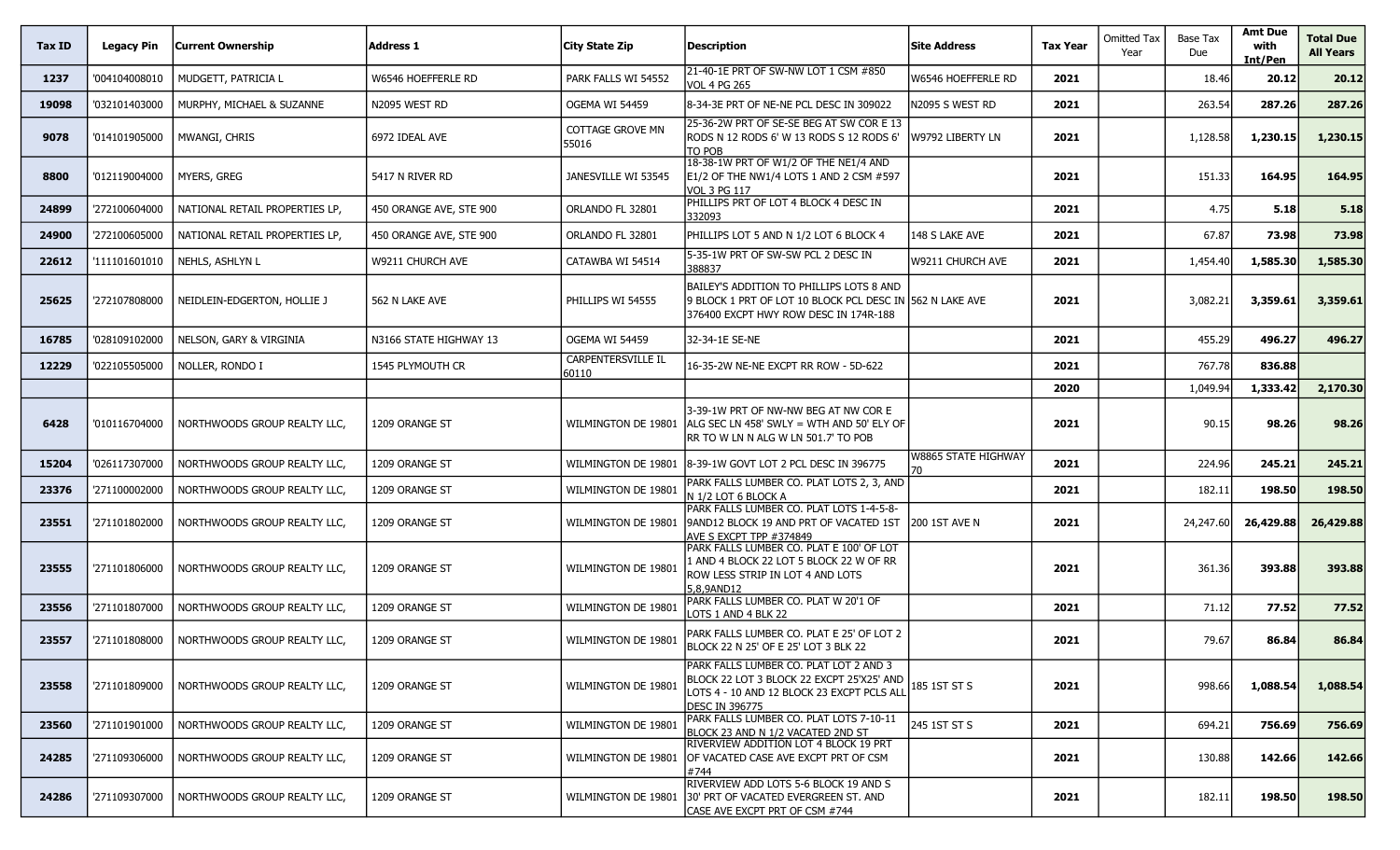| Tax ID | Legacy Pin | Current Ownership | Address 1 | City State Zip | Description | Site Address | Tax Year | Omitted Tax Year | Base Tax Due | Amt Due with Int/Pen | Total Due All Years |
|---|---|---|---|---|---|---|---|---|---|---|---|
| 1237 | '004104008010 | MUDGETT, PATRICIA L | W6546 HOEFFERLE RD | PARK FALLS WI 54552 | 21-40-1E PRT OF SW-NW LOT 1 CSM #850 VOL 4 PG 265 | W6546 HOEFFERLE RD | 2021 | | 18.46 | 20.12 | 20.12 |
| 19098 | '032101403000 | MURPHY, MICHAEL & SUZANNE | N2095 WEST RD | OGEMA WI 54459 | 8-34-3E PRT OF NE-NE PCL DESC IN 309022 | N2095 S WEST RD | 2021 | | 263.54 | 287.26 | 287.26 |
| 9078 | '014101905000 | MWANGI, CHRIS | 6972 IDEAL AVE | COTTAGE GROVE MN 55016 | 25-36-2W PRT OF SE-SE BEG AT SW COR E 13 RODS N 12 RODS 6' W 13 RODS S 12 RODS 6' TO POB | W9792 LIBERTY LN | 2021 | | 1,128.58 | 1,230.15 | 1,230.15 |
| 8800 | '012119004000 | MYERS, GREG | 5417 N RIVER RD | JANESVILLE WI 53545 | 18-38-1W PRT OF W1/2 OF THE NE1/4 AND E1/2 OF THE NW1/4 LOTS 1 AND 2 CSM #597 VOL 3 PG 117 | | 2021 | | 151.33 | 164.95 | 164.95 |
| 24899 | '272100604000 | NATIONAL RETAIL PROPERTIES LP, | 450 ORANGE AVE, STE 900 | ORLANDO FL 32801 | PHILLIPS PRT OF LOT 4 BLOCK 4 DESC IN 332093 | | 2021 | | 4.75 | 5.18 | 5.18 |
| 24900 | '272100605000 | NATIONAL RETAIL PROPERTIES LP, | 450 ORANGE AVE, STE 900 | ORLANDO FL 32801 | PHILLIPS LOT 5 AND N 1/2 LOT 6 BLOCK 4 | 148 S LAKE AVE | 2021 | | 67.87 | 73.98 | 73.98 |
| 22612 | '111101601010 | NEHLS, ASHLYN L | W9211 CHURCH AVE | CATAWBA WI 54514 | 5-35-1W PRT OF SW-SW PCL 2 DESC IN 388837 | W9211 CHURCH AVE | 2021 | | 1,454.40 | 1,585.30 | 1,585.30 |
| 25625 | '272107808000 | NEIDLEIN-EDGERTON, HOLLIE J | 562 N LAKE AVE | PHILLIPS WI 54555 | BAILEY'S ADDITION TO PHILLIPS LOTS 8 AND 9 BLOCK 1 PRT OF LOT 10 BLOCK PCL DESC IN 376400 EXCPT HWY ROW DESC IN 174R-188 | 562 N LAKE AVE | 2021 | | 3,082.21 | 3,359.61 | 3,359.61 |
| 16785 | '028109102000 | NELSON, GARY & VIRGINIA | N3166 STATE HIGHWAY 13 | OGEMA WI 54459 | 32-34-1E SE-NE | | 2021 | | 455.29 | 496.27 | 496.27 |
| 12229 | '022105505000 | NOLLER, RONDO I | 1545 PLYMOUTH CR | CARPENTERSVILLE IL 60110 | 16-35-2W NE-NE EXCPT RR ROW - 5D-622 | | 2021 | | 767.78 | 836.88 | |
| | | | | | | | 2020 | | 1,049.94 | 1,333.42 | 2,170.30 |
| 6428 | '010116704000 | NORTHWOODS GROUP REALTY LLC, | 1209 ORANGE ST | WILMINGTON DE 19801 | 3-39-1W PRT OF NW-NW BEG AT NW COR E ALG SEC LN 458' SWLY = WTH AND 50' ELY OF RR TO W LN N ALG W LN 501.7' TO POB | | 2021 | | 90.15 | 98.26 | 98.26 |
| 15204 | '026117307000 | NORTHWOODS GROUP REALTY LLC, | 1209 ORANGE ST | WILMINGTON DE 19801 | 8-39-1W GOVT LOT 2 PCL DESC IN 396775 | W8865 STATE HIGHWAY 70 | 2021 | | 224.96 | 245.21 | 245.21 |
| 23376 | '271100002000 | NORTHWOODS GROUP REALTY LLC, | 1209 ORANGE ST | WILMINGTON DE 19801 | PARK FALLS LUMBER CO. PLAT LOTS 2, 3, AND N 1/2 LOT 6 BLOCK A | | 2021 | | 182.11 | 198.50 | 198.50 |
| 23551 | '271101802000 | NORTHWOODS GROUP REALTY LLC, | 1209 ORANGE ST | WILMINGTON DE 19801 | PARK FALLS LUMBER CO. PLAT LOTS 1-4-5-8-9AND12 BLOCK 19 AND PRT OF VACATED 1ST AVE S EXCPT TPP #374849 | 200 1ST AVE N | 2021 | | 24,247.60 | 26,429.88 | 26,429.88 |
| 23555 | '271101806000 | NORTHWOODS GROUP REALTY LLC, | 1209 ORANGE ST | WILMINGTON DE 19801 | PARK FALLS LUMBER CO. PLAT E 100' OF LOT 1 AND 4 BLOCK 22 LOT 5 BLOCK 22 W OF RR ROW LESS STRIP IN LOT 4 AND LOTS 5,8,9AND12 | | 2021 | | 361.36 | 393.88 | 393.88 |
| 23556 | '271101807000 | NORTHWOODS GROUP REALTY LLC, | 1209 ORANGE ST | WILMINGTON DE 19801 | PARK FALLS LUMBER CO. PLAT W 20'1 OF LOTS 1 AND 4 BLK 22 | | 2021 | | 71.12 | 77.52 | 77.52 |
| 23557 | '271101808000 | NORTHWOODS GROUP REALTY LLC, | 1209 ORANGE ST | WILMINGTON DE 19801 | PARK FALLS LUMBER CO. PLAT E 25' OF LOT 2 BLOCK 22 N 25' OF E 25' LOT 3 BLK 22 | | 2021 | | 79.67 | 86.84 | 86.84 |
| 23558 | '271101809000 | NORTHWOODS GROUP REALTY LLC, | 1209 ORANGE ST | WILMINGTON DE 19801 | PARK FALLS LUMBER CO. PLAT LOT 2 AND 3 BLOCK 22 LOT 3 BLOCK 22 EXCPT 25'X25' AND LOTS 4 - 10 AND 12 BLOCK 23 EXCPT PCLS ALL DESC IN 396775 | 185 1ST ST S | 2021 | | 998.66 | 1,088.54 | 1,088.54 |
| 23560 | '271101901000 | NORTHWOODS GROUP REALTY LLC, | 1209 ORANGE ST | WILMINGTON DE 19801 | PARK FALLS LUMBER CO. PLAT LOTS 7-10-11 BLOCK 23 AND N 1/2 VACATED 2ND ST | 245 1ST ST S | 2021 | | 694.21 | 756.69 | 756.69 |
| 24285 | '271109306000 | NORTHWOODS GROUP REALTY LLC, | 1209 ORANGE ST | WILMINGTON DE 19801 | RIVERVIEW ADDITION LOT 4 BLOCK 19 PRT OF VACATED CASE AVE EXCPT PRT OF CSM #744 | | 2021 | | 130.88 | 142.66 | 142.66 |
| 24286 | '271109307000 | NORTHWOODS GROUP REALTY LLC, | 1209 ORANGE ST | WILMINGTON DE 19801 | RIVERVIEW ADD LOTS 5-6 BLOCK 19 AND S 30' PRT OF VACATED EVERGREEN ST. AND CASE AVE EXCPT PRT OF CSM #744 | | 2021 | | 182.11 | 198.50 | 198.50 |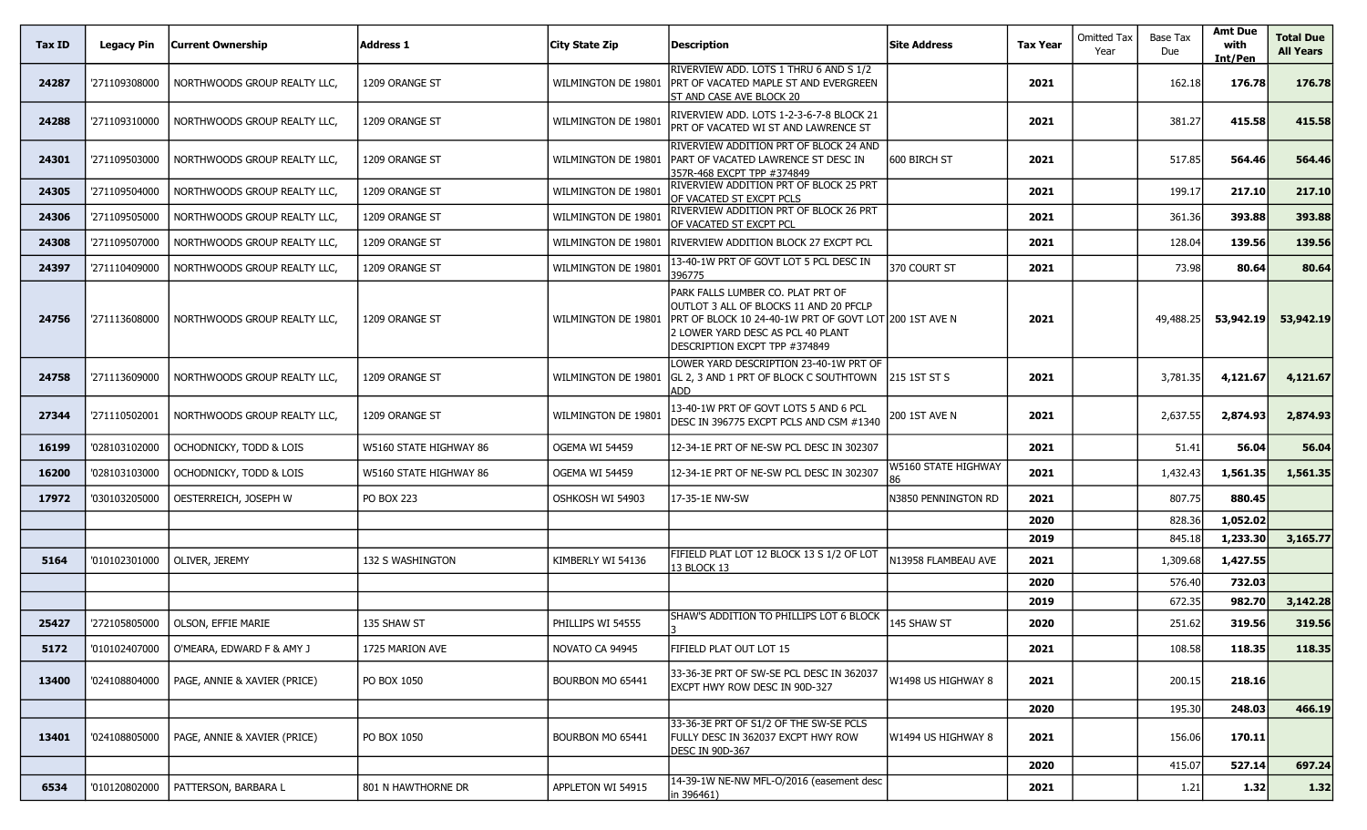| Tax ID | Legacy Pin | Current Ownership | Address 1 | City State Zip | Description | Site Address | Tax Year | Omitted Tax Year | Base Tax Due | Amt Due with Int/Pen | Total Due All Years |
|---|---|---|---|---|---|---|---|---|---|---|---|
| 24287 | '271109308000 | NORTHWOODS GROUP REALTY LLC, | 1209 ORANGE ST | WILMINGTON DE 19801 | RIVERVIEW ADD. LOTS 1 THRU 6 AND S 1/2 PRT OF VACATED MAPLE ST AND EVERGREEN ST AND CASE AVE BLOCK 20 | | 2021 | | 162.18 | 176.78 | 176.78 |
| 24288 | '271109310000 | NORTHWOODS GROUP REALTY LLC, | 1209 ORANGE ST | WILMINGTON DE 19801 | RIVERVIEW ADD. LOTS 1-2-3-6-7-8 BLOCK 21 PRT OF VACATED WI ST AND LAWRENCE ST | | 2021 | | 381.27 | 415.58 | 415.58 |
| 24301 | '271109503000 | NORTHWOODS GROUP REALTY LLC, | 1209 ORANGE ST | WILMINGTON DE 19801 | RIVERVIEW ADDITION PRT OF BLOCK 24 AND PART OF VACATED LAWRENCE ST DESC IN 357R-468 EXCPT TPP #374849 | 600 BIRCH ST | 2021 | | 517.85 | 564.46 | 564.46 |
| 24305 | '271109504000 | NORTHWOODS GROUP REALTY LLC, | 1209 ORANGE ST | WILMINGTON DE 19801 | RIVERVIEW ADDITION PRT OF BLOCK 25 PRT OF VACATED ST EXCPT PCLS | | 2021 | | 199.17 | 217.10 | 217.10 |
| 24306 | '271109505000 | NORTHWOODS GROUP REALTY LLC, | 1209 ORANGE ST | WILMINGTON DE 19801 | RIVERVIEW ADDITION PRT OF BLOCK 26 PRT OF VACATED ST EXCPT PCL | | 2021 | | 361.36 | 393.88 | 393.88 |
| 24308 | '271109507000 | NORTHWOODS GROUP REALTY LLC, | 1209 ORANGE ST | WILMINGTON DE 19801 | RIVERVIEW ADDITION BLOCK 27 EXCPT PCL | | 2021 | | 128.04 | 139.56 | 139.56 |
| 24397 | '271110409000 | NORTHWOODS GROUP REALTY LLC, | 1209 ORANGE ST | WILMINGTON DE 19801 | 13-40-1W PRT OF GOVT LOT 5 PCL DESC IN 396775 | 370 COURT ST | 2021 | | 73.98 | 80.64 | 80.64 |
| 24756 | '271113608000 | NORTHWOODS GROUP REALTY LLC, | 1209 ORANGE ST | WILMINGTON DE 19801 | PARK FALLS LUMBER CO. PLAT PRT OF OUTLOT 3 ALL OF BLOCKS 11 AND 20 PFCLP PRT OF BLOCK 10 24-40-1W PRT OF GOVT LOT 2 LOWER YARD DESC AS PCL 40 PLANT DESCRIPTION EXCPT TPP #374849 | 200 1ST AVE N | 2021 | | 49,488.25 | 53,942.19 | 53,942.19 |
| 24758 | '271113609000 | NORTHWOODS GROUP REALTY LLC, | 1209 ORANGE ST | WILMINGTON DE 19801 | LOWER YARD DESCRIPTION 23-40-1W PRT OF GL 2, 3 AND 1 PRT OF BLOCK C SOUTHTOWN ADD | 215 1ST ST S | 2021 | | 3,781.35 | 4,121.67 | 4,121.67 |
| 27344 | '271110502001 | NORTHWOODS GROUP REALTY LLC, | 1209 ORANGE ST | WILMINGTON DE 19801 | 13-40-1W PRT OF GOVT LOTS 5 AND 6 PCL DESC IN 396775 EXCPT PCLS AND CSM #1340 | 200 1ST AVE N | 2021 | | 2,637.55 | 2,874.93 | 2,874.93 |
| 16199 | '028103102000 | OCHODNICKY, TODD & LOIS | W5160 STATE HIGHWAY 86 | OGEMA WI 54459 | 12-34-1E PRT OF NE-SW PCL DESC IN 302307 | | 2021 | | 51.41 | 56.04 | 56.04 |
| 16200 | '028103103000 | OCHODNICKY, TODD & LOIS | W5160 STATE HIGHWAY 86 | OGEMA WI 54459 | 12-34-1E PRT OF NE-SW PCL DESC IN 302307 | W5160 STATE HIGHWAY 86 | 2021 | | 1,432.43 | 1,561.35 | 1,561.35 |
| 17972 | '030103205000 | OESTERREICH, JOSEPH W | PO BOX 223 | OSHKOSH WI 54903 | 17-35-1E NW-SW | N3850 PENNINGTON RD | 2021 | | 807.75 | 880.45 | |
| | | | | | | | 2020 | | 828.36 | 1,052.02 | |
| | | | | | | | 2019 | | 845.18 | 1,233.30 | 3,165.77 |
| 5164 | '010102301000 | OLIVER, JEREMY | 132 S WASHINGTON | KIMBERLY WI 54136 | FIFIELD PLAT LOT 12 BLOCK 13 S 1/2 OF LOT 13 BLOCK 13 | N13958 FLAMBEAU AVE | 2021 | | 1,309.68 | 1,427.55 | |
| | | | | | | | 2020 | | 576.40 | 732.03 | |
| | | | | | | | 2019 | | 672.35 | 982.70 | 3,142.28 |
| 25427 | '272105805000 | OLSON, EFFIE MARIE | 135 SHAW ST | PHILLIPS WI 54555 | SHAW'S ADDITION TO PHILLIPS LOT 6 BLOCK 3 | 145 SHAW ST | 2020 | | 251.62 | 319.56 | 319.56 |
| 5172 | '010102407000 | O'MEARA, EDWARD F & AMY J | 1725 MARION AVE | NOVATO CA 94945 | FIFIELD PLAT OUT LOT 15 | | 2021 | | 108.58 | 118.35 | 118.35 |
| 13400 | '024108804000 | PAGE, ANNIE & XAVIER (PRICE) | PO BOX 1050 | BOURBON MO 65441 | 33-36-3E PRT OF SW-SE PCL DESC IN 362037 EXCPT HWY ROW DESC IN 90D-327 | W1498 US HIGHWAY 8 | 2021 | | 200.15 | 218.16 | |
| | | | | | | | 2020 | | 195.30 | 248.03 | 466.19 |
| 13401 | '024108805000 | PAGE, ANNIE & XAVIER (PRICE) | PO BOX 1050 | BOURBON MO 65441 | 33-36-3E PRT OF S1/2 OF THE SW-SE PCLS FULLY DESC IN 362037 EXCPT HWY ROW DESC IN 90D-367 | W1494 US HIGHWAY 8 | 2021 | | 156.06 | 170.11 | |
| | | | | | | | 2020 | | 415.07 | 527.14 | 697.24 |
| 6534 | '010120802000 | PATTERSON, BARBARA L | 801 N HAWTHORNE DR | APPLETON WI 54915 | 14-39-1W NE-NW MFL-O/2016 (easement desc in 396461) | | 2021 | | 1.21 | 1.32 | 1.32 |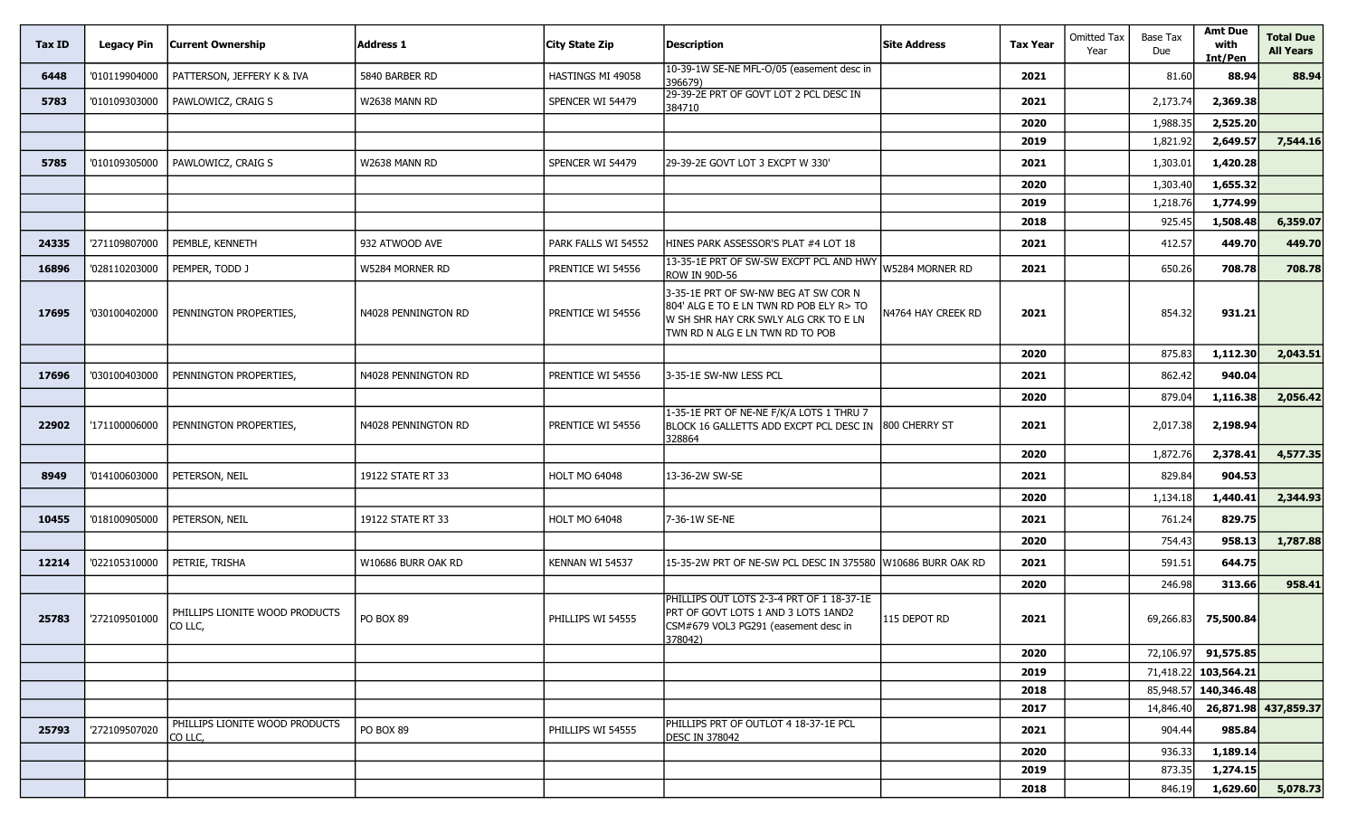| Tax ID | Legacy Pin | Current Ownership | Address 1 | City State Zip | Description | Site Address | Tax Year | Omitted Tax Year | Base Tax Due | Amt Due with Int/Pen | Total Due All Years |
|---|---|---|---|---|---|---|---|---|---|---|---|
| 6448 | '010119904000 | PATTERSON, JEFFERY K & IVA | 5840 BARBER RD | HASTINGS MI 49058 | 10-39-1W SE-NE MFL-O/05 (easement desc in 396679) | | 2021 | | 81.60 | 88.94 | 88.94 |
| 5783 | '010109303000 | PAWLOWICZ, CRAIG S | W2638 MANN RD | SPENCER WI 54479 | 29-39-2E PRT OF GOVT LOT 2 PCL DESC IN 384710 | | 2021 | | 2,173.74 | 2,369.38 | |
| | | | | | | | 2020 | | 1,988.35 | 2,525.20 | |
| | | | | | | | 2019 | | 1,821.92 | 2,649.57 | 7,544.16 |
| 5785 | '010109305000 | PAWLOWICZ, CRAIG S | W2638 MANN RD | SPENCER WI 54479 | 29-39-2E GOVT LOT 3 EXCPT W 330' | | 2021 | | 1,303.01 | 1,420.28 | |
| | | | | | | | 2020 | | 1,303.40 | 1,655.32 | |
| | | | | | | | 2019 | | 1,218.76 | 1,774.99 | |
| | | | | | | | 2018 | | 925.45 | 1,508.48 | 6,359.07 |
| 24335 | '271109807000 | PEMBLE, KENNETH | 932 ATWOOD AVE | PARK FALLS WI 54552 | HINES PARK ASSESSOR'S PLAT #4 LOT 18 | | 2021 | | 412.57 | 449.70 | 449.70 |
| 16896 | '028110203000 | PEMPER, TODD J | W5284 MORNER RD | PRENTICE WI 54556 | 13-35-1E PRT OF SW-SW EXCPT PCL AND HWY ROW IN 90D-56 | W5284 MORNER RD | 2021 | | 650.26 | 708.78 | 708.78 |
| 17695 | '030100402000 | PENNINGTON PROPERTIES, | N4028 PENNINGTON RD | PRENTICE WI 54556 | 3-35-1E PRT OF SW-NW BEG AT SW COR N 804' ALG E TO E LN TWN RD POB ELY R> TO W SH SHR HAY CRK SWLY ALG CRK TO E LN TWN RD N ALG E LN TWN RD TO POB | N4764 HAY CREEK RD | 2021 | | 854.32 | 931.21 | |
| | | | | | | | 2020 | | 875.83 | 1,112.30 | 2,043.51 |
| 17696 | '030100403000 | PENNINGTON PROPERTIES, | N4028 PENNINGTON RD | PRENTICE WI 54556 | 3-35-1E SW-NW LESS PCL | | 2021 | | 862.42 | 940.04 | |
| | | | | | | | 2020 | | 879.04 | 1,116.38 | 2,056.42 |
| 22902 | '171100006000 | PENNINGTON PROPERTIES, | N4028 PENNINGTON RD | PRENTICE WI 54556 | 1-35-1E PRT OF NE-NE F/K/A LOTS 1 THRU 7 BLOCK 16 GALLETTS ADD EXCPT PCL DESC IN 328864 | 800 CHERRY ST | 2021 | | 2,017.38 | 2,198.94 | |
| | | | | | | | 2020 | | 1,872.76 | 2,378.41 | 4,577.35 |
| 8949 | '014100603000 | PETERSON, NEIL | 19122 STATE RT 33 | HOLT MO 64048 | 13-36-2W SW-SE | | 2021 | | 829.84 | 904.53 | |
| | | | | | | | 2020 | | 1,134.18 | 1,440.41 | 2,344.93 |
| 10455 | '018100905000 | PETERSON, NEIL | 19122 STATE RT 33 | HOLT MO 64048 | 7-36-1W SE-NE | | 2021 | | 761.24 | 829.75 | |
| | | | | | | | 2020 | | 754.43 | 958.13 | 1,787.88 |
| 12214 | '022105310000 | PETRIE, TRISHA | W10686 BURR OAK RD | KENNAN WI 54537 | 15-35-2W PRT OF NE-SW PCL DESC IN 375580 | W10686 BURR OAK RD | 2021 | | 591.51 | 644.75 | |
| | | | | | | | 2020 | | 246.98 | 313.66 | 958.41 |
| 25783 | '272109501000 | PHILLIPS LIONITE WOOD PRODUCTS CO LLC, | PO BOX 89 | PHILLIPS WI 54555 | PHILLIPS OUT LOTS 2-3-4 PRT OF 1 18-37-1E PRT OF GOVT LOTS 1 AND 3 LOTS 1AND2 CSM#679 VOL3 PG291 (easement desc in 378042) | 115 DEPOT RD | 2021 | | 69,266.83 | 75,500.84 | |
| | | | | | | | 2020 | | 72,106.97 | 91,575.85 | |
| | | | | | | | 2019 | | 71,418.22 | 103,564.21 | |
| | | | | | | | 2018 | | 85,948.57 | 140,346.48 | |
| | | | | | | | 2017 | | 14,846.40 | 26,871.98 | 437,859.37 |
| 25793 | '272109507020 | PHILLIPS LIONITE WOOD PRODUCTS CO LLC, | PO BOX 89 | PHILLIPS WI 54555 | PHILLIPS PRT OF OUTLOT 4 18-37-1E PCL DESC IN 378042 | | 2021 | | 904.44 | 985.84 | |
| | | | | | | | 2020 | | 936.33 | 1,189.14 | |
| | | | | | | | 2019 | | 873.35 | 1,274.15 | |
| | | | | | | | 2018 | | 846.19 | 1,629.60 | 5,078.73 |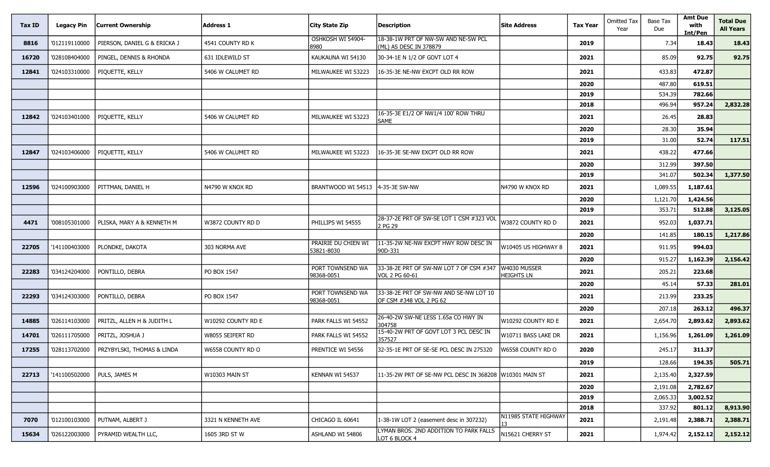| Tax ID | Legacy Pin | Current Ownership | Address 1 | City State Zip | Description | Site Address | Tax Year | Omitted Tax Year | Base Tax Due | Amt Due with Int/Pen | Total Due All Years |
|---|---|---|---|---|---|---|---|---|---|---|---|
| 8816 | '012119110000 | PIERSON, DANIEL G & ERICKA J | 4541 COUNTY RD K | OSHKOSH WI 54904-8980 | 18-38-1W PRT OF NW-SW AND NE-SW PCL (ML) AS DESC IN 378879 | | 2019 | | 7.34 | 18.43 | 18.43 |
| 16720 | '028108404000 | PINGEL, DENNIS & RHONDA | 631 IDLEWILD ST | KAUKAUNA WI 54130 | 30-34-1E N 1/2 OF GOVT LOT 4 | | 2021 | | 85.09 | 92.75 | 92.75 |
| 12841 | '024103310000 | PIQUETTE, KELLY | 5406 W CALUMET RD | MILWAUKEE WI 53223 | 16-35-3E NE-NW EXCPT OLD RR ROW | | 2021 | | 433.83 | 472.87 | |
| | | | | | | | 2020 | | 487.80 | 619.51 | |
| | | | | | | | 2019 | | 534.39 | 782.66 | |
| | | | | | | | 2018 | | 496.94 | 957.24 | 2,832.28 |
| 12842 | '024103401000 | PIQUETTE, KELLY | 5406 W CALUMET RD | MILWAUKEE WI 53223 | 16-35-3E E1/2 OF NW1/4 100' ROW THRU SAME | | 2021 | | 26.45 | 28.83 | |
| | | | | | | | 2020 | | 28.30 | 35.94 | |
| | | | | | | | 2019 | | 31.00 | 52.74 | 117.51 |
| 12847 | '024103406000 | PIQUETTE, KELLY | 5406 W CALUMET RD | MILWAUKEE WI 53223 | 16-35-3E SE-NW EXCPT OLD RR ROW | | 2021 | | 438.22 | 477.66 | |
| | | | | | | | 2020 | | 312.99 | 397.50 | |
| | | | | | | | 2019 | | 341.07 | 502.34 | 1,377.50 |
| 12596 | '024100903000 | PITTMAN, DANIEL H | N4790 W KNOX RD | BRANTWOOD WI 54513 | 4-35-3E SW-NW | N4790 W KNOX RD | 2021 | | 1,089.55 | 1,187.61 | |
| | | | | | | | 2020 | | 1,121.70 | 1,424.56 | |
| | | | | | | | 2019 | | 353.71 | 512.88 | 3,125.05 |
| 4471 | '008105301000 | PLISKA, MARY A & KENNETH M | W3872 COUNTY RD D | PHILLIPS WI 54555 | 28-37-2E PRT OF SW-SE LOT 1 CSM #323 VOL 2 PG 29 | W3872 COUNTY RD D | 2021 | | 952.03 | 1,037.71 | |
| | | | | | | | 2020 | | 141.85 | 180.15 | 1,217.86 |
| 22705 | '141100403000 | PLONDKE, DAKOTA | 303 NORMA AVE | PRAIRIE DU CHIEN WI 53821-8030 | 11-35-2W NE-NW EXCPT HWY ROW DESC IN 90D-331 | W10405 US HIGHWAY 8 | 2021 | | 911.95 | 994.03 | |
| | | | | | | | 2020 | | 915.27 | 1,162.39 | 2,156.42 |
| 22283 | '034124204000 | PONTILLO, DEBRA | PO BOX 1547 | PORT TOWNSEND WA 98368-0051 | 33-38-2E PRT OF SW-NW LOT 7 OF CSM #347 VOL 2 PG 60-61 | W4030 MUSSER HEIGHTS LN | 2021 | | 205.21 | 223.68 | |
| | | | | | | | 2020 | | 45.14 | 57.33 | 281.01 |
| 22293 | '034124303000 | PONTILLO, DEBRA | PO BOX 1547 | PORT TOWNSEND WA 98368-0051 | 33-38-2E PRT OF SW-NW AND SE-NW LOT 10 OF CSM #348 VOL 2 PG 62 | | 2021 | | 213.99 | 233.25 | |
| | | | | | | | 2020 | | 207.18 | 263.12 | 496.37 |
| 14885 | '026114103000 | PRITZL, ALLEN H & JUDITH L | W10292 COUNTY RD E | PARK FALLS WI 54552 | 26-40-2W SW-NE LESS 1.65a CO HWY IN 304758 | W10292 COUNTY RD E | 2021 | | 2,654.70 | 2,893.62 | 2,893.62 |
| 14701 | '026111705000 | PRITZL, JOSHUA J | W8055 SEIFERT RD | PARK FALLS WI 54552 | 15-40-2W PRT OF GOVT LOT 3 PCL DESC IN 357527 | W10711 BASS LAKE DR | 2021 | | 1,156.96 | 1,261.09 | 1,261.09 |
| 17255 | '028113702000 | PRZYBYLSKI, THOMAS & LINDA | W6558 COUNTY RD O | PRENTICE WI 54556 | 32-35-1E PRT OF SE-SE PCL DESC IN 275320 | W6558 COUNTY RD O | 2020 | | 245.17 | 311.37 | |
| | | | | | | | 2019 | | 128.66 | 194.35 | 505.71 |
| 22713 | '141100502000 | PULS, JAMES M | W10303 MAIN ST | KENNAN WI 54537 | 11-35-2W PRT OF SE-NW PCL DESC IN 368208 | W10301 MAIN ST | 2021 | | 2,135.40 | 2,327.59 | |
| | | | | | | | 2020 | | 2,191.08 | 2,782.67 | |
| | | | | | | | 2019 | | 2,065.33 | 3,002.52 | |
| | | | | | | | 2018 | | 337.92 | 801.12 | 8,913.90 |
| 7070 | '012100103000 | PUTNAM, ALBERT J | 3321 N KENNETH AVE | CHICAGO IL 60641 | 1-38-1W LOT 2 (easement desc in 307232) | N11985 STATE HIGHWAY 13 | 2021 | | 2,191.48 | 2,388.71 | 2,388.71 |
| 15634 | '026122003000 | PYRAMID WEALTH LLC, | 1605 3RD ST W | ASHLAND WI 54806 | LYMAN BROS. 2ND ADDITION TO PARK FALLS LOT 6 BLOCK 4 | N15621 CHERRY ST | 2021 | | 1,974.42 | 2,152.12 | 2,152.12 |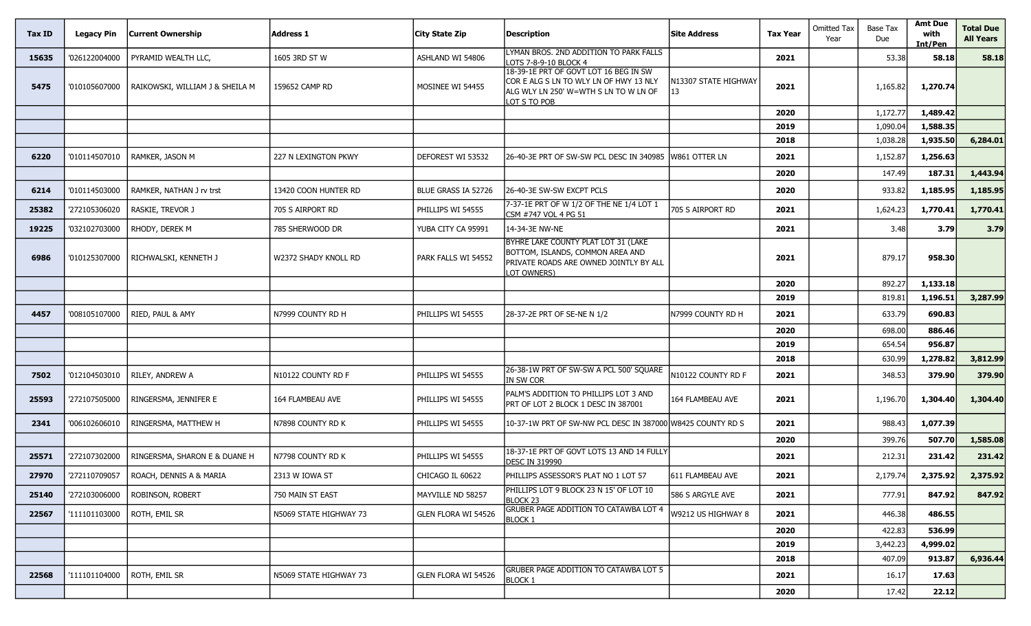| Tax ID | Legacy Pin | Current Ownership | Address 1 | City State Zip | Description | Site Address | Tax Year | Omitted Tax Year | Base Tax Due | Amt Due with Int/Pen | Total Due All Years |
|---|---|---|---|---|---|---|---|---|---|---|---|
| 15635 | '026122004000 | PYRAMID WEALTH LLC, | 1605 3RD ST W | ASHLAND WI 54806 | LYMAN BROS. 2ND ADDITION TO PARK FALLS LOTS 7-8-9-10 BLOCK 4 | | 2021 | | 53.38 | 58.18 | 58.18 |
| 5475 | '010105607000 | RAIKOWSKI, WILLIAM J & SHEILA M | 159652 CAMP RD | MOSINEE WI 54455 | 18-39-1E PRT OF GOVT LOT 16 BEG IN SW COR E ALG S LN TO WLY LN OF HWY 13 NLY ALG WLY LN 250' W=WTH S LN TO W LN OF LOT S TO POB | N13307 STATE HIGHWAY 13 | 2021 | | 1,165.82 | 1,270.74 | |
| | | | | | | | 2020 | | 1,172.77 | 1,489.42 | |
| | | | | | | | 2019 | | 1,090.04 | 1,588.35 | |
| | | | | | | | 2018 | | 1,038.28 | 1,935.50 | 6,284.01 |
| 6220 | '010114507010 | RAMKER, JASON M | 227 N LEXINGTON PKWY | DEFOREST WI 53532 | 26-40-3E PRT OF SW-SW PCL DESC IN 340985 | W861 OTTER LN | 2021 | | 1,152.87 | 1,256.63 | |
| | | | | | | | 2020 | | 147.49 | 187.31 | 1,443.94 |
| 6214 | '010114503000 | RAMKER, NATHAN J rv trst | 13420 COON HUNTER RD | BLUE GRASS IA 52726 | 26-40-3E SW-SW EXCPT PCLS | | 2020 | | 933.82 | 1,185.95 | 1,185.95 |
| 25382 | '272105306020 | RASKIE, TREVOR J | 705 S AIRPORT RD | PHILLIPS WI 54555 | 7-37-1E PRT OF W 1/2 OF THE NE 1/4 LOT 1 CSM #747 VOL 4 PG 51 | 705 S AIRPORT RD | 2021 | | 1,624.23 | 1,770.41 | 1,770.41 |
| 19225 | '032102703000 | RHODY, DEREK M | 785 SHERWOOD DR | YUBA CITY CA 95991 | 14-34-3E NW-NE | | 2021 | | 3.48 | 3.79 | 3.79 |
| 6986 | '010125307000 | RICHWALSKI, KENNETH J | W2372 SHADY KNOLL RD | PARK FALLS WI 54552 | BYHRE LAKE COUNTY PLAT LOT 31 (LAKE BOTTOM, ISLANDS, COMMON AREA AND PRIVATE ROADS ARE OWNED JOINTLY BY ALL LOT OWNERS) | | 2021 | | 879.17 | 958.30 | |
| | | | | | | | 2020 | | 892.27 | 1,133.18 | |
| | | | | | | | 2019 | | 819.81 | 1,196.51 | 3,287.99 |
| 4457 | '008105107000 | RIED, PAUL & AMY | N7999 COUNTY RD H | PHILLIPS WI 54555 | 28-37-2E PRT OF SE-NE N 1/2 | N7999 COUNTY RD H | 2021 | | 633.79 | 690.83 | |
| | | | | | | | 2020 | | 698.00 | 886.46 | |
| | | | | | | | 2019 | | 654.54 | 956.87 | |
| | | | | | | | 2018 | | 630.99 | 1,278.82 | 3,812.99 |
| 7502 | '012104503010 | RILEY, ANDREW A | N10122 COUNTY RD F | PHILLIPS WI 54555 | 26-38-1W PRT OF SW-SW A PCL 500' SQUARE IN SW COR | N10122 COUNTY RD F | 2021 | | 348.53 | 379.90 | 379.90 |
| 25593 | '272107505000 | RINGERSMA, JENNIFER E | 164 FLAMBEAU AVE | PHILLIPS WI 54555 | PALM'S ADDITION TO PHILLIPS LOT 3 AND PRT OF LOT 2 BLOCK 1 DESC IN 387001 | 164 FLAMBEAU AVE | 2021 | | 1,196.70 | 1,304.40 | 1,304.40 |
| 2341 | '006102606010 | RINGERSMA, MATTHEW H | N7898 COUNTY RD K | PHILLIPS WI 54555 | 10-37-1W PRT OF SW-NW PCL DESC IN 387000 | W8425 COUNTY RD S | 2021 | | 988.43 | 1,077.39 | |
| | | | | | | | 2020 | | 399.76 | 507.70 | 1,585.08 |
| 25571 | '272107302000 | RINGERSMA, SHARON E & DUANE H | N7798 COUNTY RD K | PHILLIPS WI 54555 | 18-37-1E PRT OF GOVT LOTS 13 AND 14 FULLY DESC IN 319990 | | 2021 | | 212.31 | 231.42 | 231.42 |
| 27970 | '272110709057 | ROACH, DENNIS A & MARIA | 2313 W IOWA ST | CHICAGO IL 60622 | PHILLIPS ASSESSOR'S PLAT NO 1 LOT 57 | 611 FLAMBEAU AVE | 2021 | | 2,179.74 | 2,375.92 | 2,375.92 |
| 25140 | '272103006000 | ROBINSON, ROBERT | 750 MAIN ST EAST | MAYVILLE ND 58257 | PHILLIPS LOT 9 BLOCK 23 N 15' OF LOT 10 BLOCK 23 | 586 S ARGYLE AVE | 2021 | | 777.91 | 847.92 | 847.92 |
| 22567 | '111101103000 | ROTH, EMIL SR | N5069 STATE HIGHWAY 73 | GLEN FLORA WI 54526 | GRUBER PAGE ADDITION TO CATAWBA LOT 4 BLOCK 1 | W9212 US HIGHWAY 8 | 2021 | | 446.38 | 486.55 | |
| | | | | | | | 2020 | | 422.83 | 536.99 | |
| | | | | | | | 2019 | | 3,442.23 | 4,999.02 | |
| | | | | | | | 2018 | | 407.09 | 913.87 | 6,936.44 |
| 22568 | '111101104000 | ROTH, EMIL SR | N5069 STATE HIGHWAY 73 | GLEN FLORA WI 54526 | GRUBER PAGE ADDITION TO CATAWBA LOT 5 BLOCK 1 | | 2021 | | 16.17 | 17.63 | |
| | | | | | | | 2020 | | 17.42 | 22.12 | |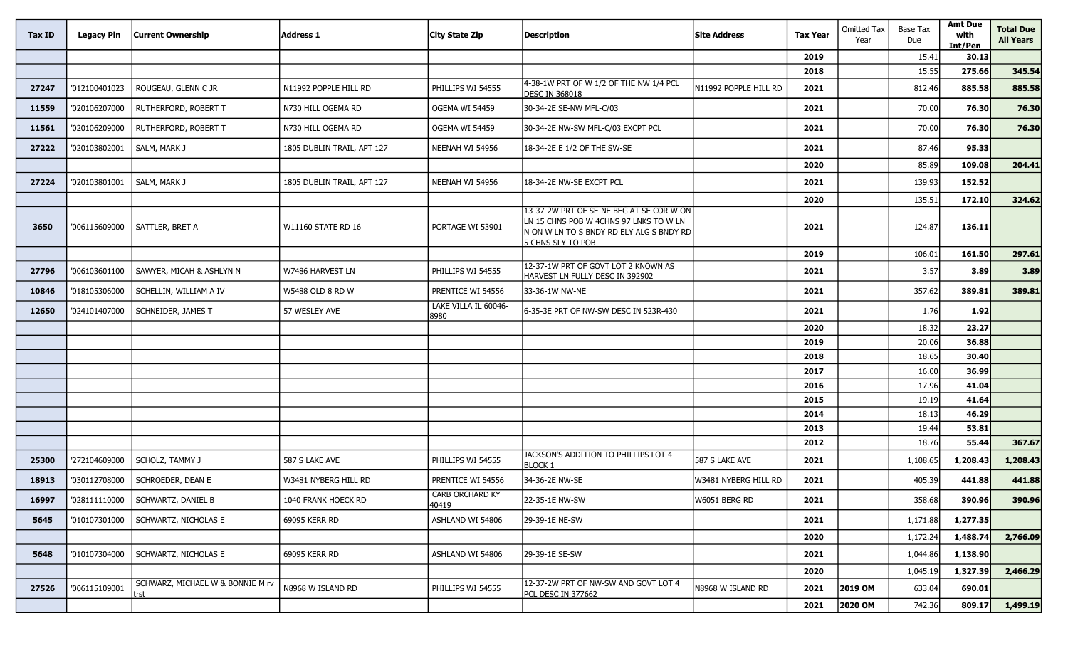| Tax ID | Legacy Pin | Current Ownership | Address 1 | City State Zip | Description | Site Address | Tax Year | Omitted Tax Year | Base Tax Due | Amt Due with Int/Pen | Total Due All Years |
|---|---|---|---|---|---|---|---|---|---|---|---|
| | | | | | | | 2019 | | 15.41 | 30.13 | |
| | | | | | | | 2018 | | 15.55 | 275.66 | 345.54 |
| 27247 | '012100401023 | ROUGEAU, GLENN C JR | N11992 POPPLE HILL RD | PHILLIPS WI 54555 | 4-38-1W PRT OF W 1/2 OF THE NW 1/4 PCL DESC IN 368018 | N11992 POPPLE HILL RD | 2021 | | 812.46 | 885.58 | 885.58 |
| 11559 | '020106207000 | RUTHERFORD, ROBERT T | N730 HILL OGEMA RD | OGEMA WI 54459 | 30-34-2E SE-NW MFL-C/03 | | 2021 | | 70.00 | 76.30 | 76.30 |
| 11561 | '020106209000 | RUTHERFORD, ROBERT T | N730 HILL OGEMA RD | OGEMA WI 54459 | 30-34-2E NW-SW MFL-C/03 EXCPT PCL | | 2021 | | 70.00 | 76.30 | 76.30 |
| 27222 | '020103802001 | SALM, MARK J | 1805 DUBLIN TRAIL, APT 127 | NEENAH WI 54956 | 18-34-2E E 1/2 OF THE SW-SE | | 2021 | | 87.46 | 95.33 | |
| | | | | | | | 2020 | | 85.89 | 109.08 | 204.41 |
| 27224 | '020103801001 | SALM, MARK J | 1805 DUBLIN TRAIL, APT 127 | NEENAH WI 54956 | 18-34-2E NW-SE EXCPT PCL | | 2021 | | 139.93 | 152.52 | |
| | | | | | | | 2020 | | 135.51 | 172.10 | 324.62 |
| 3650 | '006115609000 | SATTLER, BRET A | W11160 STATE RD 16 | PORTAGE WI 53901 | 13-37-2W PRT OF SE-NE BEG AT SE COR W ON LN 15 CHNS POB W 4CHNS 97 LNKS TO W LN N ON W LN TO S BNDY RD ELY ALG S BNDY RD 5 CHNS SLY TO POB | | 2021 | | 124.87 | 136.11 | |
| | | | | | | | 2019 | | 106.01 | 161.50 | 297.61 |
| 27796 | '006103601100 | SAWYER, MICAH & ASHLYN N | W7486 HARVEST LN | PHILLIPS WI 54555 | 12-37-1W PRT OF GOVT LOT 2 KNOWN AS HARVEST LN FULLY DESC IN 392902 | | 2021 | | 3.57 | 3.89 | 3.89 |
| 10846 | '018105306000 | SCHELLIN, WILLIAM A IV | W5488 OLD 8 RD W | PRENTICE WI 54556 | 33-36-1W NW-NE | | 2021 | | 357.62 | 389.81 | 389.81 |
| 12650 | '024101407000 | SCHNEIDER, JAMES T | 57 WESLEY AVE | LAKE VILLA IL 60046-8980 | 6-35-3E PRT OF NW-SW DESC IN 523R-430 | | 2021 | | 1.76 | 1.92 | |
| | | | | | | | 2020 | | 18.32 | 23.27 | |
| | | | | | | | 2019 | | 20.06 | 36.88 | |
| | | | | | | | 2018 | | 18.65 | 30.40 | |
| | | | | | | | 2017 | | 16.00 | 36.99 | |
| | | | | | | | 2016 | | 17.96 | 41.04 | |
| | | | | | | | 2015 | | 19.19 | 41.64 | |
| | | | | | | | 2014 | | 18.13 | 46.29 | |
| | | | | | | | 2013 | | 19.44 | 53.81 | |
| | | | | | | | 2012 | | 18.76 | 55.44 | 367.67 |
| 25300 | '272104609000 | SCHOLZ, TAMMY J | 587 S LAKE AVE | PHILLIPS WI 54555 | JACKSON'S ADDITION TO PHILLIPS LOT 4 BLOCK 1 | 587 S LAKE AVE | 2021 | | 1,108.65 | 1,208.43 | 1,208.43 |
| 18913 | '030112708000 | SCHROEDER, DEAN E | W3481 NYBERG HILL RD | PRENTICE WI 54556 | 34-36-2E NW-SE | W3481 NYBERG HILL RD | 2021 | | 405.39 | 441.88 | 441.88 |
| 16997 | '028111110000 | SCHWARTZ, DANIEL B | 1040 FRANK HOECK RD | CARB ORCHARD KY 40419 | 22-35-1E NW-SW | W6051 BERG RD | 2021 | | 358.68 | 390.96 | 390.96 |
| 5645 | '010107301000 | SCHWARTZ, NICHOLAS E | 69095 KERR RD | ASHLAND WI 54806 | 29-39-1E NE-SW | | 2021 | | 1,171.88 | 1,277.35 | |
| | | | | | | | 2020 | | 1,172.24 | 1,488.74 | 2,766.09 |
| 5648 | '010107304000 | SCHWARTZ, NICHOLAS E | 69095 KERR RD | ASHLAND WI 54806 | 29-39-1E SE-SW | | 2021 | | 1,044.86 | 1,138.90 | |
| | | | | | | | 2020 | | 1,045.19 | 1,327.39 | 2,466.29 |
| 27526 | '006115109001 | SCHWARZ, MICHAEL W & BONNIE M rv trst | N8968 W ISLAND RD | PHILLIPS WI 54555 | 12-37-2W PRT OF NW-SW AND GOVT LOT 4 PCL DESC IN 377662 | N8968 W ISLAND RD | 2021 | 2019 OM | 633.04 | 690.01 | |
| | | | | | | | 2021 | 2020 OM | 742.36 | 809.17 | 1,499.19 |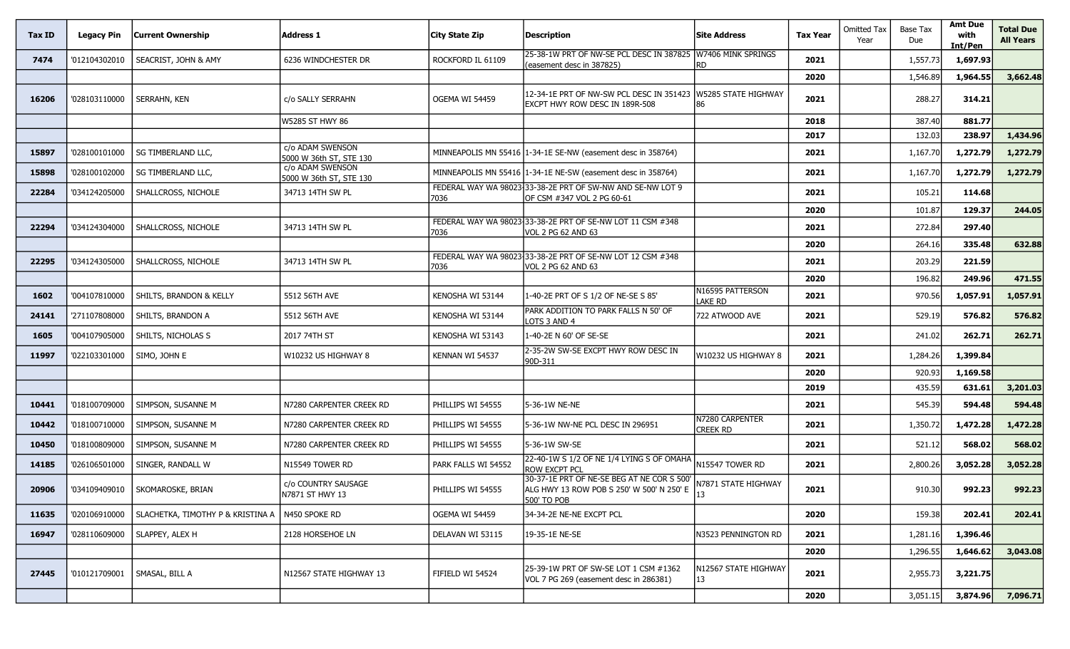| Tax ID | Legacy Pin | Current Ownership | Address 1 | City State Zip | Description | Site Address | Tax Year | Omitted Tax Year | Base Tax Due | Amt Due with Int/Pen | Total Due All Years |
|---|---|---|---|---|---|---|---|---|---|---|---|
| 7474 | '012104302010 | SEACRIST, JOHN & AMY | 6236 WINDCHESTER DR | ROCKFORD IL 61109 | 25-38-1W PRT OF NW-SE PCL DESC IN 387825 (easement desc in 387825) | W7406 MINK SPRINGS RD | 2021 | | 1,557.73 | 1,697.93 | |
| | | | | | | | 2020 | | 1,546.89 | 1,964.55 | 3,662.48 |
| 16206 | '028103110000 | SERRAHN, KEN | c/o SALLY SERRAHN | OGEMA WI 54459 | 12-34-1E PRT OF NW-SW PCL DESC IN 351423 EXCPT HWY ROW DESC IN 189R-508 | W5285 STATE HIGHWAY 86 | 2021 | | 288.27 | 314.21 | |
| | | | W5285 ST HWY 86 | | | | 2018 | | 387.40 | 881.77 | |
| | | | | | | | 2017 | | 132.03 | 238.97 | 1,434.96 |
| 15897 | '028100101000 | SG TIMBERLAND LLC, | c/o ADAM SWENSON 5000 W 36th ST, STE 130 | MINNEAPOLIS MN 55416 | 1-34-1E SE-NW (easement desc in 358764) | | 2021 | | 1,167.70 | 1,272.79 | 1,272.79 |
| 15898 | '028100102000 | SG TIMBERLAND LLC, | c/o ADAM SWENSON 5000 W 36th ST, STE 130 | MINNEAPOLIS MN 55416 | 1-34-1E NE-SW (easement desc in 358764) | | 2021 | | 1,167.70 | 1,272.79 | 1,272.79 |
| 22284 | '034124205000 | SHALLCROSS, NICHOLE | 34713 14TH SW PL | FEDERAL WAY WA 98023-7036 | 33-38-2E PRT OF SW-NW AND SE-NW LOT 9 OF CSM #347 VOL 2 PG 60-61 | | 2021 | | 105.21 | 114.68 | |
| | | | | | | | 2020 | | 101.87 | 129.37 | 244.05 |
| 22294 | '034124304000 | SHALLCROSS, NICHOLE | 34713 14TH SW PL | FEDERAL WAY WA 98023-7036 | 33-38-2E PRT OF SE-NW LOT 11 CSM #348 VOL 2 PG 62 AND 63 | | 2021 | | 272.84 | 297.40 | |
| | | | | | | | 2020 | | 264.16 | 335.48 | 632.88 |
| 22295 | '034124305000 | SHALLCROSS, NICHOLE | 34713 14TH SW PL | FEDERAL WAY WA 98023-7036 | 33-38-2E PRT OF SE-NW LOT 12 CSM #348 VOL 2 PG 62 AND 63 | | 2021 | | 203.29 | 221.59 | |
| | | | | | | | 2020 | | 196.82 | 249.96 | 471.55 |
| 1602 | '004107810000 | SHILTS, BRANDON & KELLY | 5512 56TH AVE | KENOSHA WI 53144 | 1-40-2E PRT OF S 1/2 OF NE-SE S 85' | N16595 PATTERSON LAKE RD | 2021 | | 970.56 | 1,057.91 | 1,057.91 |
| 24141 | '271107808000 | SHILTS, BRANDON A | 5512 56TH AVE | KENOSHA WI 53144 | PARK ADDITION TO PARK FALLS N 50' OF LOTS 3 AND 4 | 722 ATWOOD AVE | 2021 | | 529.19 | 576.82 | 576.82 |
| 1605 | '004107905000 | SHILTS, NICHOLAS S | 2017 74TH ST | KENOSHA WI 53143 | 1-40-2E N 60' OF SE-SE | | 2021 | | 241.02 | 262.71 | 262.71 |
| 11997 | '022103301000 | SIMO, JOHN E | W10232 US HIGHWAY 8 | KENNAN WI 54537 | 2-35-2W SW-SE EXCPT HWY ROW DESC IN 90D-311 | W10232 US HIGHWAY 8 | 2021 | | 1,284.26 | 1,399.84 | |
| | | | | | | | 2020 | | 920.93 | 1,169.58 | |
| | | | | | | | 2019 | | 435.59 | 631.61 | 3,201.03 |
| 10441 | '018100709000 | SIMPSON, SUSANNE M | N7280 CARPENTER CREEK RD | PHILLIPS WI 54555 | 5-36-1W NE-NE | | 2021 | | 545.39 | 594.48 | 594.48 |
| 10442 | '018100710000 | SIMPSON, SUSANNE M | N7280 CARPENTER CREEK RD | PHILLIPS WI 54555 | 5-36-1W NW-NE PCL DESC IN 296951 | N7280 CARPENTER CREEK RD | 2021 | | 1,350.72 | 1,472.28 | 1,472.28 |
| 10450 | '018100809000 | SIMPSON, SUSANNE M | N7280 CARPENTER CREEK RD | PHILLIPS WI 54555 | 5-36-1W SW-SE | | 2021 | | 521.12 | 568.02 | 568.02 |
| 14185 | '026106501000 | SINGER, RANDALL W | N15549 TOWER RD | PARK FALLS WI 54552 | 22-40-1W S 1/2 OF NE 1/4 LYING S OF OMAHA ROW EXCPT PCL | N15547 TOWER RD | 2021 | | 2,800.26 | 3,052.28 | 3,052.28 |
| 20906 | '034109409010 | SKOMAROSKE, BRIAN | c/o COUNTRY SAUSAGE N7871 ST HWY 13 | PHILLIPS WI 54555 | 30-37-1E PRT OF NE-SE BEG AT NE COR S 500' ALG HWY 13 ROW POB S 250' W 500' N 250' E 500' TO POB | N7871 STATE HIGHWAY 13 | 2021 | | 910.30 | 992.23 | 992.23 |
| 11635 | '020106910000 | SLACHETKA, TIMOTHY P & KRISTINA A | N450 SPOKE RD | OGEMA WI 54459 | 34-34-2E NE-NE EXCPT PCL | | 2020 | | 159.38 | 202.41 | 202.41 |
| 16947 | '028110609000 | SLAPPEY, ALEX H | 2128 HORSEHOE LN | DELAVAN WI 53115 | 19-35-1E NE-SE | N3523 PENNINGTON RD | 2021 | | 1,281.16 | 1,396.46 | |
| | | | | | | | 2020 | | 1,296.55 | 1,646.62 | 3,043.08 |
| 27445 | '010121709001 | SMASAL, BILL A | N12567 STATE HIGHWAY 13 | FIFIELD WI 54524 | 25-39-1W PRT OF SW-SE LOT 1 CSM #1362 VOL 7 PG 269 (easement desc in 286381) | N12567 STATE HIGHWAY 13 | 2021 | | 2,955.73 | 3,221.75 | |
| | | | | | | | 2020 | | 3,051.15 | 3,874.96 | 7,096.71 |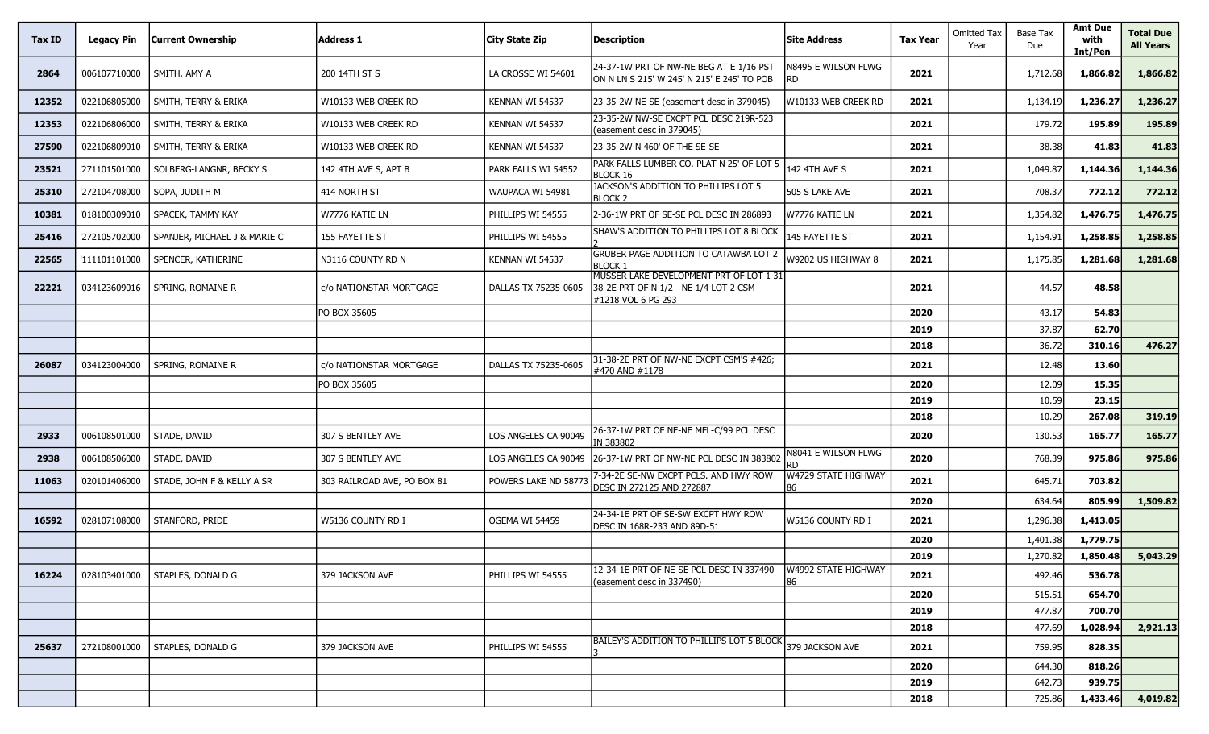| Tax ID | Legacy Pin | Current Ownership | Address 1 | City State Zip | Description | Site Address | Tax Year | Omitted Tax Year | Base Tax Due | Amt Due with Int/Pen | Total Due All Years |
|---|---|---|---|---|---|---|---|---|---|---|---|
| 2864 | '006107710000 | SMITH, AMY A | 200 14TH ST S | LA CROSSE WI 54601 | 24-37-1W PRT OF NW-NE BEG AT E 1/16 PST ON N LN S 215' W 245' N 215' E 245' TO POB | N8495 E WILSON FLWG RD | 2021 | | 1,712.68 | 1,866.82 | 1,866.82 |
| 12352 | '022106805000 | SMITH, TERRY & ERIKA | W10133 WEB CREEK RD | KENNAN WI 54537 | 23-35-2W NE-SE (easement desc in 379045) | W10133 WEB CREEK RD | 2021 | | 1,134.19 | 1,236.27 | 1,236.27 |
| 12353 | '022106806000 | SMITH, TERRY & ERIKA | W10133 WEB CREEK RD | KENNAN WI 54537 | 23-35-2W NW-SE EXCPT PCL DESC 219R-523 (easement desc in 379045) | | 2021 | | 179.72 | 195.89 | 195.89 |
| 27590 | '022106809010 | SMITH, TERRY & ERIKA | W10133 WEB CREEK RD | KENNAN WI 54537 | 23-35-2W N 460' OF THE SE-SE | | 2021 | | 38.38 | 41.83 | 41.83 |
| 23521 | '271101501000 | SOLBERG-LANGNR, BECKY S | 142 4TH AVE S, APT B | PARK FALLS WI 54552 | PARK FALLS LUMBER CO. PLAT N 25' OF LOT 5 BLOCK 16 | 142 4TH AVE S | 2021 | | 1,049.87 | 1,144.36 | 1,144.36 |
| 25310 | '272104708000 | SOPA, JUDITH M | 414 NORTH ST | WAUPACA WI 54981 | JACKSON'S ADDITION TO PHILLIPS LOT 5 BLOCK 2 | 505 S LAKE AVE | 2021 | | 708.37 | 772.12 | 772.12 |
| 10381 | '018100309010 | SPACEK, TAMMY KAY | W7776 KATIE LN | PHILLIPS WI 54555 | 2-36-1W PRT OF SE-SE PCL DESC IN 286893 | W7776 KATIE LN | 2021 | | 1,354.82 | 1,476.75 | 1,476.75 |
| 25416 | '272105702000 | SPANJER, MICHAEL J & MARIE C | 155 FAYETTE ST | PHILLIPS WI 54555 | SHAW'S ADDITION TO PHILLIPS LOT 8 BLOCK 2 | 145 FAYETTE ST | 2021 | | 1,154.91 | 1,258.85 | 1,258.85 |
| 22565 | '111101101000 | SPENCER, KATHERINE | N3116 COUNTY RD N | KENNAN WI 54537 | GRUBER PAGE ADDITION TO CATAWBA LOT 2 BLOCK 1 | W9202 US HIGHWAY 8 | 2021 | | 1,175.85 | 1,281.68 | 1,281.68 |
| 22221 | '034123609016 | SPRING, ROMAINE R | c/o NATIONSTAR MORTGAGE | DALLAS TX 75235-0605 | MUSSER LAKE DEVELOPMENT PRT OF LOT 1 31-38-2E PRT OF N 1/2 - NE 1/4 LOT 2 CSM #1218 VOL 6 PG 293 | | 2021 | | 44.57 | 48.58 | |
| | | | PO BOX 35605 | | | | 2020 | | 43.17 | 54.83 | |
| | | | | | | | 2019 | | 37.87 | 62.70 | |
| | | | | | | | 2018 | | 36.72 | 310.16 | 476.27 |
| 26087 | '034123004000 | SPRING, ROMAINE R | c/o NATIONSTAR MORTGAGE | DALLAS TX 75235-0605 | 31-38-2E PRT OF NW-NE EXCPT CSM'S #426; #470 AND #1178 | | 2021 | | 12.48 | 13.60 | |
| | | | PO BOX 35605 | | | | 2020 | | 12.09 | 15.35 | |
| | | | | | | | 2019 | | 10.59 | 23.15 | |
| | | | | | | | 2018 | | 10.29 | 267.08 | 319.19 |
| 2933 | '006108501000 | STADE, DAVID | 307 S BENTLEY AVE | LOS ANGELES CA 90049 | 26-37-1W PRT OF NE-NE MFL-C/99 PCL DESC IN 383802 | | 2020 | | 130.53 | 165.77 | 165.77 |
| 2938 | '006108506000 | STADE, DAVID | 307 S BENTLEY AVE | LOS ANGELES CA 90049 | 26-37-1W PRT OF NW-NE PCL DESC IN 383802 | N8041 E WILSON FLWG RD | 2020 | | 768.39 | 975.86 | 975.86 |
| 11063 | '020101406000 | STADE, JOHN F & KELLY A SR | 303 RAILROAD AVE, PO BOX 81 | POWERS LAKE ND 58773 | 7-34-2E SE-NW EXCPT PCLS. AND HWY ROW DESC IN 272125 AND 272887 | W4729 STATE HIGHWAY 86 | 2021 | | 645.71 | 703.82 | |
| | | | | | | | 2020 | | 634.64 | 805.99 | 1,509.82 |
| 16592 | '028107108000 | STANFORD, PRIDE | W5136 COUNTY RD I | OGEMA WI 54459 | 24-34-1E PRT OF SE-SW EXCPT HWY ROW DESC IN 168R-233 AND 89D-51 | W5136 COUNTY RD I | 2021 | | 1,296.38 | 1,413.05 | |
| | | | | | | | 2020 | | 1,401.38 | 1,779.75 | |
| | | | | | | | 2019 | | 1,270.82 | 1,850.48 | 5,043.29 |
| 16224 | '028103401000 | STAPLES, DONALD G | 379 JACKSON AVE | PHILLIPS WI 54555 | 12-34-1E PRT OF NE-SE PCL DESC IN 337490 (easement desc in 337490) | W4992 STATE HIGHWAY 86 | 2021 | | 492.46 | 536.78 | |
| | | | | | | | 2020 | | 515.51 | 654.70 | |
| | | | | | | | 2019 | | 477.87 | 700.70 | |
| | | | | | | | 2018 | | 477.69 | 1,028.94 | 2,921.13 |
| 25637 | '272108001000 | STAPLES, DONALD G | 379 JACKSON AVE | PHILLIPS WI 54555 | BAILEY'S ADDITION TO PHILLIPS LOT 5 BLOCK 3 | 379 JACKSON AVE | 2021 | | 759.95 | 828.35 | |
| | | | | | | | 2020 | | 644.30 | 818.26 | |
| | | | | | | | 2019 | | 642.73 | 939.75 | |
| | | | | | | | 2018 | | 725.86 | 1,433.46 | 4,019.82 |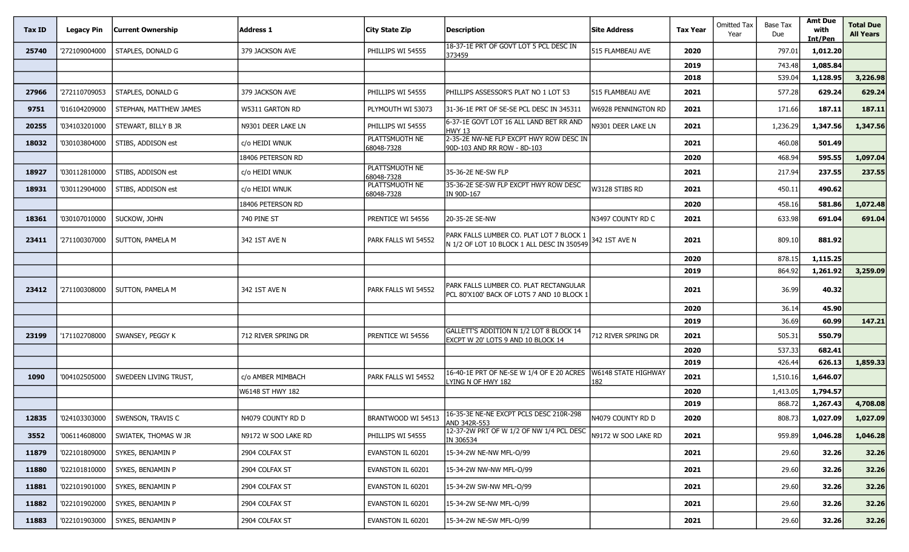| Tax ID | Legacy Pin | Current Ownership | Address 1 | City State Zip | Description | Site Address | Tax Year | Omitted Tax Year | Base Tax Due | Amt Due with Int/Pen | Total Due All Years |
|---|---|---|---|---|---|---|---|---|---|---|---|
| 25740 | '272109004000 | STAPLES, DONALD G | 379 JACKSON AVE | PHILLIPS WI 54555 | 18-37-1E PRT OF GOVT LOT 5 PCL DESC IN 373459 | 515 FLAMBEAU AVE | 2020 | | 797.01 | 1,012.20 | |
| | | | | | | | 2019 | | 743.48 | 1,085.84 | |
| | | | | | | | 2018 | | 539.04 | 1,128.95 | 3,226.98 |
| 27966 | '272110709053 | STAPLES, DONALD G | 379 JACKSON AVE | PHILLIPS WI 54555 | PHILLIPS ASSESSOR'S PLAT NO 1 LOT 53 | 515 FLAMBEAU AVE | 2021 | | 577.28 | 629.24 | 629.24 |
| 9751 | '016104209000 | STEPHAN, MATTHEW JAMES | W5311 GARTON RD | PLYMOUTH WI 53073 | 31-36-1E PRT OF SE-SE PCL DESC IN 345311 | W6928 PENNINGTON RD | 2021 | | 171.66 | 187.11 | 187.11 |
| 20255 | '034103201000 | STEWART, BILLY B JR | N9301 DEER LAKE LN | PHILLIPS WI 54555 | 6-37-1E GOVT LOT 16 ALL LAND BET RR AND HWY 13 | N9301 DEER LAKE LN | 2021 | | 1,236.29 | 1,347.56 | 1,347.56 |
| 18032 | '030103804000 | STIBS, ADDISON est | c/o HEIDI WNUK | PLATTSMUOTH NE 68048-7328 | 2-35-2E NW-NE FLP EXCPT HWY ROW DESC IN 90D-103 AND RR ROW - 8D-103 | | 2021 | | 460.08 | 501.49 | |
| | | | 18406 PETERSON RD | | | | 2020 | | 468.94 | 595.55 | 1,097.04 |
| 18927 | '030112810000 | STIBS, ADDISON est | c/o HEIDI WNUK | PLATTSMUOTH NE 68048-7328 | 35-36-2E NE-SW FLP | | 2021 | | 217.94 | 237.55 | 237.55 |
| 18931 | '030112904000 | STIBS, ADDISON est | c/o HEIDI WNUK | PLATTSMUOTH NE 68048-7328 | 35-36-2E SE-SW FLP EXCPT HWY ROW DESC IN 90D-167 | W3128 STIBS RD | 2021 | | 450.11 | 490.62 | |
| | | | 18406 PETERSON RD | | | | 2020 | | 458.16 | 581.86 | 1,072.48 |
| 18361 | '030107010000 | SUCKOW, JOHN | 740 PINE ST | PRENTICE WI 54556 | 20-35-2E SE-NW | N3497 COUNTY RD C | 2021 | | 633.98 | 691.04 | 691.04 |
| 23411 | '271100307000 | SUTTON, PAMELA M | 342 1ST AVE N | PARK FALLS WI 54552 | PARK FALLS LUMBER CO. PLAT LOT 7 BLOCK 1 N 1/2 OF LOT 10 BLOCK 1 ALL DESC IN 350549 | 342 1ST AVE N | 2021 | | 809.10 | 881.92 | |
| | | | | | | | 2020 | | 878.15 | 1,115.25 | |
| | | | | | | | 2019 | | 864.92 | 1,261.92 | 3,259.09 |
| 23412 | '271100308000 | SUTTON, PAMELA M | 342 1ST AVE N | PARK FALLS WI 54552 | PARK FALLS LUMBER CO. PLAT RECTANGULAR PCL 80'X100' BACK OF LOTS 7 AND 10 BLOCK 1 | | 2021 | | 36.99 | 40.32 | |
| | | | | | | | 2020 | | 36.14 | 45.90 | |
| | | | | | | | 2019 | | 36.69 | 60.99 | 147.21 |
| 23199 | '171102708000 | SWANSEY, PEGGY K | 712 RIVER SPRING DR | PRENTICE WI 54556 | GALLETT'S ADDITION N 1/2 LOT 8 BLOCK 14 EXCPT W 20' LOTS 9 AND 10 BLOCK 14 | 712 RIVER SPRING DR | 2021 | | 505.31 | 550.79 | |
| | | | | | | | 2020 | | 537.33 | 682.41 | |
| | | | | | | | 2019 | | 426.44 | 626.13 | 1,859.33 |
| 1090 | '004102505000 | SWEDEEN LIVING TRUST, | c/o AMBER MIMBACH | PARK FALLS WI 54552 | 16-40-1E PRT OF NE-SE W 1/4 OF E 20 ACRES LYING N OF HWY 182 | W6148 STATE HIGHWAY 182 | 2021 | | 1,510.16 | 1,646.07 | |
| | | | W6148 ST HWY 182 | | | | 2020 | | 1,413.05 | 1,794.57 | |
| | | | | | | | 2019 | | 868.72 | 1,267.43 | 4,708.08 |
| 12835 | '024103303000 | SWENSON, TRAVIS C | N4079 COUNTY RD D | BRANTWOOD WI 54513 | 16-35-3E NE-NE EXCPT PCLS DESC 210R-298 AND 342R-553 | N4079 COUNTY RD D | 2020 | | 808.73 | 1,027.09 | 1,027.09 |
| 3552 | '006114608000 | SWIATEK, THOMAS W JR | N9172 W SOO LAKE RD | PHILLIPS WI 54555 | 12-37-2W PRT OF W 1/2 OF NW 1/4 PCL DESC IN 306534 | N9172 W SOO LAKE RD | 2021 | | 959.89 | 1,046.28 | 1,046.28 |
| 11879 | '022101809000 | SYKES, BENJAMIN P | 2904 COLFAX ST | EVANSTON IL 60201 | 15-34-2W NE-NW MFL-O/99 | | 2021 | | 29.60 | 32.26 | 32.26 |
| 11880 | '022101810000 | SYKES, BENJAMIN P | 2904 COLFAX ST | EVANSTON IL 60201 | 15-34-2W NW-NW MFL-O/99 | | 2021 | | 29.60 | 32.26 | 32.26 |
| 11881 | '022101901000 | SYKES, BENJAMIN P | 2904 COLFAX ST | EVANSTON IL 60201 | 15-34-2W SW-NW MFL-O/99 | | 2021 | | 29.60 | 32.26 | 32.26 |
| 11882 | '022101902000 | SYKES, BENJAMIN P | 2904 COLFAX ST | EVANSTON IL 60201 | 15-34-2W SE-NW MFL-O/99 | | 2021 | | 29.60 | 32.26 | 32.26 |
| 11883 | '022101903000 | SYKES, BENJAMIN P | 2904 COLFAX ST | EVANSTON IL 60201 | 15-34-2W NE-SW MFL-O/99 | | 2021 | | 29.60 | 32.26 | 32.26 |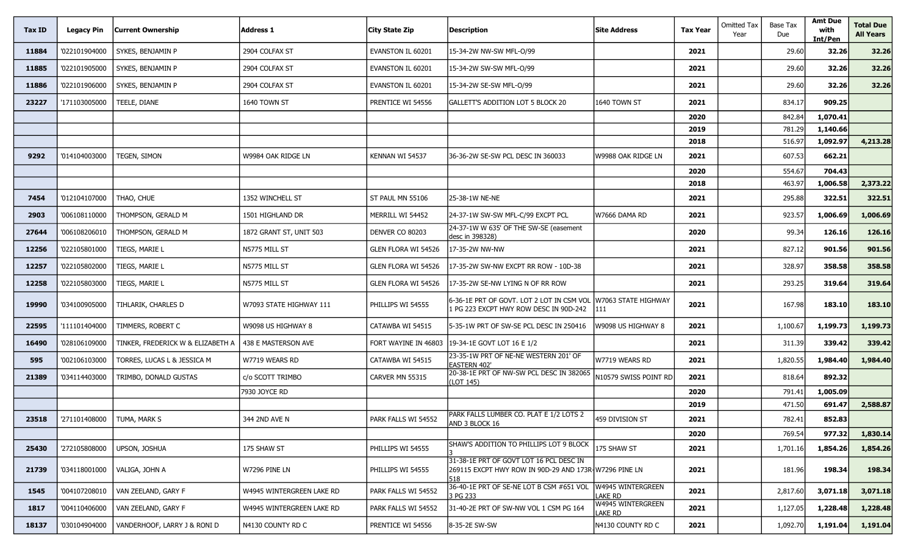| Tax ID | Legacy Pin | Current Ownership | Address 1 | City State Zip | Description | Site Address | Tax Year | Omitted Tax Year | Base Tax Due | Amt Due with Int/Pen | Total Due All Years |
|---|---|---|---|---|---|---|---|---|---|---|---|
| 11884 | '022101904000 | SYKES, BENJAMIN P | 2904 COLFAX ST | EVANSTON IL 60201 | 15-34-2W NW-SW MFL-O/99 | | 2021 | | 29.60 | 32.26 | 32.26 |
| 11885 | '022101905000 | SYKES, BENJAMIN P | 2904 COLFAX ST | EVANSTON IL 60201 | 15-34-2W SW-SW MFL-O/99 | | 2021 | | 29.60 | 32.26 | 32.26 |
| 11886 | '022101906000 | SYKES, BENJAMIN P | 2904 COLFAX ST | EVANSTON IL 60201 | 15-34-2W SE-SW MFL-O/99 | | 2021 | | 29.60 | 32.26 | 32.26 |
| 23227 | '171103005000 | TEELE, DIANE | 1640 TOWN ST | PRENTICE WI 54556 | GALLETT'S ADDITION LOT 5 BLOCK 20 | 1640 TOWN ST | 2021 | | 834.17 | 909.25 | |
| | | | | | | | 2020 | | 842.84 | 1,070.41 | |
| | | | | | | | 2019 | | 781.29 | 1,140.66 | |
| | | | | | | | 2018 | | 516.97 | 1,092.97 | 4,213.28 |
| 9292 | '014104003000 | TEGEN, SIMON | W9984 OAK RIDGE LN | KENNAN WI 54537 | 36-36-2W SE-SW PCL DESC IN 360033 | W9988 OAK RIDGE LN | 2021 | | 607.53 | 662.21 | |
| | | | | | | | 2020 | | 554.67 | 704.43 | |
| | | | | | | | 2018 | | 463.97 | 1,006.58 | 2,373.22 |
| 7454 | '012104107000 | THAO, CHUE | 1352 WINCHELL ST | ST PAUL MN 55106 | 25-38-1W NE-NE | | 2021 | | 295.88 | 322.51 | 322.51 |
| 2903 | '006108110000 | THOMPSON, GERALD M | 1501 HIGHLAND DR | MERRILL WI 54452 | 24-37-1W SW-SW MFL-C/99 EXCPT PCL | W7666 DAMA RD | 2021 | | 923.57 | 1,006.69 | 1,006.69 |
| 27644 | '006108206010 | THOMPSON, GERALD M | 1872 GRANT ST, UNIT 503 | DENVER CO 80203 | 24-37-1W W 635' OF THE SW-SE (easement desc in 398328) | | 2020 | | 99.34 | 126.16 | 126.16 |
| 12256 | '022105801000 | TIEGS, MARIE L | N5775 MILL ST | GLEN FLORA WI 54526 | 17-35-2W NW-NW | | 2021 | | 827.12 | 901.56 | 901.56 |
| 12257 | '022105802000 | TIEGS, MARIE L | N5775 MILL ST | GLEN FLORA WI 54526 | 17-35-2W SW-NW EXCPT RR ROW - 10D-38 | | 2021 | | 328.97 | 358.58 | 358.58 |
| 12258 | '022105803000 | TIEGS, MARIE L | N5775 MILL ST | GLEN FLORA WI 54526 | 17-35-2W SE-NW LYING N OF RR ROW | | 2021 | | 293.25 | 319.64 | 319.64 |
| 19990 | '034100905000 | TIHLARIK, CHARLES D | W7093 STATE HIGHWAY 111 | PHILLIPS WI 54555 | 6-36-1E PRT OF GOVT. LOT 2 LOT IN CSM VOL 1 PG 223 EXCPT HWY ROW DESC IN 90D-242 | W7063 STATE HIGHWAY 111 | 2021 | | 167.98 | 183.10 | 183.10 |
| 22595 | '111101404000 | TIMMERS, ROBERT C | W9098 US HIGHWAY 8 | CATAWBA WI 54515 | 5-35-1W PRT OF SW-SE PCL DESC IN 250416 | W9098 US HIGHWAY 8 | 2021 | | 1,100.67 | 1,199.73 | 1,199.73 |
| 16490 | '028106109000 | TINKER, FREDERICK W & ELIZABETH A | 438 E MASTERSON AVE | FORT WAYINE IN 46803 | 19-34-1E GOVT LOT 16 E 1/2 | | 2021 | | 311.39 | 339.42 | 339.42 |
| 595 | '002106103000 | TORRES, LUCAS L & JESSICA M | W7719 WEARS RD | CATAWBA WI 54515 | 23-35-1W PRT OF NE-NE WESTERN 201' OF EASTERN 402' | W7719 WEARS RD | 2021 | | 1,820.55 | 1,984.40 | 1,984.40 |
| 21389 | '034114403000 | TRIMBO, DONALD GUSTAS | c/o SCOTT TRIMBO | CARVER MN 55315 | 20-38-1E PRT OF NW-SW PCL DESC IN 382065 (LOT 145) | N10579 SWISS POINT RD | 2021 | | 818.64 | 892.32 | |
| | | | 7930 JOYCE RD | | | | 2020 | | 791.41 | 1,005.09 | |
| | | | | | | | 2019 | | 471.50 | 691.47 | 2,588.87 |
| 23518 | '271101408000 | TUMA, MARK S | 344 2ND AVE N | PARK FALLS WI 54552 | PARK FALLS LUMBER CO. PLAT E 1/2 LOTS 2 AND 3 BLOCK 16 | 459 DIVISION ST | 2021 | | 782.41 | 852.83 | |
| | | | | | | | 2020 | | 769.54 | 977.32 | 1,830.14 |
| 25430 | '272105808000 | UPSON, JOSHUA | 175 SHAW ST | PHILLIPS WI 54555 | SHAW'S ADDITION TO PHILLIPS LOT 9 BLOCK 3 | 175 SHAW ST | 2021 | | 1,701.16 | 1,854.26 | 1,854.26 |
| 21739 | '034118001000 | VALIGA, JOHN A | W7296 PINE LN | PHILLIPS WI 54555 | 31-38-1E PRT OF GOVT LOT 16 PCL DESC IN 269115 EXCPT HWY ROW IN 90D-29 AND 173R-518 | W7296 PINE LN | 2021 | | 181.96 | 198.34 | 198.34 |
| 1545 | '004107208010 | VAN ZEELAND, GARY F | W4945 WINTERGREEN LAKE RD | PARK FALLS WI 54552 | 36-40-1E PRT OF SE-NE LOT B CSM #651 VOL 3 PG 233 | W4945 WINTERGREEN LAKE RD | 2021 | | 2,817.60 | 3,071.18 | 3,071.18 |
| 1817 | '004110406000 | VAN ZEELAND, GARY F | W4945 WINTERGREEN LAKE RD | PARK FALLS WI 54552 | 31-40-2E PRT OF SW-NW VOL 1 CSM PG 164 | W4945 WINTERGREEN LAKE RD | 2021 | | 1,127.05 | 1,228.48 | 1,228.48 |
| 18137 | '030104904000 | VANDERHOOF, LARRY J & RONI D | N4130 COUNTY RD C | PRENTICE WI 54556 | 8-35-2E SW-SW | N4130 COUNTY RD C | 2021 | | 1,092.70 | 1,191.04 | 1,191.04 |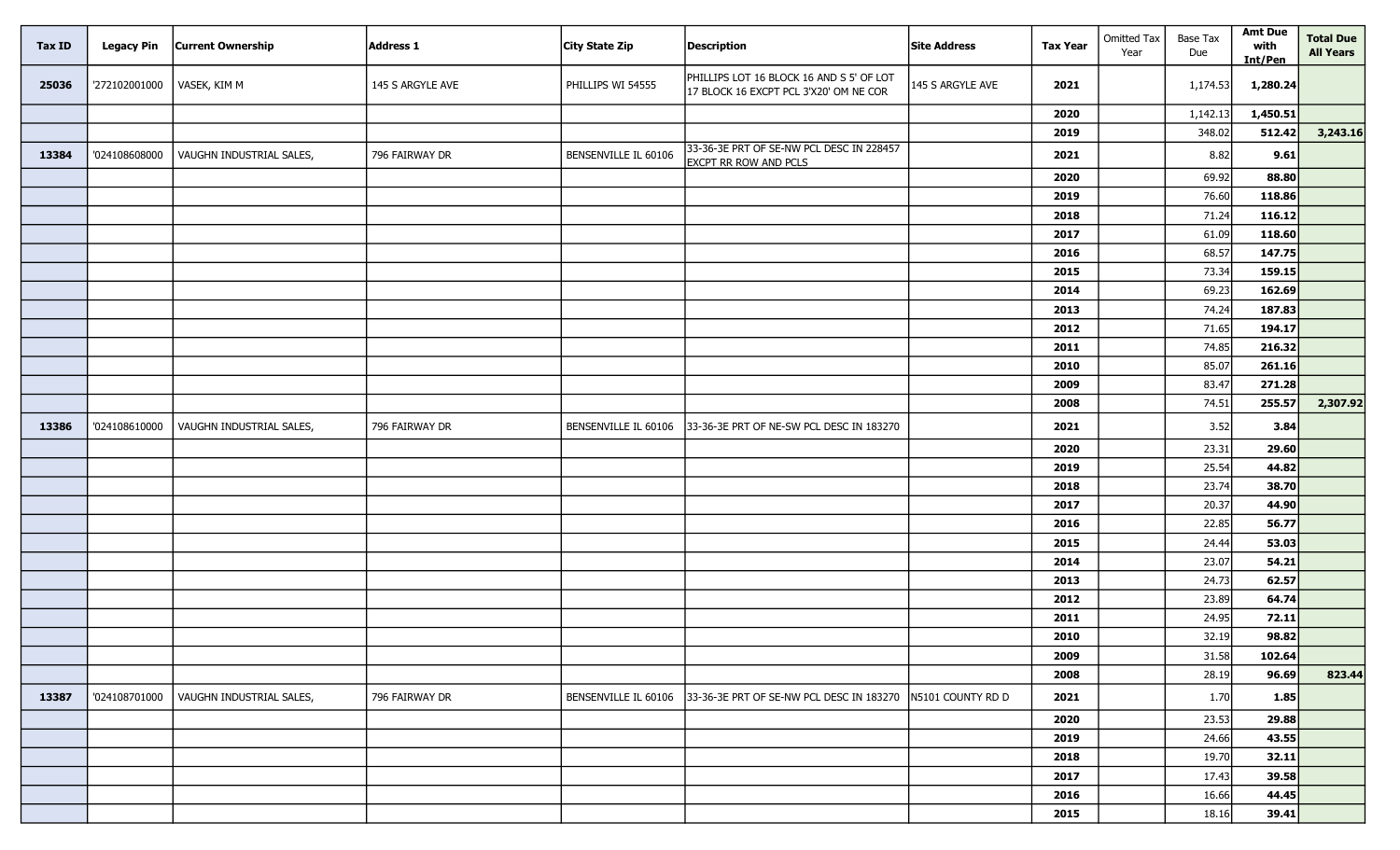| Tax ID | Legacy Pin | Current Ownership | Address 1 | City State Zip | Description | Site Address | Tax Year | Omitted Tax Year | Base Tax Due | Amt Due with Int/Pen | Total Due All Years |
|---|---|---|---|---|---|---|---|---|---|---|---|
| 25036 | '272102001000 | VASEK, KIM M | 145 S ARGYLE AVE | PHILLIPS WI 54555 | PHILLIPS LOT 16 BLOCK 16 AND S 5' OF LOT 17 BLOCK 16 EXCPT PCL 3'X20' OM NE COR | 145 S ARGYLE AVE | 2021 | | 1,174.53 | 1,280.24 | |
| | | | | | | | 2020 | | 1,142.13 | 1,450.51 | |
| | | | | | | | 2019 | | 348.02 | 512.42 | 3,243.16 |
| 13384 | '024108608000 | VAUGHN INDUSTRIAL SALES, | 796 FAIRWAY DR | BENSENVILLE IL 60106 | 33-36-3E PRT OF SE-NW PCL DESC IN 228457 EXCPT RR ROW AND PCLS | | 2021 | | 8.82 | 9.61 | |
| | | | | | | | 2020 | | 69.92 | 88.80 | |
| | | | | | | | 2019 | | 76.60 | 118.86 | |
| | | | | | | | 2018 | | 71.24 | 116.12 | |
| | | | | | | | 2017 | | 61.09 | 118.60 | |
| | | | | | | | 2016 | | 68.57 | 147.75 | |
| | | | | | | | 2015 | | 73.34 | 159.15 | |
| | | | | | | | 2014 | | 69.23 | 162.69 | |
| | | | | | | | 2013 | | 74.24 | 187.83 | |
| | | | | | | | 2012 | | 71.65 | 194.17 | |
| | | | | | | | 2011 | | 74.85 | 216.32 | |
| | | | | | | | 2010 | | 85.07 | 261.16 | |
| | | | | | | | 2009 | | 83.47 | 271.28 | |
| | | | | | | | 2008 | | 74.51 | 255.57 | 2,307.92 |
| 13386 | '024108610000 | VAUGHN INDUSTRIAL SALES, | 796 FAIRWAY DR | BENSENVILLE IL 60106 | 33-36-3E PRT OF NE-SW PCL DESC IN 183270 | | 2021 | | 3.52 | 3.84 | |
| | | | | | | | 2020 | | 23.31 | 29.60 | |
| | | | | | | | 2019 | | 25.54 | 44.82 | |
| | | | | | | | 2018 | | 23.74 | 38.70 | |
| | | | | | | | 2017 | | 20.37 | 44.90 | |
| | | | | | | | 2016 | | 22.85 | 56.77 | |
| | | | | | | | 2015 | | 24.44 | 53.03 | |
| | | | | | | | 2014 | | 23.07 | 54.21 | |
| | | | | | | | 2013 | | 24.73 | 62.57 | |
| | | | | | | | 2012 | | 23.89 | 64.74 | |
| | | | | | | | 2011 | | 24.95 | 72.11 | |
| | | | | | | | 2010 | | 32.19 | 98.82 | |
| | | | | | | | 2009 | | 31.58 | 102.64 | |
| | | | | | | | 2008 | | 28.19 | 96.69 | 823.44 |
| 13387 | '024108701000 | VAUGHN INDUSTRIAL SALES, | 796 FAIRWAY DR | BENSENVILLE IL 60106 | 33-36-3E PRT OF SE-NW PCL DESC IN 183270 | N5101 COUNTY RD D | 2021 | | 1.70 | 1.85 | |
| | | | | | | | 2020 | | 23.53 | 29.88 | |
| | | | | | | | 2019 | | 24.66 | 43.55 | |
| | | | | | | | 2018 | | 19.70 | 32.11 | |
| | | | | | | | 2017 | | 17.43 | 39.58 | |
| | | | | | | | 2016 | | 16.66 | 44.45 | |
| | | | | | | | 2015 | | 18.16 | 39.41 | |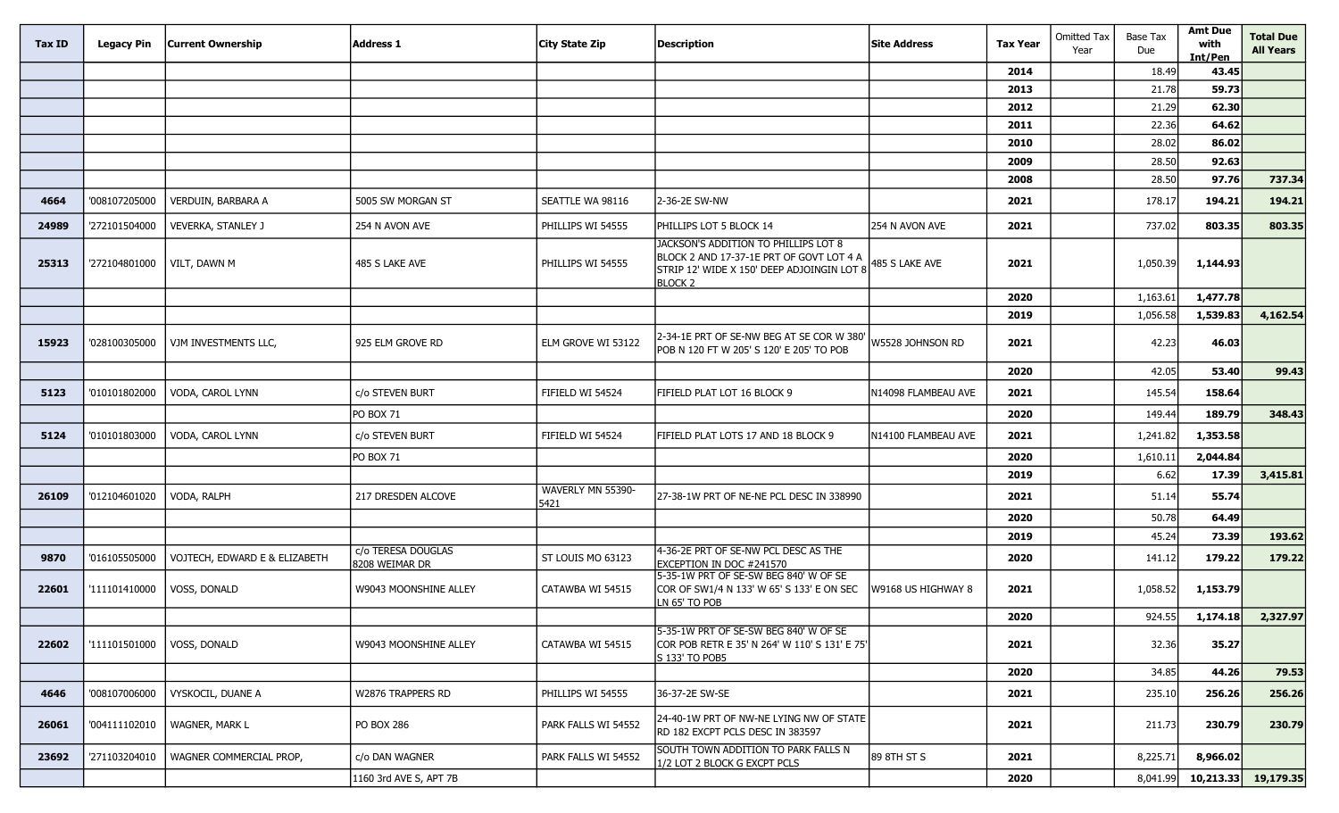| Tax ID | Legacy Pin | Current Ownership | Address 1 | City State Zip | Description | Site Address | Tax Year | Omitted Tax Year | Base Tax Due | Amt Due with Int/Pen | Total Due All Years |
|---|---|---|---|---|---|---|---|---|---|---|---|
| | | | | | | | 2014 | | 18.49 | 43.45 | |
| | | | | | | | 2013 | | 21.78 | 59.73 | |
| | | | | | | | 2012 | | 21.29 | 62.30 | |
| | | | | | | | 2011 | | 22.36 | 64.62 | |
| | | | | | | | 2010 | | 28.02 | 86.02 | |
| | | | | | | | 2009 | | 28.50 | 92.63 | |
| | | | | | | | 2008 | | 28.50 | 97.76 | 737.34 |
| 4664 | '008107205000 | VERDUIN, BARBARA A | 5005 SW MORGAN ST | SEATTLE WA 98116 | 2-36-2E SW-NW | | 2021 | | 178.17 | 194.21 | 194.21 |
| 24989 | '272101504000 | VEVERKA, STANLEY J | 254 N AVON AVE | PHILLIPS WI 54555 | PHILLIPS LOT 5 BLOCK 14 | 254 N AVON AVE | 2021 | | 737.02 | 803.35 | 803.35 |
| 25313 | '272104801000 | VILT, DAWN M | 485 S LAKE AVE | PHILLIPS WI 54555 | JACKSON'S ADDITION TO PHILLIPS LOT 8 BLOCK 2 AND 17-37-1E PRT OF GOVT LOT 4 A STRIP 12' WIDE X 150' DEEP ADJOINGIN LOT 8 BLOCK 2 | 485 S LAKE AVE | 2021 | | 1,050.39 | 1,144.93 | |
| | | | | | | | 2020 | | 1,163.61 | 1,477.78 | |
| | | | | | | | 2019 | | 1,056.58 | 1,539.83 | 4,162.54 |
| 15923 | '028100305000 | VJM INVESTMENTS LLC, | 925 ELM GROVE RD | ELM GROVE WI 53122 | 2-34-1E PRT OF SE-NW BEG AT SE COR W 380' POB N 120 FT W 205' S 120' E 205' TO POB | W5528 JOHNSON RD | 2021 | | 42.23 | 46.03 | |
| | | | | | | | 2020 | | 42.05 | 53.40 | 99.43 |
| 5123 | '010101802000 | VODA, CAROL LYNN | c/o STEVEN BURT | FIFIELD WI 54524 | FIFIELD PLAT LOT 16 BLOCK 9 | N14098 FLAMBEAU AVE | 2021 | | 145.54 | 158.64 | |
| | | | PO BOX 71 | | | | 2020 | | 149.44 | 189.79 | 348.43 |
| 5124 | '010101803000 | VODA, CAROL LYNN | c/o STEVEN BURT | FIFIELD WI 54524 | FIFIELD PLAT LOTS 17 AND 18 BLOCK 9 | N14100 FLAMBEAU AVE | 2021 | | 1,241.82 | 1,353.58 | |
| | | | PO BOX 71 | | | | 2020 | | 1,610.11 | 2,044.84 | |
| | | | | | | | 2019 | | 6.62 | 17.39 | 3,415.81 |
| 26109 | '012104601020 | VODA, RALPH | 217 DRESDEN ALCOVE | WAVERLY MN 55390-5421 | 27-38-1W PRT OF NE-NE PCL DESC IN 338990 | | 2021 | | 51.14 | 55.74 | |
| | | | | | | | 2020 | | 50.78 | 64.49 | |
| | | | | | | | 2019 | | 45.24 | 73.39 | 193.62 |
| 9870 | '016105505000 | VOJTECH, EDWARD E & ELIZABETH | c/o TERESA DOUGLAS 8208 WEIMAR DR | ST LOUIS MO 63123 | 4-36-2E PRT OF SE-NW PCL DESC AS THE EXCEPTION IN DOC #241570 | | 2020 | | 141.12 | 179.22 | 179.22 |
| 22601 | '111101410000 | VOSS, DONALD | W9043 MOONSHINE ALLEY | CATAWBA WI 54515 | 5-35-1W PRT OF SE-SW BEG 840' W OF SE COR OF SW1/4 N 133' W 65' S 133' E ON SEC LN 65' TO POB | W9168 US HIGHWAY 8 | 2021 | | 1,058.52 | 1,153.79 | |
| | | | | | | | 2020 | | 924.55 | 1,174.18 | 2,327.97 |
| 22602 | '111101501000 | VOSS, DONALD | W9043 MOONSHINE ALLEY | CATAWBA WI 54515 | 5-35-1W PRT OF SE-SW BEG 840' W OF SE COR POB RETR E 35' N 264' W 110' S 131' E 75' S 133' TO POB5 | | 2021 | | 32.36 | 35.27 | |
| | | | | | | | 2020 | | 34.85 | 44.26 | 79.53 |
| 4646 | '008107006000 | VYSKOCIL, DUANE A | W2876 TRAPPERS RD | PHILLIPS WI 54555 | 36-37-2E SW-SE | | 2021 | | 235.10 | 256.26 | 256.26 |
| 26061 | '004111102010 | WAGNER, MARK L | PO BOX 286 | PARK FALLS WI 54552 | 24-40-1W PRT OF NW-NE LYING NW OF STATE RD 182 EXCPT PCLS DESC IN 383597 | | 2021 | | 211.73 | 230.79 | 230.79 |
| 23692 | '271103204010 | WAGNER COMMERCIAL PROP, | c/o DAN WAGNER | PARK FALLS WI 54552 | SOUTH TOWN ADDITION TO PARK FALLS N 1/2 LOT 2 BLOCK G EXCPT PCLS | 89 8TH ST S | 2021 | | 8,225.71 | 8,966.02 | |
| | | | 1160 3rd AVE S, APT 7B | | | | 2020 | | 8,041.99 | 10,213.33 | 19,179.35 |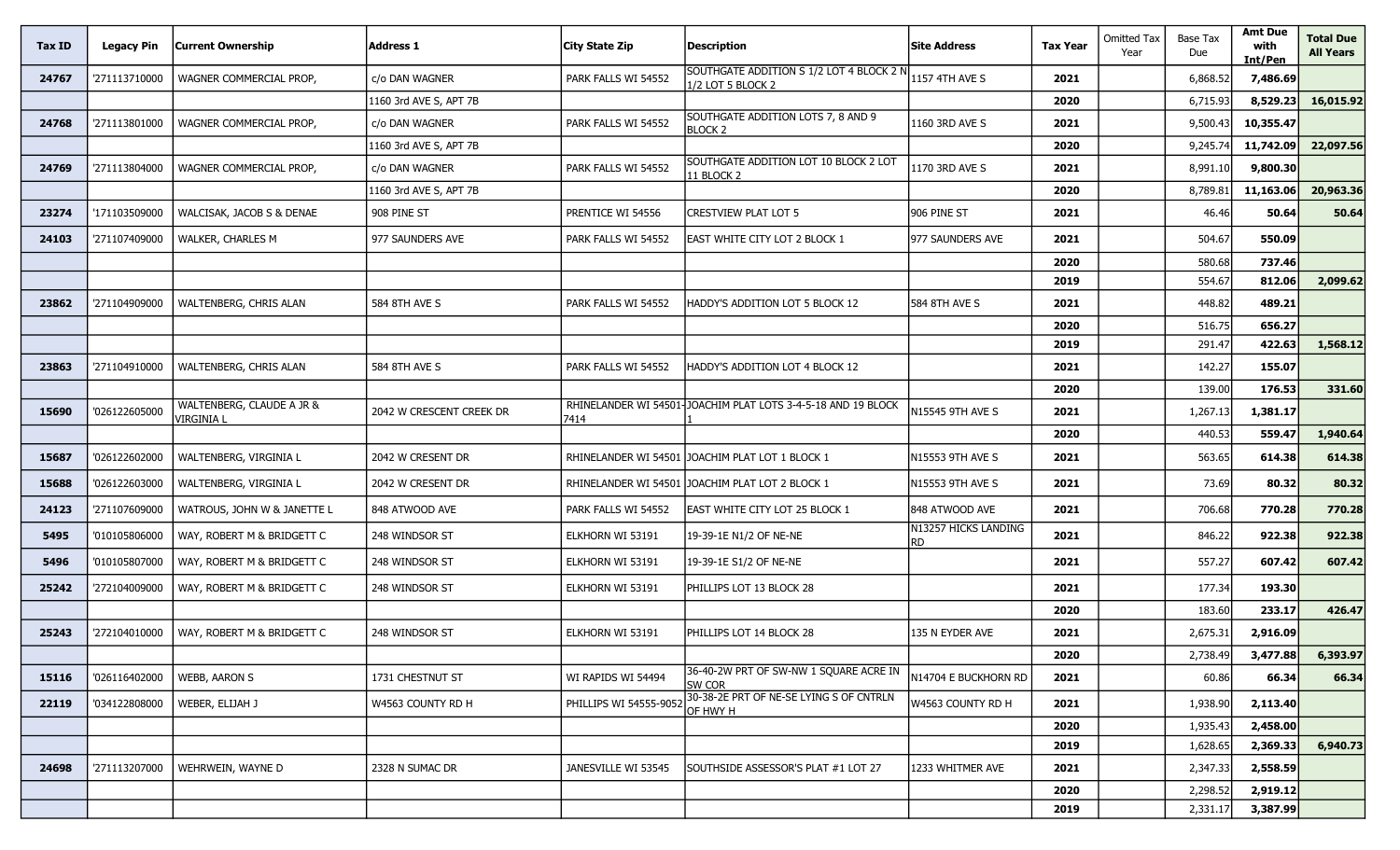| Tax ID | Legacy Pin | Current Ownership | Address 1 | City State Zip | Description | Site Address | Tax Year | Omitted Tax Year | Base Tax Due | Amt Due with Int/Pen | Total Due All Years |
|---|---|---|---|---|---|---|---|---|---|---|---|
| 24767 | '271113710000 | WAGNER COMMERCIAL PROP, | c/o DAN WAGNER | PARK FALLS WI 54552 | SOUTHGATE ADDITION S 1/2 LOT 4 BLOCK 2 N 1/2 LOT 5 BLOCK 2 | 1157 4TH AVE S | 2021 | | 6,868.52 | 7,486.69 | |
| | | | 1160 3rd AVE S, APT 7B | | | | 2020 | | 6,715.93 | 8,529.23 | 16,015.92 |
| 24768 | '271113801000 | WAGNER COMMERCIAL PROP, | c/o DAN WAGNER | PARK FALLS WI 54552 | SOUTHGATE ADDITION LOTS 7, 8 AND 9 BLOCK 2 | 1160 3RD AVE S | 2021 | | 9,500.43 | 10,355.47 | |
| | | | 1160 3rd AVE S, APT 7B | | | | 2020 | | 9,245.74 | 11,742.09 | 22,097.56 |
| 24769 | '271113804000 | WAGNER COMMERCIAL PROP, | c/o DAN WAGNER | PARK FALLS WI 54552 | SOUTHGATE ADDITION LOT 10 BLOCK 2 LOT 11 BLOCK 2 | 1170 3RD AVE S | 2021 | | 8,991.10 | 9,800.30 | |
| | | | 1160 3rd AVE S, APT 7B | | | | 2020 | | 8,789.81 | 11,163.06 | 20,963.36 |
| 23274 | '171103509000 | WALCISAK, JACOB S & DENAE | 908 PINE ST | PRENTICE WI 54556 | CRESTVIEW PLAT LOT 5 | 906 PINE ST | 2021 | | 46.46 | 50.64 | 50.64 |
| 24103 | '271107409000 | WALKER, CHARLES M | 977 SAUNDERS AVE | PARK FALLS WI 54552 | EAST WHITE CITY LOT 2 BLOCK 1 | 977 SAUNDERS AVE | 2021 | | 504.67 | 550.09 | |
| | | | | | | | 2020 | | 580.68 | 737.46 | |
| | | | | | | | 2019 | | 554.67 | 812.06 | 2,099.62 |
| 23862 | '271104909000 | WALTENBERG, CHRIS ALAN | 584 8TH AVE S | PARK FALLS WI 54552 | HADDY'S ADDITION LOT 5 BLOCK 12 | 584 8TH AVE S | 2021 | | 448.82 | 489.21 | |
| | | | | | | | 2020 | | 516.75 | 656.27 | |
| | | | | | | | 2019 | | 291.47 | 422.63 | 1,568.12 |
| 23863 | '271104910000 | WALTENBERG, CHRIS ALAN | 584 8TH AVE S | PARK FALLS WI 54552 | HADDY'S ADDITION LOT 4 BLOCK 12 | | 2021 | | 142.27 | 155.07 | |
| | | | | | | | 2020 | | 139.00 | 176.53 | 331.60 |
| 15690 | '026122605000 | WALTENBERG, CLAUDE A JR & VIRGINIA L | 2042 W CRESCENT CREEK DR | RHINELANDER WI 54501-7414 | JOACHIM PLAT LOTS 3-4-5-18 AND 19 BLOCK 1 | N15545 9TH AVE S | 2021 | | 1,267.13 | 1,381.17 | |
| | | | | | | | 2020 | | 440.53 | 559.47 | 1,940.64 |
| 15687 | '026122602000 | WALTENBERG, VIRGINIA L | 2042 W CRESENT DR | RHINELANDER WI 54501 | JOACHIM PLAT LOT 1 BLOCK 1 | N15553 9TH AVE S | 2021 | | 563.65 | 614.38 | 614.38 |
| 15688 | '026122603000 | WALTENBERG, VIRGINIA L | 2042 W CRESENT DR | RHINELANDER WI 54501 | JOACHIM PLAT LOT 2 BLOCK 1 | N15553 9TH AVE S | 2021 | | 73.69 | 80.32 | 80.32 |
| 24123 | '271107609000 | WATROUS, JOHN W & JANETTE L | 848 ATWOOD AVE | PARK FALLS WI 54552 | EAST WHITE CITY LOT 25 BLOCK 1 | 848 ATWOOD AVE | 2021 | | 706.68 | 770.28 | 770.28 |
| 5495 | '010105806000 | WAY, ROBERT M & BRIDGETT C | 248 WINDSOR ST | ELKHORN WI 53191 | 19-39-1E N1/2 OF NE-NE | N13257 HICKS LANDING RD | 2021 | | 846.22 | 922.38 | 922.38 |
| 5496 | '010105807000 | WAY, ROBERT M & BRIDGETT C | 248 WINDSOR ST | ELKHORN WI 53191 | 19-39-1E S1/2 OF NE-NE | | 2021 | | 557.27 | 607.42 | 607.42 |
| 25242 | '272104009000 | WAY, ROBERT M & BRIDGETT C | 248 WINDSOR ST | ELKHORN WI 53191 | PHILLIPS LOT 13 BLOCK 28 | | 2021 | | 177.34 | 193.30 | |
| | | | | | | | 2020 | | 183.60 | 233.17 | 426.47 |
| 25243 | '272104010000 | WAY, ROBERT M & BRIDGETT C | 248 WINDSOR ST | ELKHORN WI 53191 | PHILLIPS LOT 14 BLOCK 28 | 135 N EYDER AVE | 2021 | | 2,675.31 | 2,916.09 | |
| | | | | | | | 2020 | | 2,738.49 | 3,477.88 | 6,393.97 |
| 15116 | '026116402000 | WEBB, AARON S | 1731 CHESTNUT ST | WI RAPIDS WI 54494 | 36-40-2W PRT OF SW-NW 1 SQUARE ACRE IN SW COR | N14704 E BUCKHORN RD | 2021 | | 60.86 | 66.34 | 66.34 |
| 22119 | '034122808000 | WEBER, ELIJAH J | W4563 COUNTY RD H | PHILLIPS WI 54555-9052 | 30-38-2E PRT OF NE-SE LYING S OF CNTRLN OF HWY H | W4563 COUNTY RD H | 2021 | | 1,938.90 | 2,113.40 | |
| | | | | | | | 2020 | | 1,935.43 | 2,458.00 | |
| | | | | | | | 2019 | | 1,628.65 | 2,369.33 | 6,940.73 |
| 24698 | '271113207000 | WEHRWEIN, WAYNE D | 2328 N SUMAC DR | JANESVILLE WI 53545 | SOUTHSIDE ASSESSOR'S PLAT #1 LOT 27 | 1233 WHITMER AVE | 2021 | | 2,347.33 | 2,558.59 | |
| | | | | | | | 2020 | | 2,298.52 | 2,919.12 | |
| | | | | | | | 2019 | | 2,331.17 | 3,387.99 | |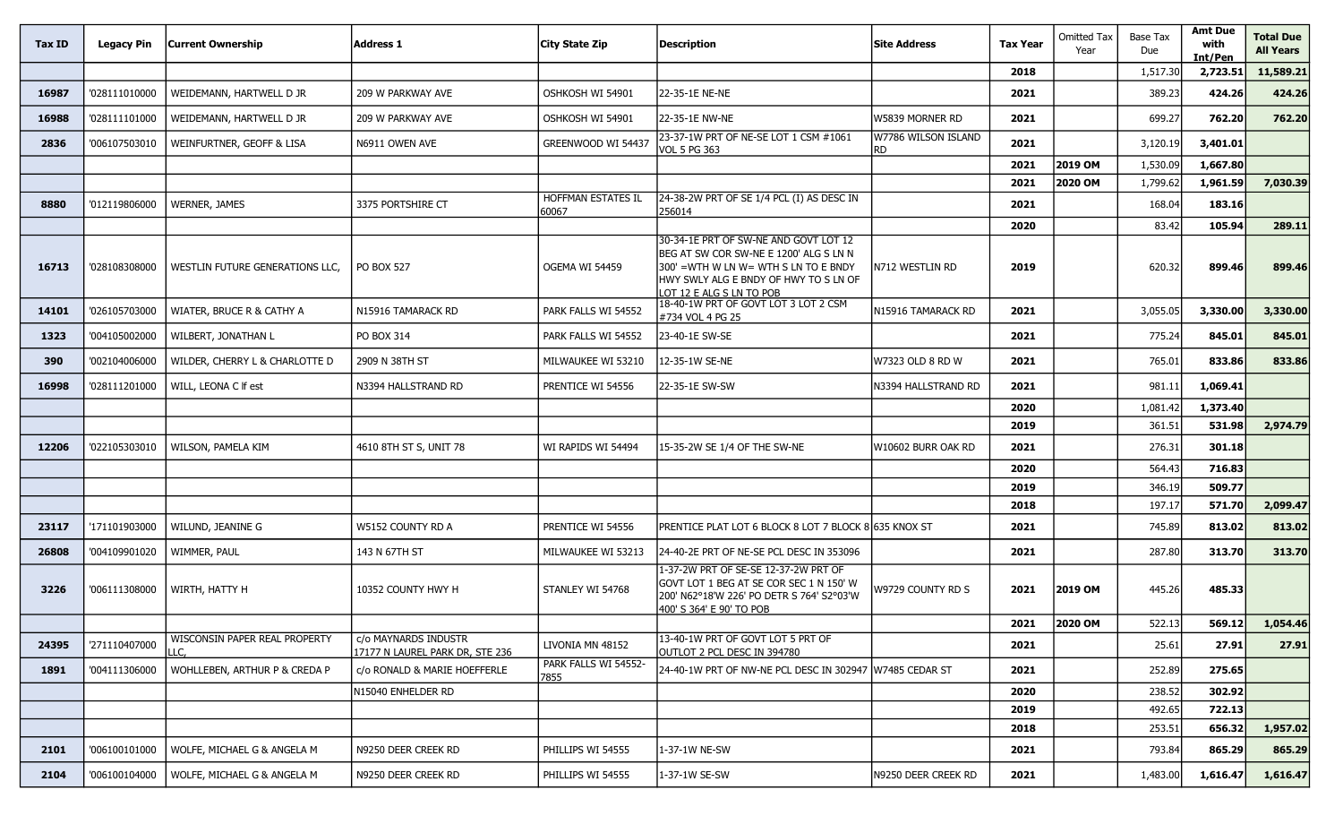| Tax ID | Legacy Pin | Current Ownership | Address 1 | City State Zip | Description | Site Address | Tax Year | Omitted Tax Year | Base Tax Due | Amt Due with Int/Pen | Total Due All Years |
|---|---|---|---|---|---|---|---|---|---|---|---|
| | | | | | | | 2018 | | 1,517.30 | 2,723.51 | 11,589.21 |
| 16987 | '028111010000 | WEIDEMANN, HARTWELL D JR | 209 W PARKWAY AVE | OSHKOSH WI 54901 | 22-35-1E NE-NE | | 2021 | | 389.23 | 424.26 | 424.26 |
| 16988 | '028111101000 | WEIDEMANN, HARTWELL D JR | 209 W PARKWAY AVE | OSHKOSH WI 54901 | 22-35-1E NW-NE | W5839 MORNER RD | 2021 | | 699.27 | 762.20 | 762.20 |
| 2836 | '006107503010 | WEINFURTNER, GEOFF & LISA | N6911 OWEN AVE | GREENWOOD WI 54437 | 23-37-1W PRT OF NE-SE LOT 1 CSM #1061 VOL 5 PG 363 | W7786 WILSON ISLAND RD | 2021 | | 3,120.19 | 3,401.01 | |
| | | | | | | | 2021 | 2019 OM | 1,530.09 | 1,667.80 | |
| | | | | | | | 2021 | 2020 OM | 1,799.62 | 1,961.59 | 7,030.39 |
| 8880 | '012119806000 | WERNER, JAMES | 3375 PORTSHIRE CT | HOFFMAN ESTATES IL 60067 | 24-38-2W PRT OF SE 1/4 PCL (I) AS DESC IN 256014 | | 2021 | | 168.04 | 183.16 | |
| | | | | | | | 2020 | | 83.42 | 105.94 | 289.11 |
| 16713 | '028108308000 | WESTLIN FUTURE GENERATIONS LLC, | PO BOX 527 | OGEMA WI 54459 | 30-34-1E PRT OF SW-NE AND GOVT LOT 12 BEG AT SW COR SW-NE E 1200' ALG S LN N 300' =WTH W LN W= WTH S LN TO E BNDY HWY SWLY ALG E BNDY OF HWY TO S LN OF LOT 12 E ALG S LN TO POB | N712 WESTLIN RD | 2019 | | 620.32 | 899.46 | 899.46 |
| 14101 | '026105703000 | WIATER, BRUCE R & CATHY A | N15916 TAMARACK RD | PARK FALLS WI 54552 | 18-40-1W PRT OF GOVT LOT 3 LOT 2 CSM #734 VOL 4 PG 25 | N15916 TAMARACK RD | 2021 | | 3,055.05 | 3,330.00 | 3,330.00 |
| 1323 | '004105002000 | WILBERT, JONATHAN L | PO BOX 314 | PARK FALLS WI 54552 | 23-40-1E SW-SE | | 2021 | | 775.24 | 845.01 | 845.01 |
| 390 | '002104006000 | WILDER, CHERRY L & CHARLOTTE D | 2909 N 38TH ST | MILWAUKEE WI 53210 | 12-35-1W SE-NE | W7323 OLD 8 RD W | 2021 | | 765.01 | 833.86 | 833.86 |
| 16998 | '028111201000 | WILL, LEONA C lf est | N3394 HALLSTRAND RD | PRENTICE WI 54556 | 22-35-1E SW-SW | N3394 HALLSTRAND RD | 2021 | | 981.11 | 1,069.41 | |
| | | | | | | | 2020 | | 1,081.42 | 1,373.40 | |
| | | | | | | | 2019 | | 361.51 | 531.98 | 2,974.79 |
| 12206 | '022105303010 | WILSON, PAMELA KIM | 4610 8TH ST S, UNIT 78 | WI RAPIDS WI 54494 | 15-35-2W SE 1/4 OF THE SW-NE | W10602 BURR OAK RD | 2021 | | 276.31 | 301.18 | |
| | | | | | | | 2020 | | 564.43 | 716.83 | |
| | | | | | | | 2019 | | 346.19 | 509.77 | |
| | | | | | | | 2018 | | 197.17 | 571.70 | 2,099.47 |
| 23117 | '171101903000 | WILUND, JEANINE G | W5152 COUNTY RD A | PRENTICE WI 54556 | PRENTICE PLAT LOT 6 BLOCK 8 LOT 7 BLOCK 8 | 635 KNOX ST | 2021 | | 745.89 | 813.02 | 813.02 |
| 26808 | '004109901020 | WIMMER, PAUL | 143 N 67TH ST | MILWAUKEE WI 53213 | 24-40-2E PRT OF NE-SE PCL DESC IN 353096 | | 2021 | | 287.80 | 313.70 | 313.70 |
| 3226 | '006111308000 | WIRTH, HATTY H | 10352 COUNTY HWY H | STANLEY WI 54768 | 1-37-2W PRT OF SE-SE 12-37-2W PRT OF GOVT LOT 1 BEG AT SE COR SEC 1 N 150' W 200' N62°18'W 226' PO DETR S 764' S2°03'W 400' S 364' E 90' TO POB | W9729 COUNTY RD S | 2021 | 2019 OM | 445.26 | 485.33 | |
| | | | | | | | 2021 | 2020 OM | 522.13 | 569.12 | 1,054.46 |
| 24395 | '271110407000 | WISCONSIN PAPER REAL PROPERTY LLC, | c/o MAYNARDS INDUSTR 17177 N LAUREL PARK DR, STE 236 | LIVONIA MN 48152 | 13-40-1W PRT OF GOVT LOT 5 PRT OF OUTLOT 2 PCL DESC IN 394780 | | 2021 | | 25.61 | 27.91 | 27.91 |
| 1891 | '004111306000 | WOHLLEBEN, ARTHUR P & CREDA P | c/o RONALD & MARIE HOEFFERLE | PARK FALLS WI 54552-7855 | 24-40-1W PRT OF NW-NE PCL DESC IN 302947 | W7485 CEDAR ST | 2021 | | 252.89 | 275.65 | |
| | | | N15040 ENHELDER RD | | | | 2020 | | 238.52 | 302.92 | |
| | | | | | | | 2019 | | 492.65 | 722.13 | |
| | | | | | | | 2018 | | 253.51 | 656.32 | 1,957.02 |
| 2101 | '006100101000 | WOLFE, MICHAEL G & ANGELA M | N9250 DEER CREEK RD | PHILLIPS WI 54555 | 1-37-1W NE-SW | | 2021 | | 793.84 | 865.29 | 865.29 |
| 2104 | '006100104000 | WOLFE, MICHAEL G & ANGELA M | N9250 DEER CREEK RD | PHILLIPS WI 54555 | 1-37-1W SE-SW | N9250 DEER CREEK RD | 2021 | | 1,483.00 | 1,616.47 | 1,616.47 |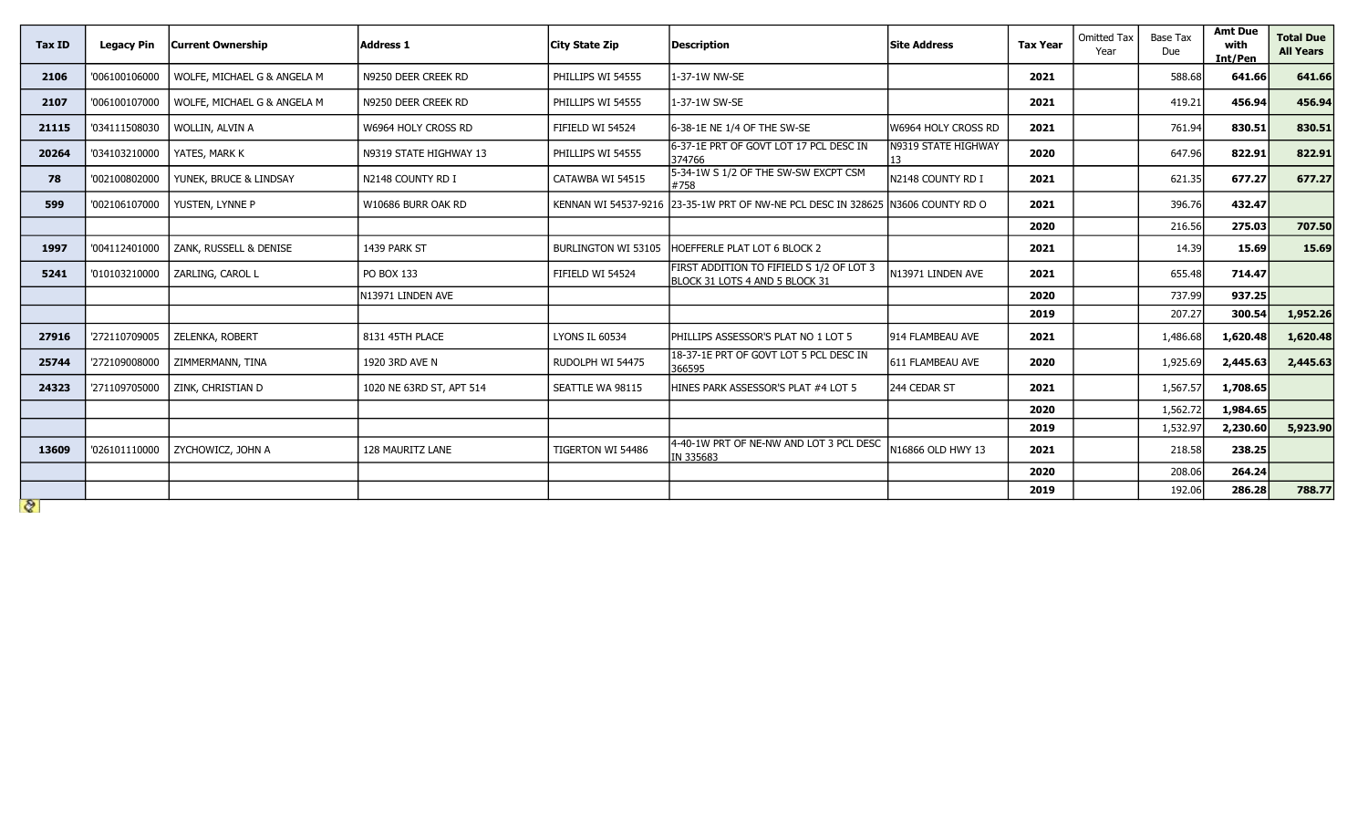| Tax ID | Legacy Pin | Current Ownership | Address 1 | City State Zip | Description | Site Address | Tax Year | Omitted Tax Year | Base Tax Due | Amt Due with Int/Pen | Total Due All Years |
|---|---|---|---|---|---|---|---|---|---|---|---|
| 2106 | '006100106000 | WOLFE, MICHAEL G & ANGELA M | N9250 DEER CREEK RD | PHILLIPS WI 54555 | 1-37-1W NW-SE | | 2021 | | 588.68 | 641.66 | 641.66 |
| 2107 | '006100107000 | WOLFE, MICHAEL G & ANGELA M | N9250 DEER CREEK RD | PHILLIPS WI 54555 | 1-37-1W SW-SE | | 2021 | | 419.21 | 456.94 | 456.94 |
| 21115 | '034111508030 | WOLLIN, ALVIN A | W6964 HOLY CROSS RD | FIFIELD WI 54524 | 6-38-1E NE 1/4 OF THE SW-SE | W6964 HOLY CROSS RD | 2021 | | 761.94 | 830.51 | 830.51 |
| 20264 | '034103210000 | YATES, MARK K | N9319 STATE HIGHWAY 13 | PHILLIPS WI 54555 | 6-37-1E PRT OF GOVT LOT 17 PCL DESC IN 374766 | N9319 STATE HIGHWAY 13 | 2020 | | 647.96 | 822.91 | 822.91 |
| 78 | '002100802000 | YUNEK, BRUCE & LINDSAY | N2148 COUNTY RD I | CATAWBA WI 54515 | 5-34-1W S 1/2 OF THE SW-SW EXCPT CSM #758 | N2148 COUNTY RD I | 2021 | | 621.35 | 677.27 | 677.27 |
| 599 | '002106107000 | YUSTEN, LYNNE P | W10686 BURR OAK RD | KENNAN WI 54537-9216 | 23-35-1W PRT OF NW-NE PCL DESC IN 328625 | N3606 COUNTY RD O | 2021 | | 396.76 | 432.47 | |
| | | | | | | | 2020 | | 216.56 | 275.03 | 707.50 |
| 1997 | '004112401000 | ZANK, RUSSELL & DENISE | 1439 PARK ST | BURLINGTON WI 53105 | HOEFFERLE PLAT LOT 6 BLOCK 2 | | 2021 | | 14.39 | 15.69 | 15.69 |
| 5241 | '010103210000 | ZARLING, CAROL L | PO BOX 133 | FIFIELD WI 54524 | FIRST ADDITION TO FIFIELD S 1/2 OF LOT 3 BLOCK 31 LOTS 4 AND 5 BLOCK 31 | N13971 LINDEN AVE | 2021 | | 655.48 | 714.47 | |
| | | | N13971 LINDEN AVE | | | | 2020 | | 737.99 | 937.25 | |
| | | | | | | | 2019 | | 207.27 | 300.54 | 1,952.26 |
| 27916 | '272110709005 | ZELENKA, ROBERT | 8131 45TH PLACE | LYONS IL 60534 | PHILLIPS ASSESSOR'S PLAT NO 1 LOT 5 | 914 FLAMBEAU AVE | 2021 | | 1,486.68 | 1,620.48 | 1,620.48 |
| 25744 | '272109008000 | ZIMMERMANN, TINA | 1920 3RD AVE N | RUDOLPH WI 54475 | 18-37-1E PRT OF GOVT LOT 5 PCL DESC IN 366595 | 611 FLAMBEAU AVE | 2020 | | 1,925.69 | 2,445.63 | 2,445.63 |
| 24323 | '271109705000 | ZINK, CHRISTIAN D | 1020 NE 63RD ST, APT 514 | SEATTLE WA 98115 | HINES PARK ASSESSOR'S PLAT #4 LOT 5 | 244 CEDAR ST | 2021 | | 1,567.57 | 1,708.65 | |
| | | | | | | | 2020 | | 1,562.72 | 1,984.65 | |
| | | | | | | | 2019 | | 1,532.97 | 2,230.60 | 5,923.90 |
| 13609 | '026101110000 | ZYCHOWICZ, JOHN A | 128 MAURITZ LANE | TIGERTON WI 54486 | 4-40-1W PRT OF NE-NW AND LOT 3 PCL DESC IN 335683 | N16866 OLD HWY 13 | 2021 | | 218.58 | 238.25 | |
| | | | | | | | 2020 | | 208.06 | 264.24 | |
| | | | | | | | 2019 | | 192.06 | 286.28 | 788.77 |